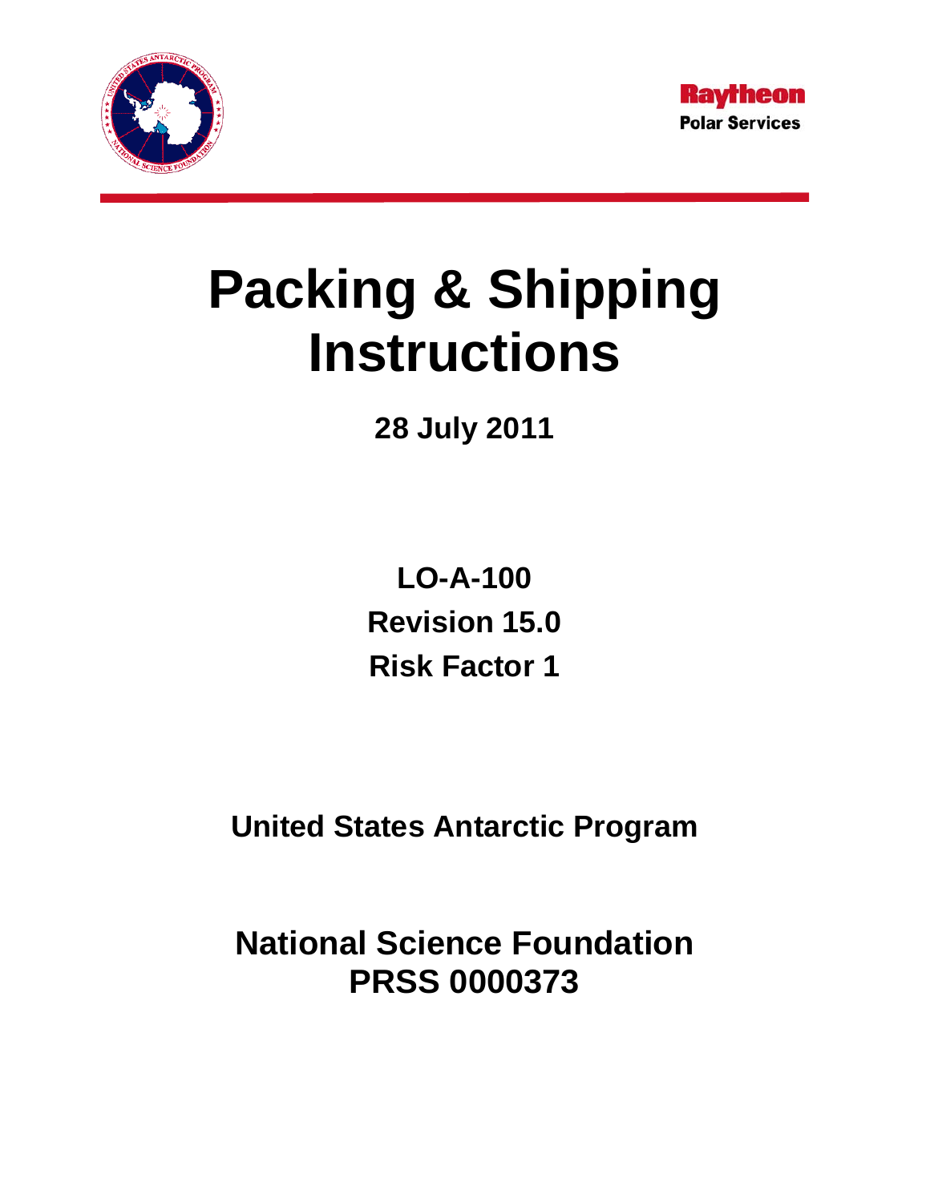Raytheon
Polar Services

# Packing & Shipping Instructions

**28 July 2011**

**LO-A-100**
**Revision 15.0**
**Risk Factor 1**

**United States Antarctic Program**

**National Science Foundation**
**PRSS 0000373**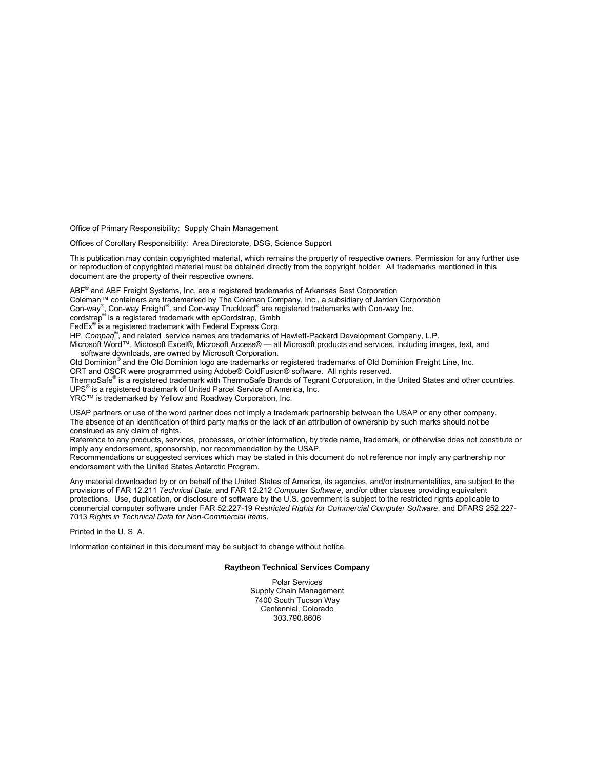Office of Primary Responsibility: Supply Chain Management

Offices of Corollary Responsibility: Area Directorate, DSG, Science Support

This publication may contain copyrighted material, which remains the property of respective owners. Permission for any further use or reproduction of copyrighted material must be obtained directly from the copyright holder. All trademarks mentioned in this document are the property of their respective owners.

ABF® and ABF Freight Systems, Inc. are a registered trademarks of Arkansas Best Corporation
Coleman™ containers are trademarked by The Coleman Company, Inc., a subsidiary of Jarden Corporation
Con-way®, Con-way Freight®, and Con-way Truckload® are registered trademarks with Con-way Inc.
cordstrap® is a registered trademark with epCordstrap, Gmbh
FedEx® is a registered trademark with Federal Express Corp.
HP, *Compaq*®, and related service names are trademarks of Hewlett-Packard Development Company, L.P.
Microsoft Word™, Microsoft Excel®, Microsoft Access® — all Microsoft products and services, including images, text, and software downloads, are owned by Microsoft Corporation.
Old Dominion® and the Old Dominion logo are trademarks or registered trademarks of Old Dominion Freight Line, Inc.
ORT and OSCR were programmed using Adobe® ColdFusion® software. All rights reserved.
ThermoSafe® is a registered trademark with ThermoSafe Brands of Tegrant Corporation, in the United States and other countries.
UPS® is a registered trademark of United Parcel Service of America, Inc.
YRC™ is trademarked by Yellow and Roadway Corporation, Inc.

USAP partners or use of the word partner does not imply a trademark partnership between the USAP or any other company.
The absence of an identification of third party marks or the lack of an attribution of ownership by such marks should not be construed as any claim of rights.
Reference to any products, services, processes, or other information, by trade name, trademark, or otherwise does not constitute or imply any endorsement, sponsorship, nor recommendation by the USAP.
Recommendations or suggested services which may be stated in this document do not reference nor imply any partnership nor endorsement with the United States Antarctic Program.

Any material downloaded by or on behalf of the United States of America, its agencies, and/or instrumentalities, are subject to the provisions of FAR 12.211 *Technical Data*, and FAR 12.212 *Computer Software*, and/or other clauses providing equivalent protections. Use, duplication, or disclosure of software by the U.S. government is subject to the restricted rights applicable to commercial computer software under FAR 52.227-19 *Restricted Rights for Commercial Computer Software*, and DFARS 252.227-7013 *Rights in Technical Data for Non-Commercial Items*.

Printed in the U. S. A.

Information contained in this document may be subject to change without notice.

**Raytheon Technical Services Company**

Polar Services
Supply Chain Management
7400 South Tucson Way
Centennial, Colorado
303.790.8606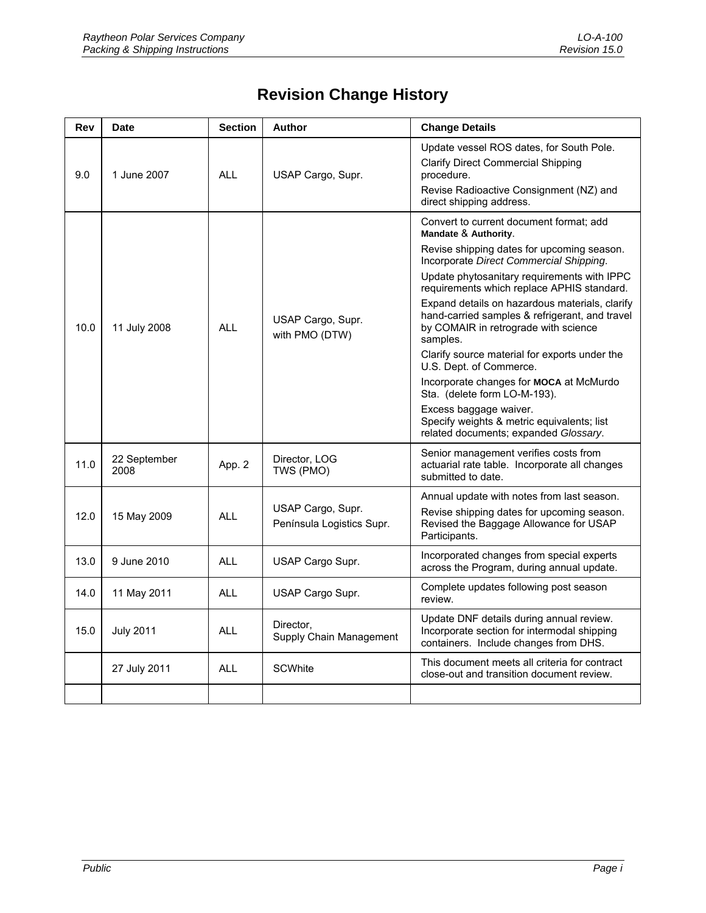# Revision Change History

| Rev | Date | Section | Author | Change Details |
|---|---|---|---|---|
| 9.0 | 1 June 2007 | ALL | USAP Cargo, Supr. | Update vessel ROS dates, for South Pole.<br>Clarify Direct Commercial Shipping procedure.<br>Revise Radioactive Consignment (NZ) and direct shipping address. |
| 10.0 | 11 July 2008 | ALL | USAP Cargo, Supr.<br>with PMO (DTW) | Convert to current document format; add **Mandate** & **Authority**.<br>Revise shipping dates for upcoming season. Incorporate *Direct Commercial Shipping*.<br>Update phytosanitary requirements with IPPC requirements which replace APHIS standard.<br>Expand details on hazardous materials, clarify hand-carried samples & refrigerant, and travel by COMAIR in retrograde with science samples.<br>Clarify source material for exports under the U.S. Dept. of Commerce.<br>Incorporate changes for **MOCA** at McMurdo Sta. (delete form LO-M-193).<br>Excess baggage waiver.<br>Specify weights & metric equivalents; list related documents; expanded *Glossary*. |
| 11.0 | 22 September 2008 | App. 2 | Director, LOG<br>TWS (PMO) | Senior management verifies costs from actuarial rate table. Incorporate all changes submitted to date. |
| 12.0 | 15 May 2009 | ALL | USAP Cargo, Supr.<br>Península Logistics Supr. | Annual update with notes from last season.<br>Revise shipping dates for upcoming season. Revised the Baggage Allowance for USAP Participants. |
| 13.0 | 9 June 2010 | ALL | USAP Cargo Supr. | Incorporated changes from special experts across the Program, during annual update. |
| 14.0 | 11 May 2011 | ALL | USAP Cargo Supr. | Complete updates following post season review. |
| 15.0 | July 2011 | ALL | Director,<br>Supply Chain Management | Update DNF details during annual review. Incorporate section for intermodal shipping containers. Include changes from DHS. |
| | 27 July 2011 | ALL | SCWhite | This document meets all criteria for contract close-out and transition document review. |
| | | | | |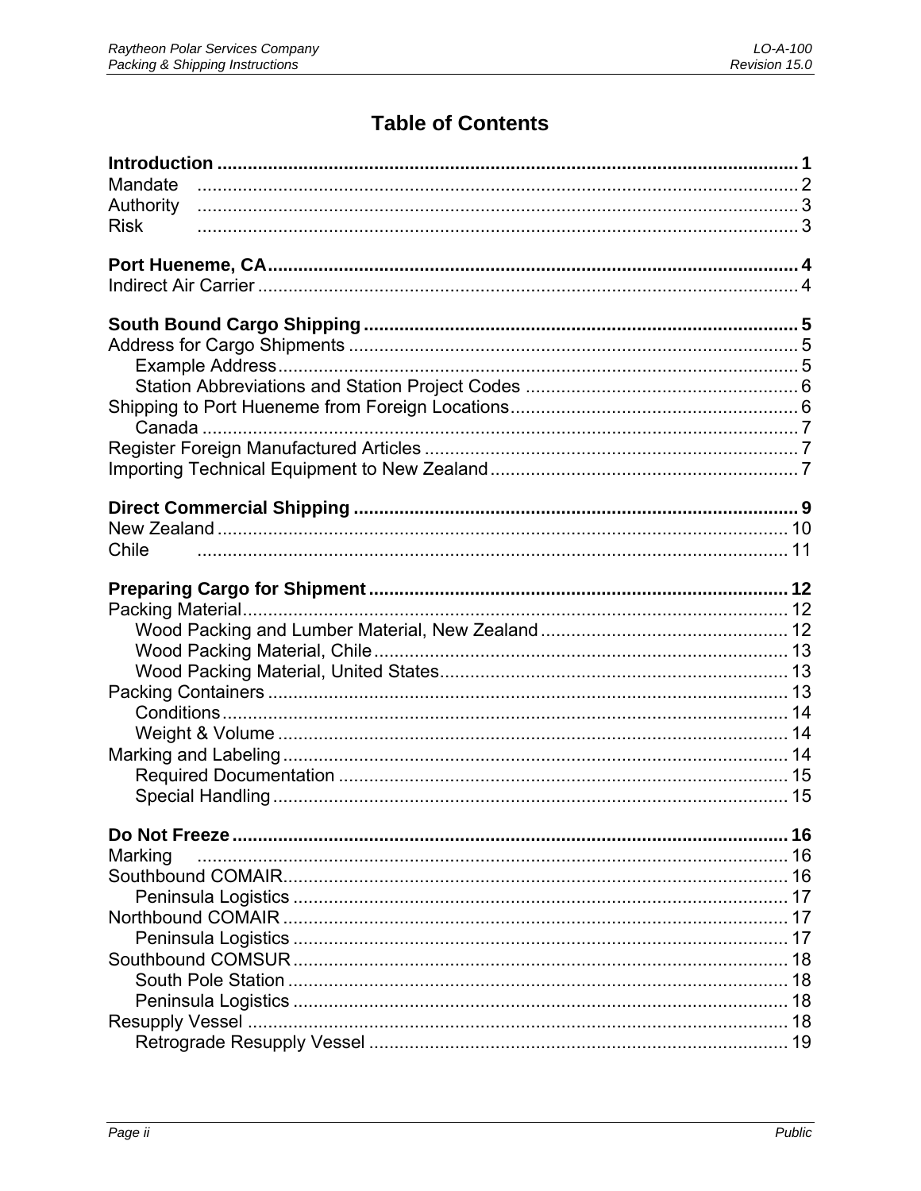# Table of Contents

**Introduction** .................................................. **1**
Mandate .................................................. 2
Authority .................................................. 3
Risk .................................................. 3

**Port Hueneme, CA** .................................................. **4**
Indirect Air Carrier .................................................. 4

**South Bound Cargo Shipping** .................................................. **5**
Address for Cargo Shipments .................................................. 5
- Example Address .................................................. 5
- Station Abbreviations and Station Project Codes .................................................. 6

Shipping to Port Hueneme from Foreign Locations .................................................. 6
- Canada .................................................. 7

Register Foreign Manufactured Articles .................................................. 7
Importing Technical Equipment to New Zealand .................................................. 7

**Direct Commercial Shipping** .................................................. **9**
New Zealand .................................................. 10
Chile .................................................. 11

**Preparing Cargo for Shipment** .................................................. **12**
Packing Material .................................................. 12
- Wood Packing and Lumber Material, New Zealand .................................................. 12
- Wood Packing Material, Chile .................................................. 13
- Wood Packing Material, United States .................................................. 13

Packing Containers .................................................. 13
- Conditions .................................................. 14
- Weight & Volume .................................................. 14

Marking and Labeling .................................................. 14
- Required Documentation .................................................. 15
- Special Handling .................................................. 15

**Do Not Freeze** .................................................. **16**
Marking .................................................. 16
Southbound COMAIR .................................................. 16
- Peninsula Logistics .................................................. 17

Northbound COMAIR .................................................. 17
- Peninsula Logistics .................................................. 17

Southbound COMSUR .................................................. 18
- South Pole Station .................................................. 18
- Peninsula Logistics .................................................. 18

Resupply Vessel .................................................. 18
- Retrograde Resupply Vessel .................................................. 19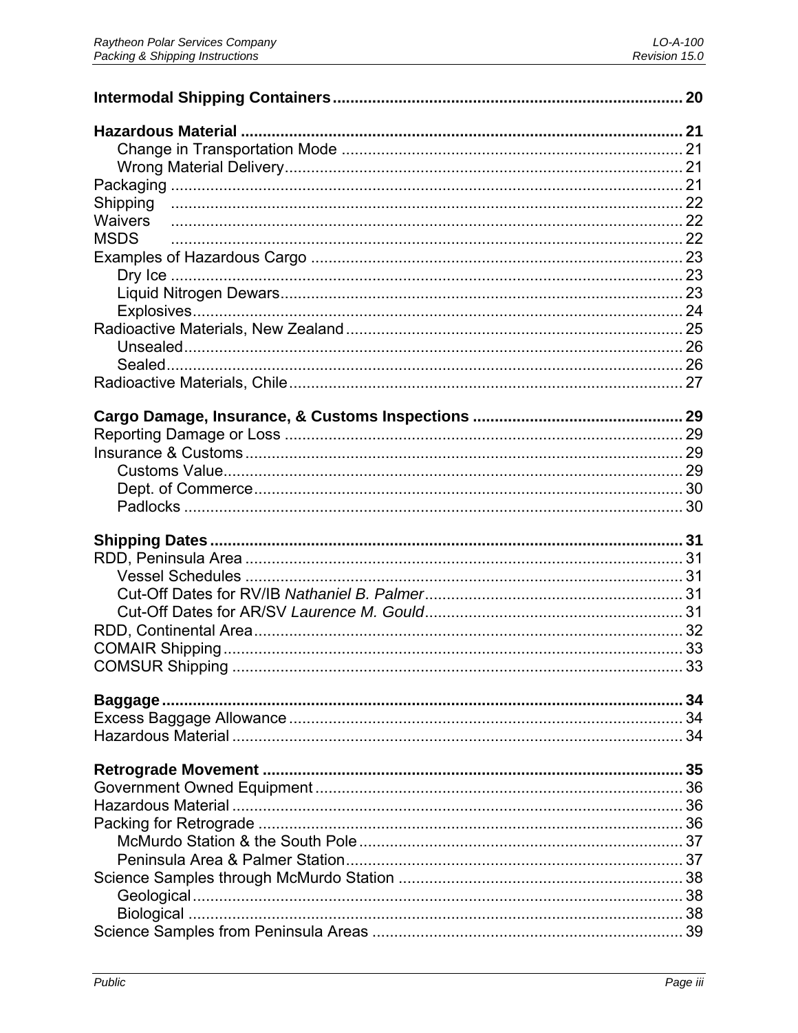**Intermodal Shipping Containers** .................................................................................. 20

**Hazardous Material** ...................................................................................................... 21
    Change in Transportation Mode .............................................................................. 21
    Wrong Material Delivery........................................................................................... 21
Packaging ...................................................................................................................... 21
Shipping ....................................................................................................................... 22
Waivers ........................................................................................................................ 22
MSDS .......................................................................................................................... 22
Examples of Hazardous Cargo ..................................................................................... 23
    Dry Ice ..................................................................................................................... 23
    Liquid Nitrogen Dewars............................................................................................ 23
    Explosives................................................................................................................ 24
Radioactive Materials, New Zealand ............................................................................. 25
    Unsealed.................................................................................................................. 26
    Sealed...................................................................................................................... 26
Radioactive Materials, Chile.......................................................................................... 27

**Cargo Damage, Insurance, & Customs Inspections** ................................................ 29
Reporting Damage or Loss ........................................................................................... 29
Insurance & Customs.................................................................................................... 29
    Customs Value......................................................................................................... 29
    Dept. of Commerce.................................................................................................. 30
    Padlocks .................................................................................................................. 30

**Shipping Dates** ............................................................................................................. 31
RDD, Peninsula Area .................................................................................................... 31
    Vessel Schedules .................................................................................................... 31
    Cut-Off Dates for RV/IB *Nathaniel B. Palmer*........................................................... 31
    Cut-Off Dates for AR/SV *Laurence M. Gould*........................................................... 31
RDD, Continental Area.................................................................................................. 32
COMAIR Shipping......................................................................................................... 33
COMSUR Shipping ....................................................................................................... 33

**Baggage**........................................................................................................................ 34
Excess Baggage Allowance.......................................................................................... 34
Hazardous Material ....................................................................................................... 34

**Retrograde Movement** ................................................................................................. 35
Government Owned Equipment.................................................................................... 36
Hazardous Material ....................................................................................................... 36
Packing for Retrograde ................................................................................................. 36
    McMurdo Station & the South Pole.......................................................................... 37
    Peninsula Area & Palmer Station............................................................................. 37
Science Samples through McMurdo Station ................................................................. 38
    Geological................................................................................................................ 38
    Biological ................................................................................................................. 38
Science Samples from Peninsula Areas ....................................................................... 39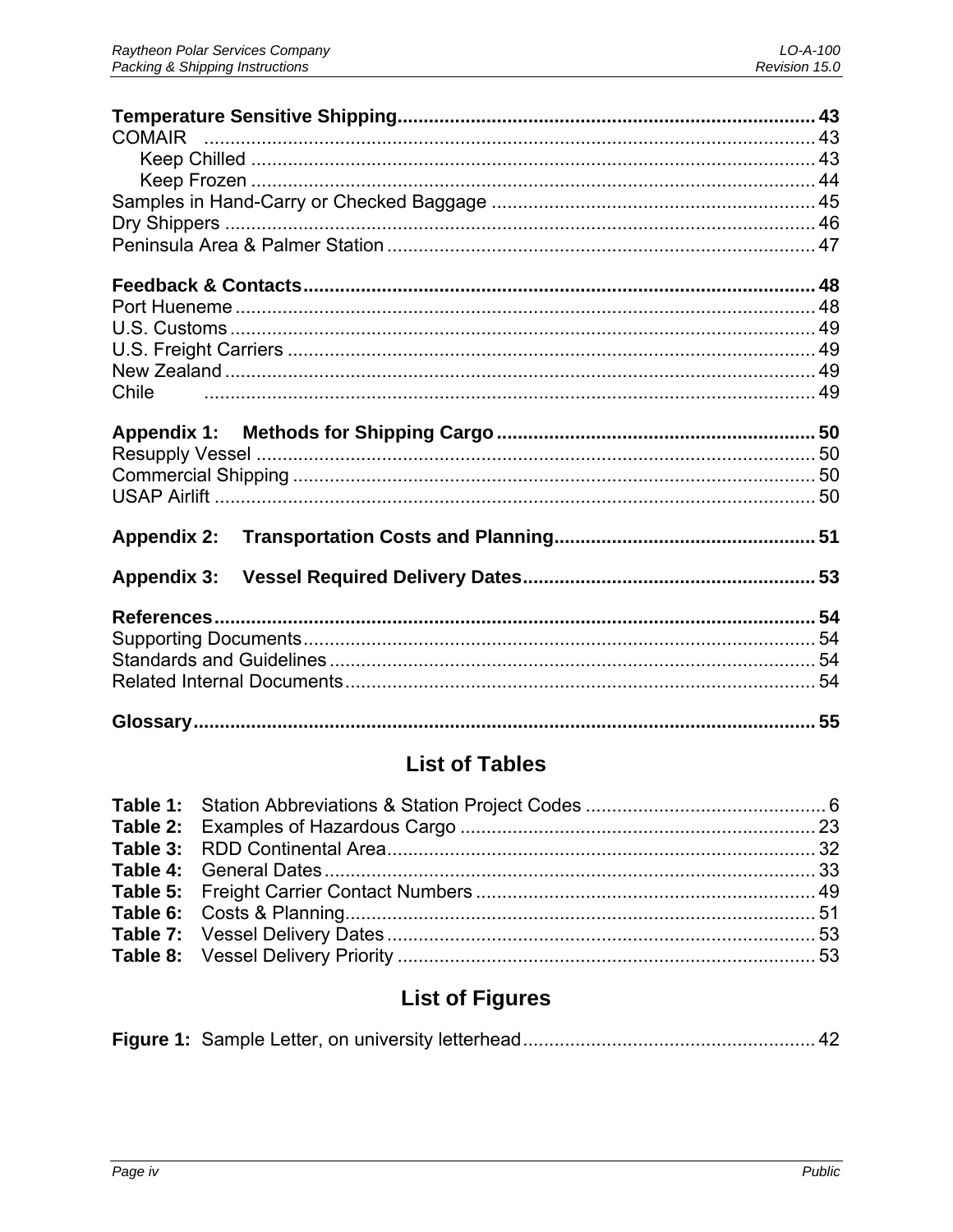**Temperature Sensitive Shipping** ... 43
COMAIR ... 43
  Keep Chilled ... 43
  Keep Frozen ... 44
Samples in Hand-Carry or Checked Baggage ... 45
Dry Shippers ... 46
Peninsula Area & Palmer Station ... 47

**Feedback & Contacts** ... 48
Port Hueneme ... 48
U.S. Customs ... 49
U.S. Freight Carriers ... 49
New Zealand ... 49
Chile ... 49

**Appendix 1: Methods for Shipping Cargo** ... 50
Resupply Vessel ... 50
Commercial Shipping ... 50
USAP Airlift ... 50

**Appendix 2: Transportation Costs and Planning** ... 51

**Appendix 3: Vessel Required Delivery Dates** ... 53

**References** ... 54
Supporting Documents ... 54
Standards and Guidelines ... 54
Related Internal Documents ... 54

**Glossary** ... 55

## List of Tables

**Table 1:** Station Abbreviations & Station Project Codes ... 6
**Table 2:** Examples of Hazardous Cargo ... 23
**Table 3:** RDD Continental Area ... 32
**Table 4:** General Dates ... 33
**Table 5:** Freight Carrier Contact Numbers ... 49
**Table 6:** Costs & Planning ... 51
**Table 7:** Vessel Delivery Dates ... 53
**Table 8:** Vessel Delivery Priority ... 53

## List of Figures

**Figure 1:** Sample Letter, on university letterhead ... 42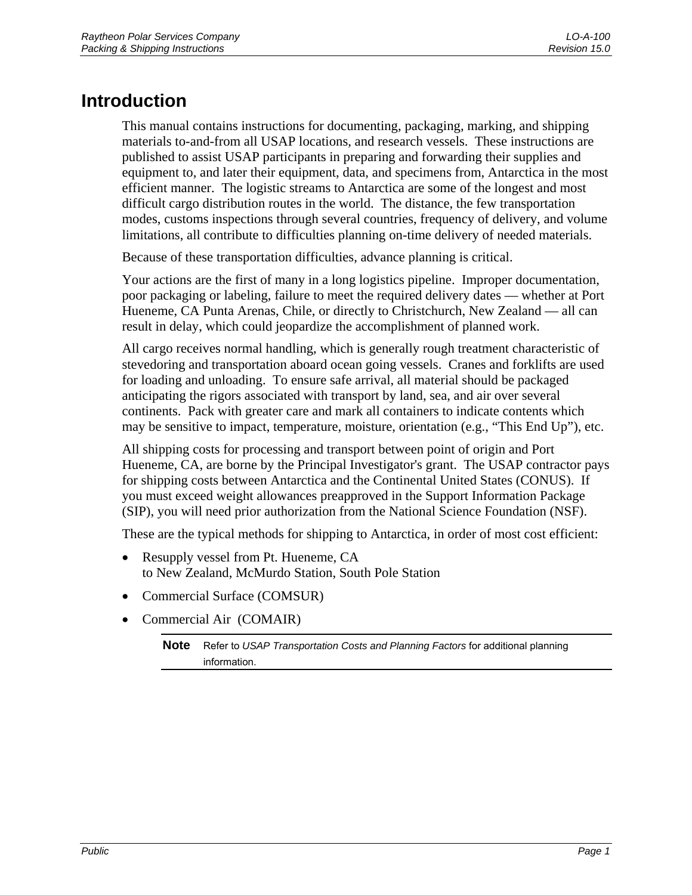# Introduction

This manual contains instructions for documenting, packaging, marking, and shipping materials to-and-from all USAP locations, and research vessels. These instructions are published to assist USAP participants in preparing and forwarding their supplies and equipment to, and later their equipment, data, and specimens from, Antarctica in the most efficient manner. The logistic streams to Antarctica are some of the longest and most difficult cargo distribution routes in the world. The distance, the few transportation modes, customs inspections through several countries, frequency of delivery, and volume limitations, all contribute to difficulties planning on-time delivery of needed materials.

Because of these transportation difficulties, advance planning is critical.

Your actions are the first of many in a long logistics pipeline. Improper documentation, poor packaging or labeling, failure to meet the required delivery dates — whether at Port Hueneme, CA Punta Arenas, Chile, or directly to Christchurch, New Zealand — all can result in delay, which could jeopardize the accomplishment of planned work.

All cargo receives normal handling, which is generally rough treatment characteristic of stevedoring and transportation aboard ocean going vessels. Cranes and forklifts are used for loading and unloading. To ensure safe arrival, all material should be packaged anticipating the rigors associated with transport by land, sea, and air over several continents. Pack with greater care and mark all containers to indicate contents which may be sensitive to impact, temperature, moisture, orientation (e.g., "This End Up"), etc.

All shipping costs for processing and transport between point of origin and Port Hueneme, CA, are borne by the Principal Investigator's grant. The USAP contractor pays for shipping costs between Antarctica and the Continental United States (CONUS). If you must exceed weight allowances preapproved in the Support Information Package (SIP), you will need prior authorization from the National Science Foundation (NSF).

These are the typical methods for shipping to Antarctica, in order of most cost efficient:

- Resupply vessel from Pt. Hueneme, CA
  to New Zealand, McMurdo Station, South Pole Station
- Commercial Surface (COMSUR)
- Commercial Air (COMAIR)

**Note** Refer to *USAP Transportation Costs and Planning Factors* for additional planning information.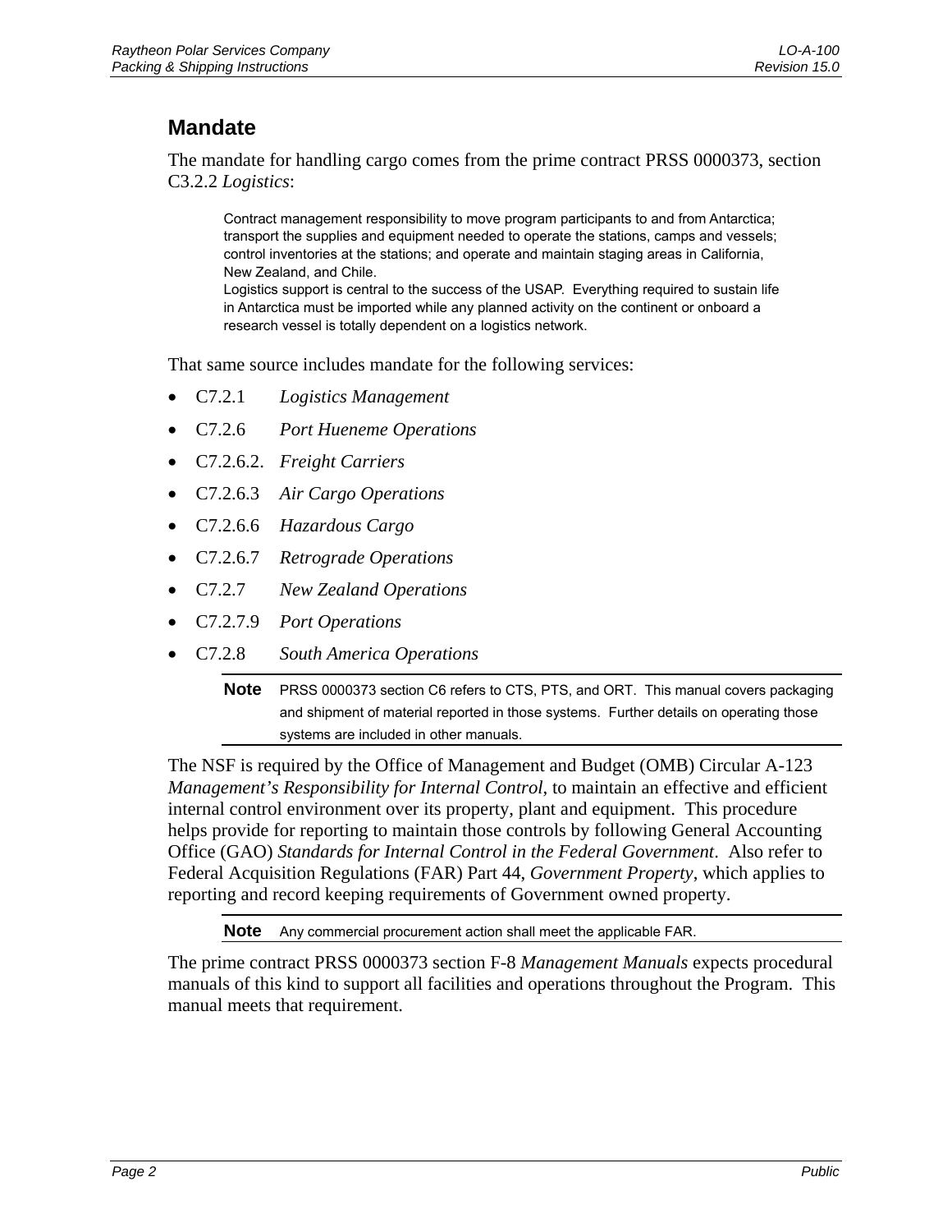## Mandate

The mandate for handling cargo comes from the prime contract PRSS 0000373, section C3.2.2 *Logistics*:

> Contract management responsibility to move program participants to and from Antarctica; transport the supplies and equipment needed to operate the stations, camps and vessels; control inventories at the stations; and operate and maintain staging areas in California, New Zealand, and Chile.
> Logistics support is central to the success of the USAP. Everything required to sustain life in Antarctica must be imported while any planned activity on the continent or onboard a research vessel is totally dependent on a logistics network.

That same source includes mandate for the following services:

- C7.2.1 *Logistics Management*
- C7.2.6 *Port Hueneme Operations*
- C7.2.6.2. *Freight Carriers*
- C7.2.6.3 *Air Cargo Operations*
- C7.2.6.6 *Hazardous Cargo*
- C7.2.6.7 *Retrograde Operations*
- C7.2.7 *New Zealand Operations*
- C7.2.7.9 *Port Operations*
- C7.2.8 *South America Operations*

**Note** PRSS 0000373 section C6 refers to CTS, PTS, and ORT. This manual covers packaging and shipment of material reported in those systems. Further details on operating those systems are included in other manuals.

The NSF is required by the Office of Management and Budget (OMB) Circular A-123 *Management's Responsibility for Internal Control*, to maintain an effective and efficient internal control environment over its property, plant and equipment. This procedure helps provide for reporting to maintain those controls by following General Accounting Office (GAO) *Standards for Internal Control in the Federal Government*. Also refer to Federal Acquisition Regulations (FAR) Part 44, *Government Property*, which applies to reporting and record keeping requirements of Government owned property.

**Note** Any commercial procurement action shall meet the applicable FAR.

The prime contract PRSS 0000373 section F-8 *Management Manuals* expects procedural manuals of this kind to support all facilities and operations throughout the Program. This manual meets that requirement.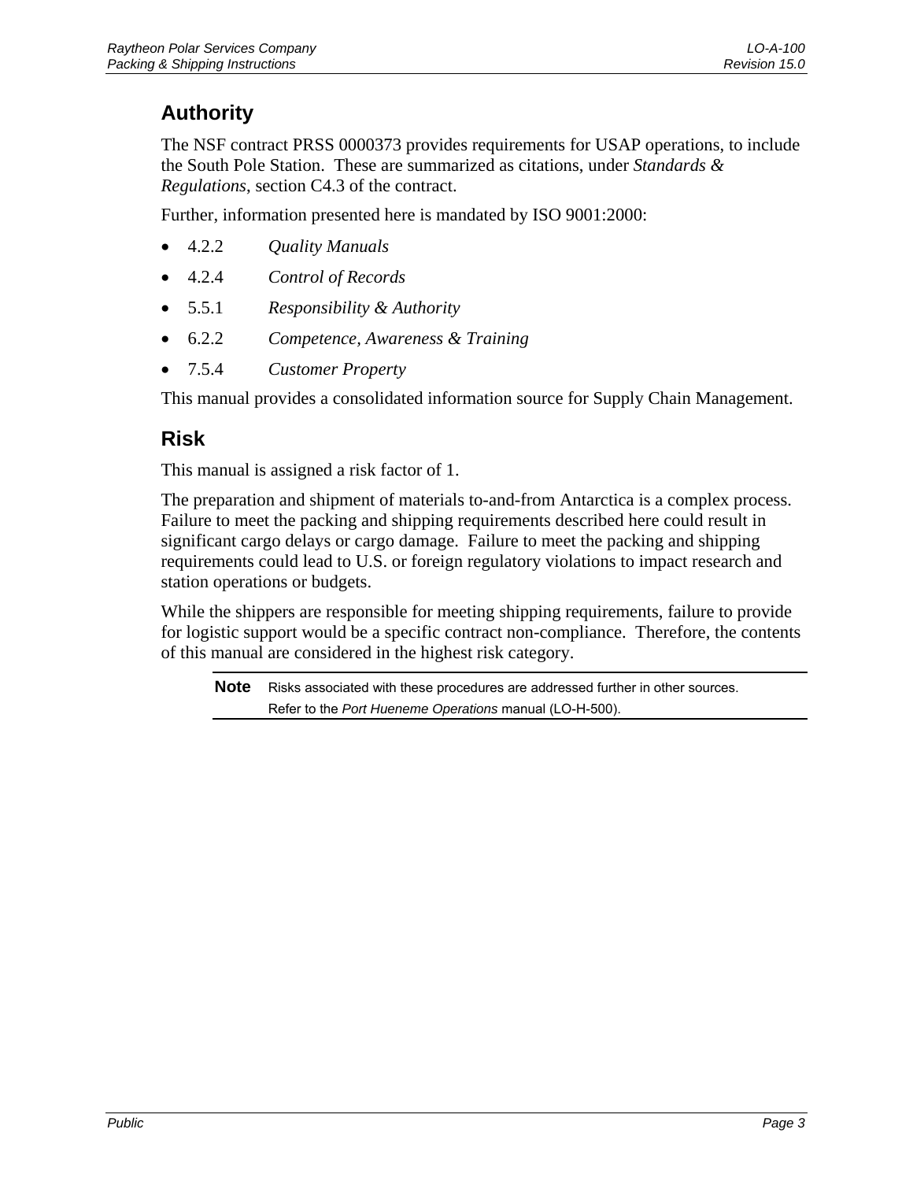## Authority

The NSF contract PRSS 0000373 provides requirements for USAP operations, to include the South Pole Station. These are summarized as citations, under *Standards & Regulations*, section C4.3 of the contract.

Further, information presented here is mandated by ISO 9001:2000:

- 4.2.2 *Quality Manuals*
- 4.2.4 *Control of Records*
- 5.5.1 *Responsibility & Authority*
- 6.2.2 *Competence, Awareness & Training*
- 7.5.4 *Customer Property*

This manual provides a consolidated information source for Supply Chain Management.

## Risk

This manual is assigned a risk factor of 1.

The preparation and shipment of materials to-and-from Antarctica is a complex process. Failure to meet the packing and shipping requirements described here could result in significant cargo delays or cargo damage. Failure to meet the packing and shipping requirements could lead to U.S. or foreign regulatory violations to impact research and station operations or budgets.

While the shippers are responsible for meeting shipping requirements, failure to provide for logistic support would be a specific contract non-compliance. Therefore, the contents of this manual are considered in the highest risk category.

**Note** Risks associated with these procedures are addressed further in other sources. Refer to the *Port Hueneme Operations* manual (LO-H-500).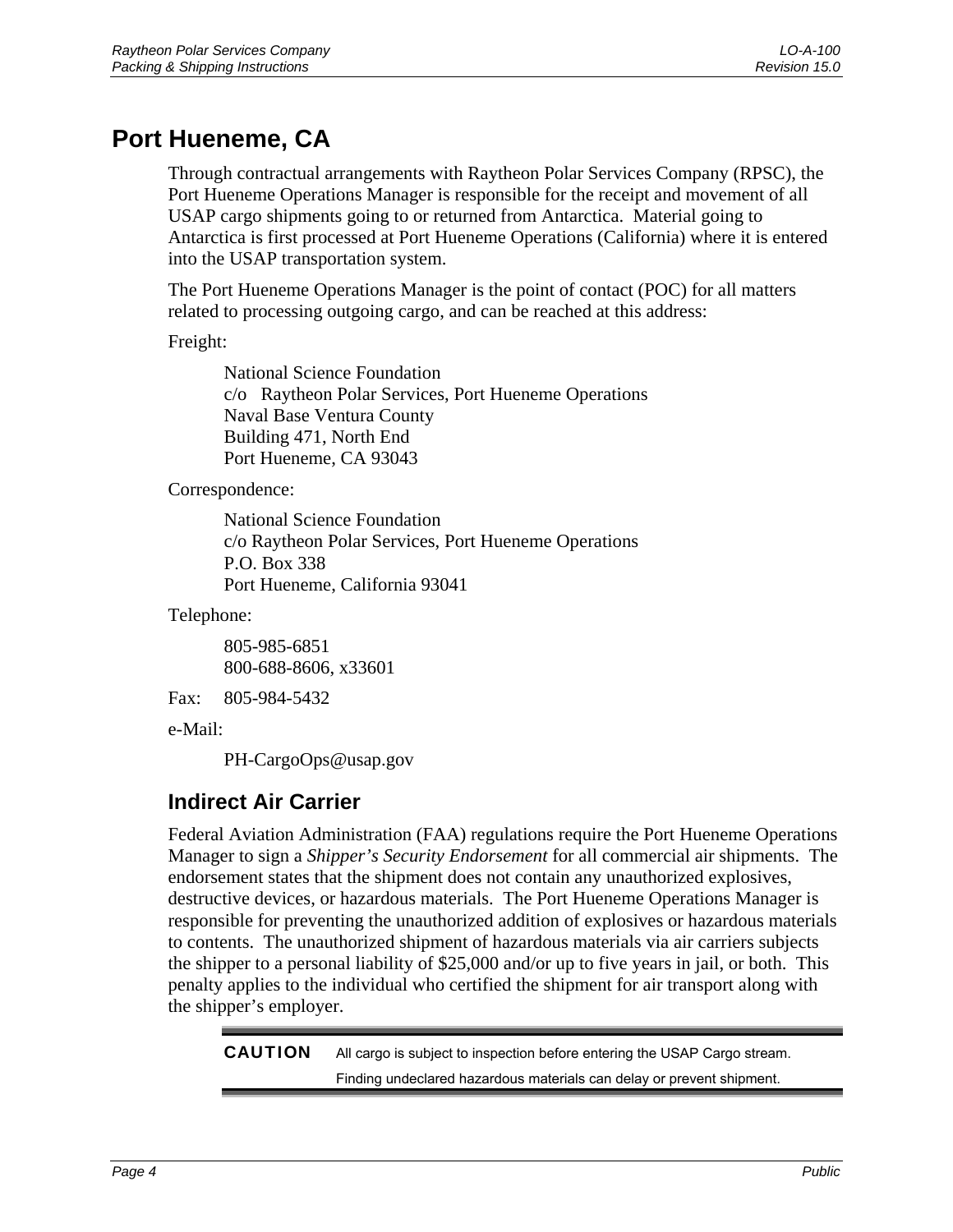# Port Hueneme, CA

Through contractual arrangements with Raytheon Polar Services Company (RPSC), the Port Hueneme Operations Manager is responsible for the receipt and movement of all USAP cargo shipments going to or returned from Antarctica. Material going to Antarctica is first processed at Port Hueneme Operations (California) where it is entered into the USAP transportation system.

The Port Hueneme Operations Manager is the point of contact (POC) for all matters related to processing outgoing cargo, and can be reached at this address:

Freight:

> National Science Foundation
> c/o Raytheon Polar Services, Port Hueneme Operations
> Naval Base Ventura County
> Building 471, North End
> Port Hueneme, CA 93043

Correspondence:

> National Science Foundation
> c/o Raytheon Polar Services, Port Hueneme Operations
> P.O. Box 338
> Port Hueneme, California 93041

Telephone:

> 805-985-6851
> 800-688-8606, x33601

Fax: 805-984-5432

e-Mail:

> PH-CargoOps@usap.gov

## Indirect Air Carrier

Federal Aviation Administration (FAA) regulations require the Port Hueneme Operations Manager to sign a *Shipper's Security Endorsement* for all commercial air shipments. The endorsement states that the shipment does not contain any unauthorized explosives, destructive devices, or hazardous materials. The Port Hueneme Operations Manager is responsible for preventing the unauthorized addition of explosives or hazardous materials to contents. The unauthorized shipment of hazardous materials via air carriers subjects the shipper to a personal liability of $25,000 and/or up to five years in jail, or both. This penalty applies to the individual who certified the shipment for air transport along with the shipper's employer.

**CAUTION** All cargo is subject to inspection before entering the USAP Cargo stream. Finding undeclared hazardous materials can delay or prevent shipment.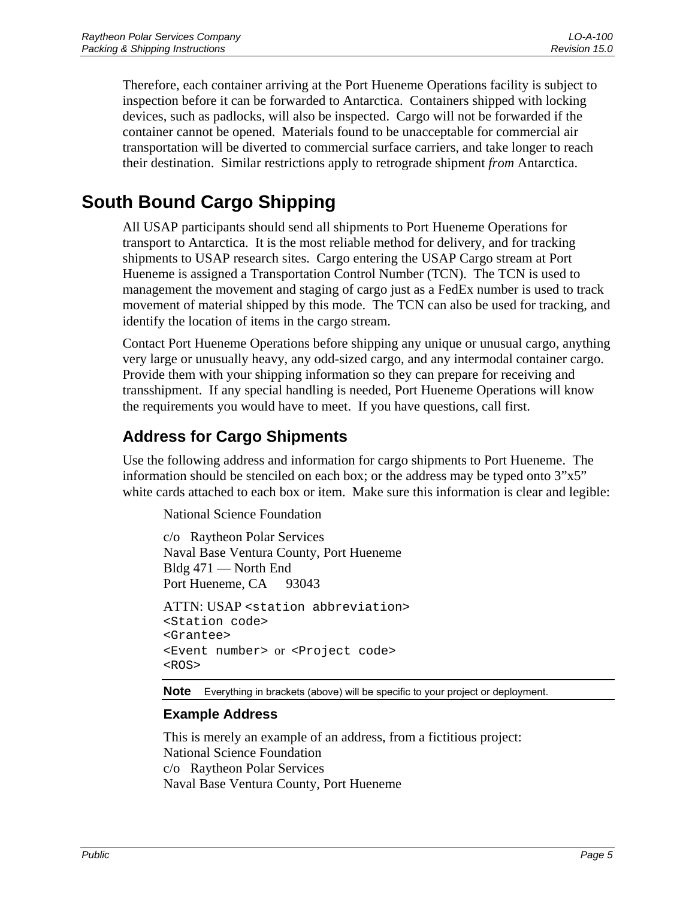Therefore, each container arriving at the Port Hueneme Operations facility is subject to inspection before it can be forwarded to Antarctica. Containers shipped with locking devices, such as padlocks, will also be inspected. Cargo will not be forwarded if the container cannot be opened. Materials found to be unacceptable for commercial air transportation will be diverted to commercial surface carriers, and take longer to reach their destination. Similar restrictions apply to retrograde shipment *from* Antarctica.

# South Bound Cargo Shipping

All USAP participants should send all shipments to Port Hueneme Operations for transport to Antarctica. It is the most reliable method for delivery, and for tracking shipments to USAP research sites. Cargo entering the USAP Cargo stream at Port Hueneme is assigned a Transportation Control Number (TCN). The TCN is used to management the movement and staging of cargo just as a FedEx number is used to track movement of material shipped by this mode. The TCN can also be used for tracking, and identify the location of items in the cargo stream.

Contact Port Hueneme Operations before shipping any unique or unusual cargo, anything very large or unusually heavy, any odd-sized cargo, and any intermodal container cargo. Provide them with your shipping information so they can prepare for receiving and transshipment. If any special handling is needed, Port Hueneme Operations will know the requirements you would have to meet. If you have questions, call first.

## Address for Cargo Shipments

Use the following address and information for cargo shipments to Port Hueneme. The information should be stenciled on each box; or the address may be typed onto 3"x5" white cards attached to each box or item. Make sure this information is clear and legible:

National Science Foundation

c/o Raytheon Polar Services
Naval Base Ventura County, Port Hueneme
Bldg 471 — North End
Port Hueneme, CA 93043

ATTN: USAP `<station abbreviation>`
`<Station code>`
`<Grantee>`
`<Event number>` or `<Project code>`
`<ROS>`

**Note** Everything in brackets (above) will be specific to your project or deployment.

### Example Address

This is merely an example of an address, from a fictitious project:
National Science Foundation
c/o Raytheon Polar Services
Naval Base Ventura County, Port Hueneme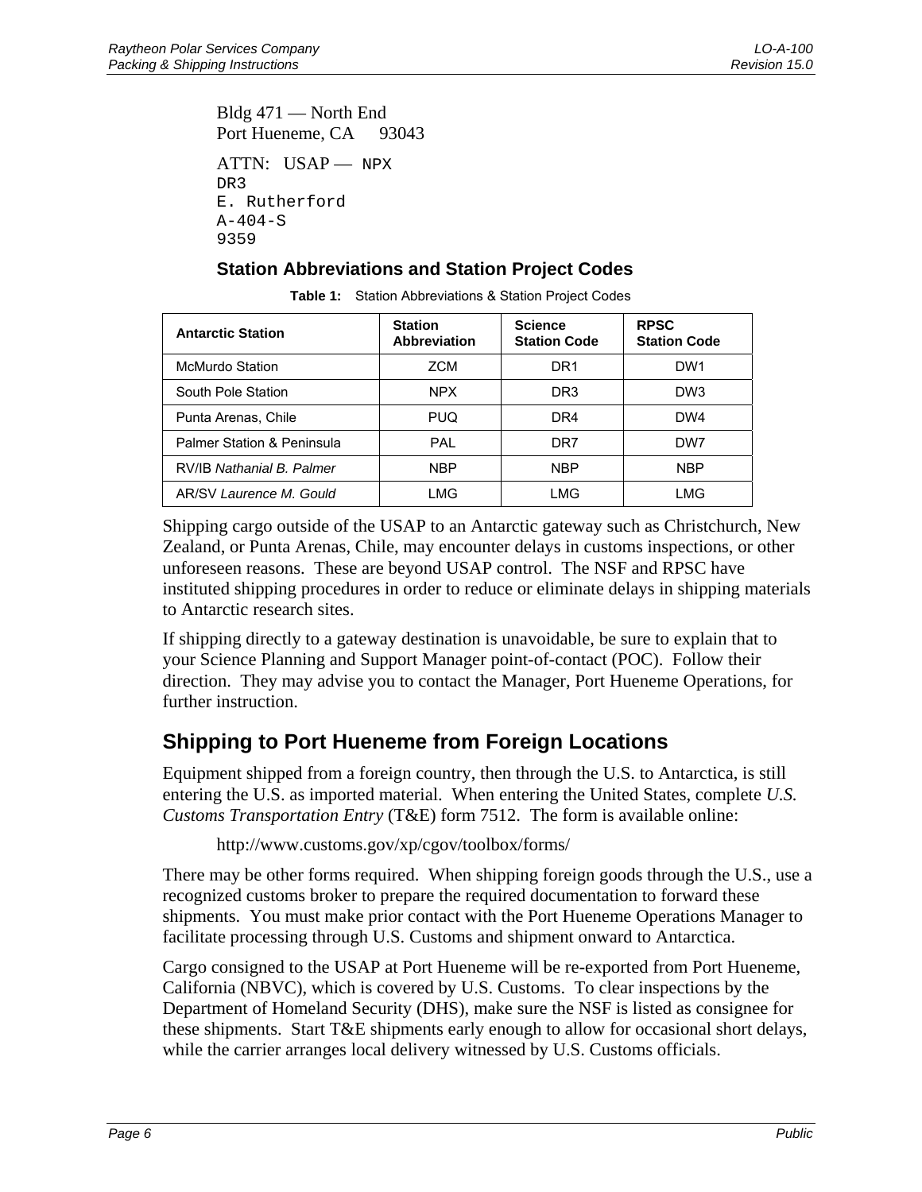Bldg 471 — North End
Port Hueneme, CA 93043

ATTN: USAP — NPX
DR3
E. Rutherford
A-404-S
9359

### Station Abbreviations and Station Project Codes

**Table 1:** Station Abbreviations & Station Project Codes

| Antarctic Station | Station Abbreviation | Science Station Code | RPSC Station Code |
|---|---|---|---|
| McMurdo Station | ZCM | DR1 | DW1 |
| South Pole Station | NPX | DR3 | DW3 |
| Punta Arenas, Chile | PUQ | DR4 | DW4 |
| Palmer Station & Peninsula | PAL | DR7 | DW7 |
| RV/IB *Nathanial B. Palmer* | NBP | NBP | NBP |
| AR/SV *Laurence M. Gould* | LMG | LMG | LMG |

Shipping cargo outside of the USAP to an Antarctic gateway such as Christchurch, New Zealand, or Punta Arenas, Chile, may encounter delays in customs inspections, or other unforeseen reasons. These are beyond USAP control. The NSF and RPSC have instituted shipping procedures in order to reduce or eliminate delays in shipping materials to Antarctic research sites.

If shipping directly to a gateway destination is unavoidable, be sure to explain that to your Science Planning and Support Manager point-of-contact (POC). Follow their direction. They may advise you to contact the Manager, Port Hueneme Operations, for further instruction.

## Shipping to Port Hueneme from Foreign Locations

Equipment shipped from a foreign country, then through the U.S. to Antarctica, is still entering the U.S. as imported material. When entering the United States, complete *U.S. Customs Transportation Entry* (T&E) form 7512. The form is available online:

http://www.customs.gov/xp/cgov/toolbox/forms/

There may be other forms required. When shipping foreign goods through the U.S., use a recognized customs broker to prepare the required documentation to forward these shipments. You must make prior contact with the Port Hueneme Operations Manager to facilitate processing through U.S. Customs and shipment onward to Antarctica.

Cargo consigned to the USAP at Port Hueneme will be re-exported from Port Hueneme, California (NBVC), which is covered by U.S. Customs. To clear inspections by the Department of Homeland Security (DHS), make sure the NSF is listed as consignee for these shipments. Start T&E shipments early enough to allow for occasional short delays, while the carrier arranges local delivery witnessed by U.S. Customs officials.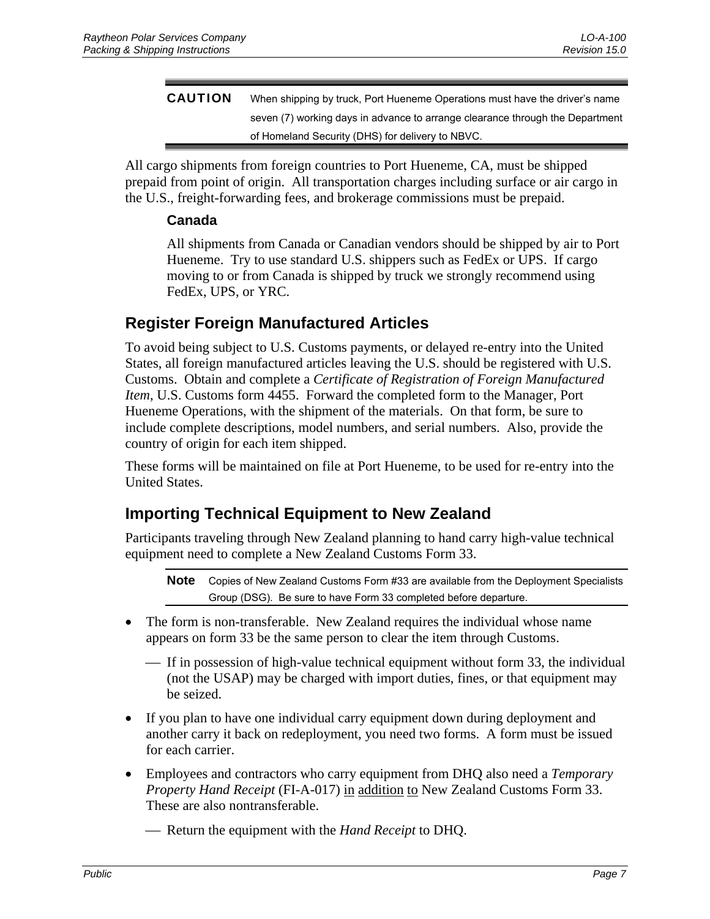> **CAUTION** When shipping by truck, Port Hueneme Operations must have the driver's name seven (7) working days in advance to arrange clearance through the Department of Homeland Security (DHS) for delivery to NBVC.

All cargo shipments from foreign countries to Port Hueneme, CA, must be shipped prepaid from point of origin. All transportation charges including surface or air cargo in the U.S., freight-forwarding fees, and brokerage commissions must be prepaid.

### Canada

All shipments from Canada or Canadian vendors should be shipped by air to Port Hueneme. Try to use standard U.S. shippers such as FedEx or UPS. If cargo moving to or from Canada is shipped by truck we strongly recommend using FedEx, UPS, or YRC.

## Register Foreign Manufactured Articles

To avoid being subject to U.S. Customs payments, or delayed re-entry into the United States, all foreign manufactured articles leaving the U.S. should be registered with U.S. Customs. Obtain and complete a *Certificate of Registration of Foreign Manufactured Item*, U.S. Customs form 4455. Forward the completed form to the Manager, Port Hueneme Operations, with the shipment of the materials. On that form, be sure to include complete descriptions, model numbers, and serial numbers. Also, provide the country of origin for each item shipped.

These forms will be maintained on file at Port Hueneme, to be used for re-entry into the United States.

## Importing Technical Equipment to New Zealand

Participants traveling through New Zealand planning to hand carry high-value technical equipment need to complete a New Zealand Customs Form 33.

> **Note** Copies of New Zealand Customs Form #33 are available from the Deployment Specialists Group (DSG). Be sure to have Form 33 completed before departure.

- The form is non-transferable. New Zealand requires the individual whose name appears on form 33 be the same person to clear the item through Customs.
  - If in possession of high-value technical equipment without form 33, the individual (not the USAP) may be charged with import duties, fines, or that equipment may be seized.
- If you plan to have one individual carry equipment down during deployment and another carry it back on redeployment, you need two forms. A form must be issued for each carrier.
- Employees and contractors who carry equipment from DHQ also need a *Temporary Property Hand Receipt* (FI-A-017) <u>in addition to</u> New Zealand Customs Form 33. These are also nontransferable.
  - Return the equipment with the *Hand Receipt* to DHQ.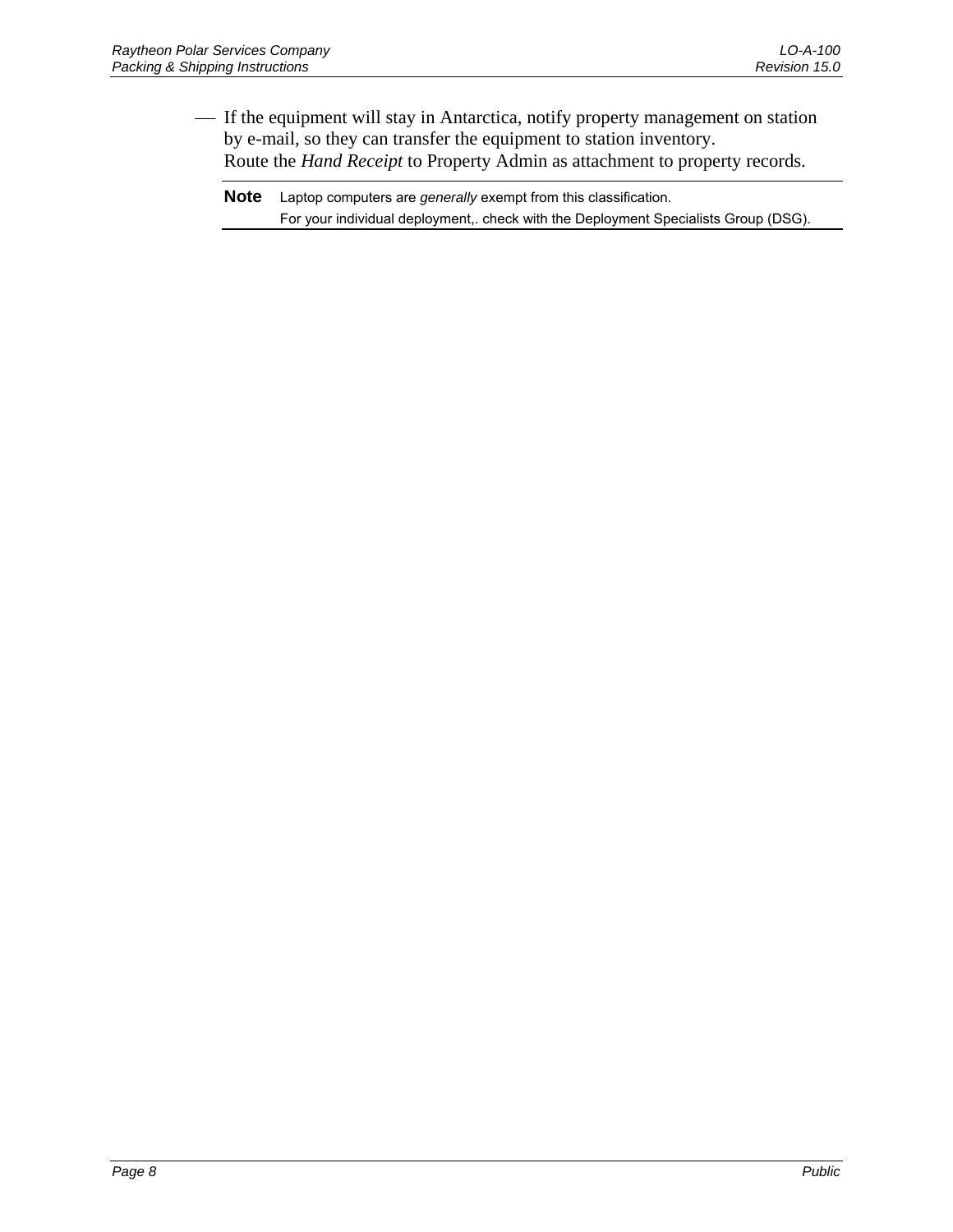- If the equipment will stay in Antarctica, notify property management on station by e-mail, so they can transfer the equipment to station inventory.
  Route the *Hand Receipt* to Property Admin as attachment to property records.

**Note** Laptop computers are *generally* exempt from this classification.
For your individual deployment,. check with the Deployment Specialists Group (DSG).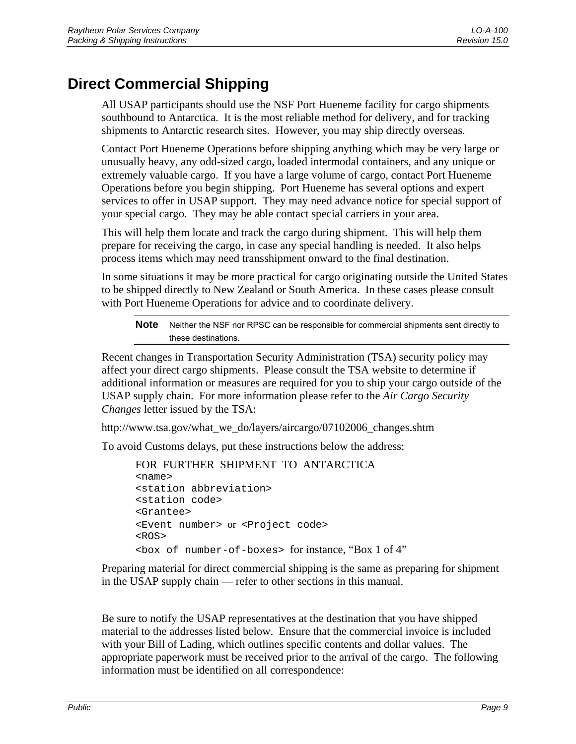# Direct Commercial Shipping

All USAP participants should use the NSF Port Hueneme facility for cargo shipments southbound to Antarctica. It is the most reliable method for delivery, and for tracking shipments to Antarctic research sites. However, you may ship directly overseas.

Contact Port Hueneme Operations before shipping anything which may be very large or unusually heavy, any odd-sized cargo, loaded intermodal containers, and any unique or extremely valuable cargo. If you have a large volume of cargo, contact Port Hueneme Operations before you begin shipping. Port Hueneme has several options and expert services to offer in USAP support. They may need advance notice for special support of your special cargo. They may be able contact special carriers in your area.

This will help them locate and track the cargo during shipment. This will help them prepare for receiving the cargo, in case any special handling is needed. It also helps process items which may need transshipment onward to the final destination.

In some situations it may be more practical for cargo originating outside the United States to be shipped directly to New Zealand or South America. In these cases please consult with Port Hueneme Operations for advice and to coordinate delivery.

> **Note** Neither the NSF nor RPSC can be responsible for commercial shipments sent directly to these destinations.

Recent changes in Transportation Security Administration (TSA) security policy may affect your direct cargo shipments. Please consult the TSA website to determine if additional information or measures are required for you to ship your cargo outside of the USAP supply chain. For more information please refer to the *Air Cargo Security Changes* letter issued by the TSA:

http://www.tsa.gov/what_we_do/layers/aircargo/07102006_changes.shtm

To avoid Customs delays, put these instructions below the address:

```
FOR FURTHER SHIPMENT TO ANTARCTICA
<name>
<station abbreviation>
<station code>
<Grantee>
<Event number> or <Project code>
<ROS>
<box of number-of-boxes> for instance, "Box 1 of 4"
```

Preparing material for direct commercial shipping is the same as preparing for shipment in the USAP supply chain — refer to other sections in this manual.

Be sure to notify the USAP representatives at the destination that you have shipped material to the addresses listed below. Ensure that the commercial invoice is included with your Bill of Lading, which outlines specific contents and dollar values. The appropriate paperwork must be received prior to the arrival of the cargo. The following information must be identified on all correspondence: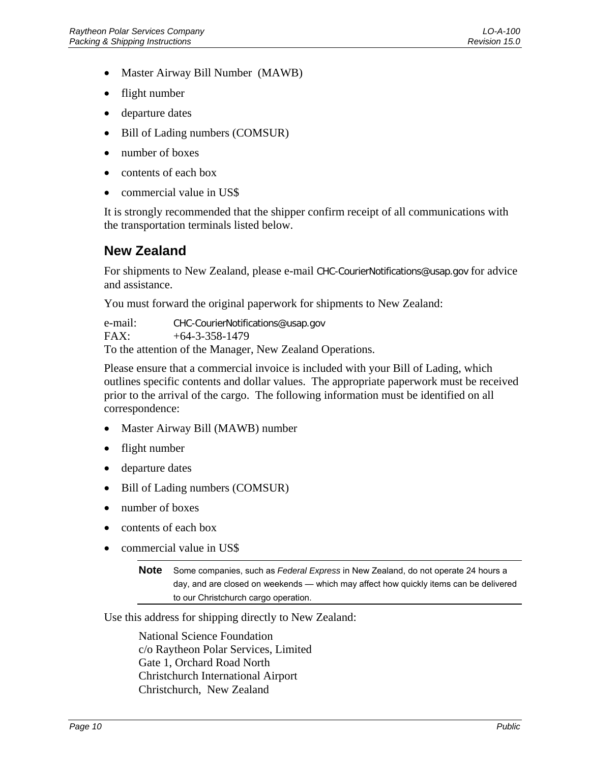- Master Airway Bill Number (MAWB)
- flight number
- departure dates
- Bill of Lading numbers (COMSUR)
- number of boxes
- contents of each box
- commercial value in US$

It is strongly recommended that the shipper confirm receipt of all communications with the transportation terminals listed below.

## New Zealand

For shipments to New Zealand, please e-mail CHC-CourierNotifications@usap.gov for advice and assistance.

You must forward the original paperwork for shipments to New Zealand:

e-mail: CHC-CourierNotifications@usap.gov
FAX: +64-3-358-1479
To the attention of the Manager, New Zealand Operations.

Please ensure that a commercial invoice is included with your Bill of Lading, which outlines specific contents and dollar values. The appropriate paperwork must be received prior to the arrival of the cargo. The following information must be identified on all correspondence:

- Master Airway Bill (MAWB) number
- flight number
- departure dates
- Bill of Lading numbers (COMSUR)
- number of boxes
- contents of each box
- commercial value in US$

**Note** Some companies, such as *Federal Express* in New Zealand, do not operate 24 hours a day, and are closed on weekends — which may affect how quickly items can be delivered to our Christchurch cargo operation.

Use this address for shipping directly to New Zealand:

National Science Foundation
c/o Raytheon Polar Services, Limited
Gate 1, Orchard Road North
Christchurch International Airport
Christchurch, New Zealand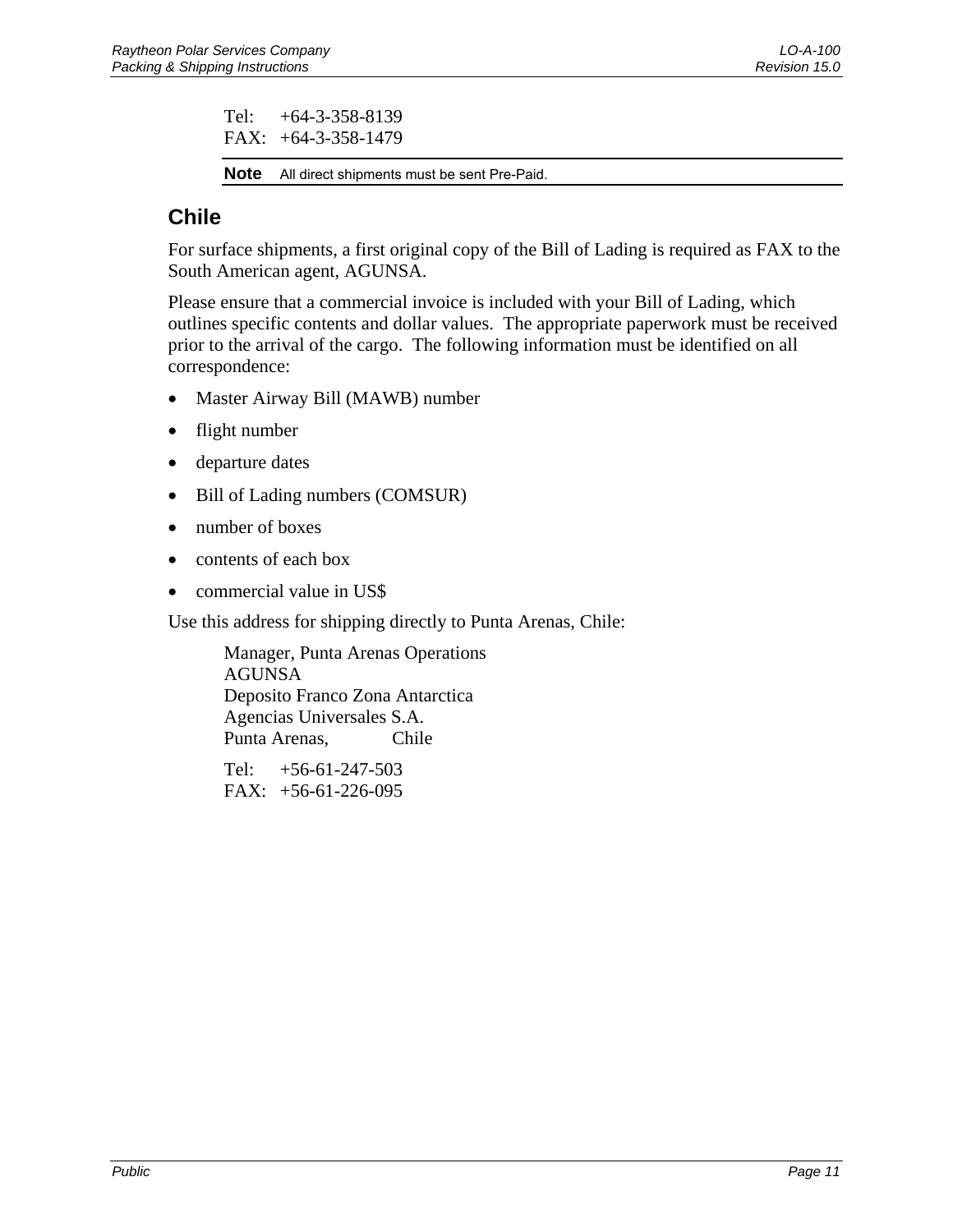Tel: +64-3-358-8139
FAX: +64-3-358-1479

**Note** All direct shipments must be sent Pre-Paid.

## Chile

For surface shipments, a first original copy of the Bill of Lading is required as FAX to the South American agent, AGUNSA.

Please ensure that a commercial invoice is included with your Bill of Lading, which outlines specific contents and dollar values. The appropriate paperwork must be received prior to the arrival of the cargo. The following information must be identified on all correspondence:

- Master Airway Bill (MAWB) number
- flight number
- departure dates
- Bill of Lading numbers (COMSUR)
- number of boxes
- contents of each box
- commercial value in US$

Use this address for shipping directly to Punta Arenas, Chile:

Manager, Punta Arenas Operations
AGUNSA
Deposito Franco Zona Antarctica
Agencias Universales S.A.
Punta Arenas, Chile

Tel: +56-61-247-503
FAX: +56-61-226-095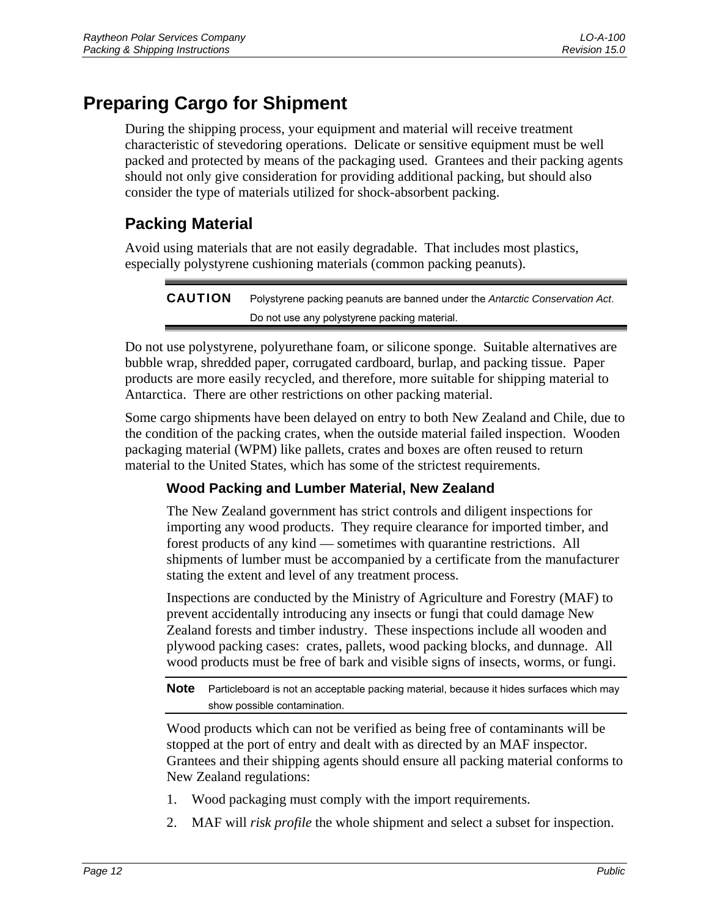# Preparing Cargo for Shipment

During the shipping process, your equipment and material will receive treatment characteristic of stevedoring operations. Delicate or sensitive equipment must be well packed and protected by means of the packaging used. Grantees and their packing agents should not only give consideration for providing additional packing, but should also consider the type of materials utilized for shock-absorbent packing.

## Packing Material

Avoid using materials that are not easily degradable. That includes most plastics, especially polystyrene cushioning materials (common packing peanuts).

**CAUTION** Polystyrene packing peanuts are banned under the *Antarctic Conservation Act*. Do not use any polystyrene packing material.

Do not use polystyrene, polyurethane foam, or silicone sponge. Suitable alternatives are bubble wrap, shredded paper, corrugated cardboard, burlap, and packing tissue. Paper products are more easily recycled, and therefore, more suitable for shipping material to Antarctica. There are other restrictions on other packing material.

Some cargo shipments have been delayed on entry to both New Zealand and Chile, due to the condition of the packing crates, when the outside material failed inspection. Wooden packaging material (WPM) like pallets, crates and boxes are often reused to return material to the United States, which has some of the strictest requirements.

### Wood Packing and Lumber Material, New Zealand

The New Zealand government has strict controls and diligent inspections for importing any wood products. They require clearance for imported timber, and forest products of any kind — sometimes with quarantine restrictions. All shipments of lumber must be accompanied by a certificate from the manufacturer stating the extent and level of any treatment process.

Inspections are conducted by the Ministry of Agriculture and Forestry (MAF) to prevent accidentally introducing any insects or fungi that could damage New Zealand forests and timber industry. These inspections include all wooden and plywood packing cases: crates, pallets, wood packing blocks, and dunnage. All wood products must be free of bark and visible signs of insects, worms, or fungi.

**Note** Particleboard is not an acceptable packing material, because it hides surfaces which may show possible contamination.

Wood products which can not be verified as being free of contaminants will be stopped at the port of entry and dealt with as directed by an MAF inspector. Grantees and their shipping agents should ensure all packing material conforms to New Zealand regulations:

1. Wood packaging must comply with the import requirements.
2. MAF will *risk profile* the whole shipment and select a subset for inspection.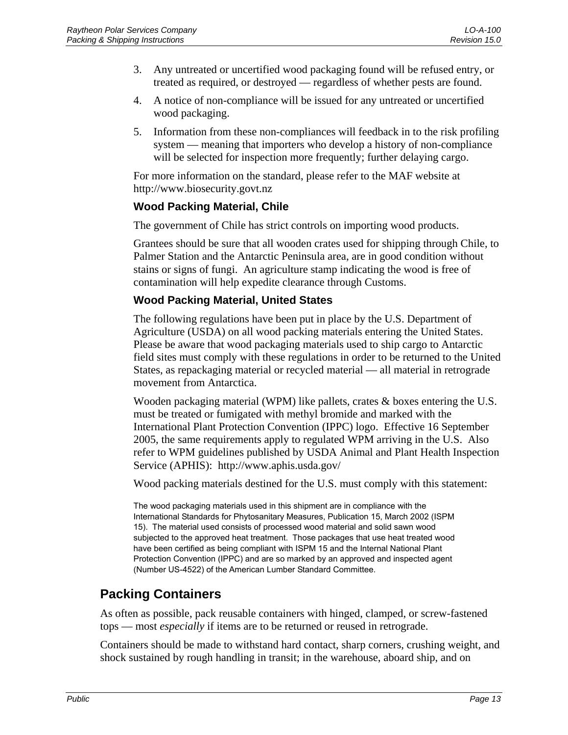3. Any untreated or uncertified wood packaging found will be refused entry, or treated as required, or destroyed — regardless of whether pests are found.
4. A notice of non-compliance will be issued for any untreated or uncertified wood packaging.
5. Information from these non-compliances will feedback in to the risk profiling system — meaning that importers who develop a history of non-compliance will be selected for inspection more frequently; further delaying cargo.

For more information on the standard, please refer to the MAF website at http://www.biosecurity.govt.nz

### Wood Packing Material, Chile

The government of Chile has strict controls on importing wood products.

Grantees should be sure that all wooden crates used for shipping through Chile, to Palmer Station and the Antarctic Peninsula area, are in good condition without stains or signs of fungi. An agriculture stamp indicating the wood is free of contamination will help expedite clearance through Customs.

### Wood Packing Material, United States

The following regulations have been put in place by the U.S. Department of Agriculture (USDA) on all wood packing materials entering the United States. Please be aware that wood packaging materials used to ship cargo to Antarctic field sites must comply with these regulations in order to be returned to the United States, as repackaging material or recycled material — all material in retrograde movement from Antarctica.

Wooden packaging material (WPM) like pallets, crates & boxes entering the U.S. must be treated or fumigated with methyl bromide and marked with the International Plant Protection Convention (IPPC) logo. Effective 16 September 2005, the same requirements apply to regulated WPM arriving in the U.S. Also refer to WPM guidelines published by USDA Animal and Plant Health Inspection Service (APHIS): http://www.aphis.usda.gov/

Wood packing materials destined for the U.S. must comply with this statement:

> The wood packaging materials used in this shipment are in compliance with the International Standards for Phytosanitary Measures, Publication 15, March 2002 (ISPM 15). The material used consists of processed wood material and solid sawn wood subjected to the approved heat treatment. Those packages that use heat treated wood have been certified as being compliant with ISPM 15 and the Internal National Plant Protection Convention (IPPC) and are so marked by an approved and inspected agent (Number US-4522) of the American Lumber Standard Committee.

## Packing Containers

As often as possible, pack reusable containers with hinged, clamped, or screw-fastened tops — most *especially* if items are to be returned or reused in retrograde.

Containers should be made to withstand hard contact, sharp corners, crushing weight, and shock sustained by rough handling in transit; in the warehouse, aboard ship, and on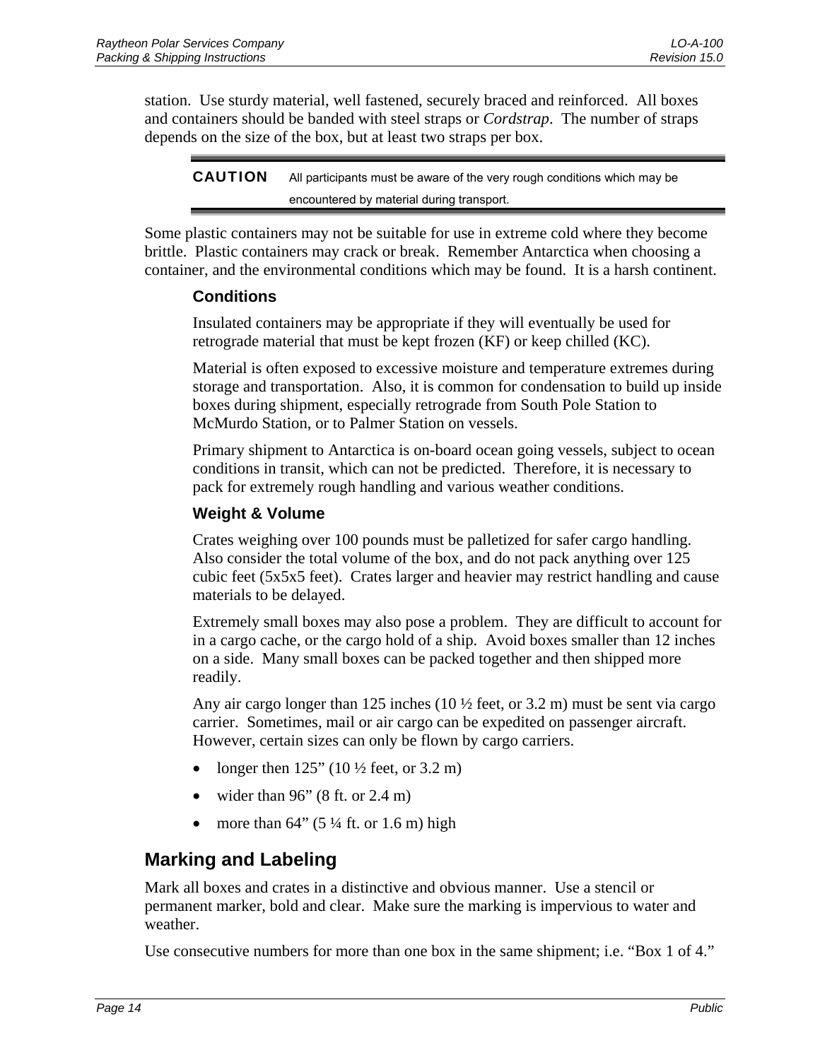station. Use sturdy material, well fastened, securely braced and reinforced. All boxes and containers should be banded with steel straps or *Cordstrap*. The number of straps depends on the size of the box, but at least two straps per box.

**CAUTION** All participants must be aware of the very rough conditions which may be encountered by material during transport.

Some plastic containers may not be suitable for use in extreme cold where they become brittle. Plastic containers may crack or break. Remember Antarctica when choosing a container, and the environmental conditions which may be found. It is a harsh continent.

### Conditions

Insulated containers may be appropriate if they will eventually be used for retrograde material that must be kept frozen (KF) or keep chilled (KC).

Material is often exposed to excessive moisture and temperature extremes during storage and transportation. Also, it is common for condensation to build up inside boxes during shipment, especially retrograde from South Pole Station to McMurdo Station, or to Palmer Station on vessels.

Primary shipment to Antarctica is on-board ocean going vessels, subject to ocean conditions in transit, which can not be predicted. Therefore, it is necessary to pack for extremely rough handling and various weather conditions.

### Weight & Volume

Crates weighing over 100 pounds must be palletized for safer cargo handling. Also consider the total volume of the box, and do not pack anything over 125 cubic feet (5x5x5 feet). Crates larger and heavier may restrict handling and cause materials to be delayed.

Extremely small boxes may also pose a problem. They are difficult to account for in a cargo cache, or the cargo hold of a ship. Avoid boxes smaller than 12 inches on a side. Many small boxes can be packed together and then shipped more readily.

Any air cargo longer than 125 inches (10 ½ feet, or 3.2 m) must be sent via cargo carrier. Sometimes, mail or air cargo can be expedited on passenger aircraft. However, certain sizes can only be flown by cargo carriers.

- longer then 125" (10 ½ feet, or 3.2 m)
- wider than 96" (8 ft. or 2.4 m)
- more than 64" (5 ¼ ft. or 1.6 m) high

## Marking and Labeling

Mark all boxes and crates in a distinctive and obvious manner. Use a stencil or permanent marker, bold and clear. Make sure the marking is impervious to water and weather.

Use consecutive numbers for more than one box in the same shipment; i.e. "Box 1 of 4."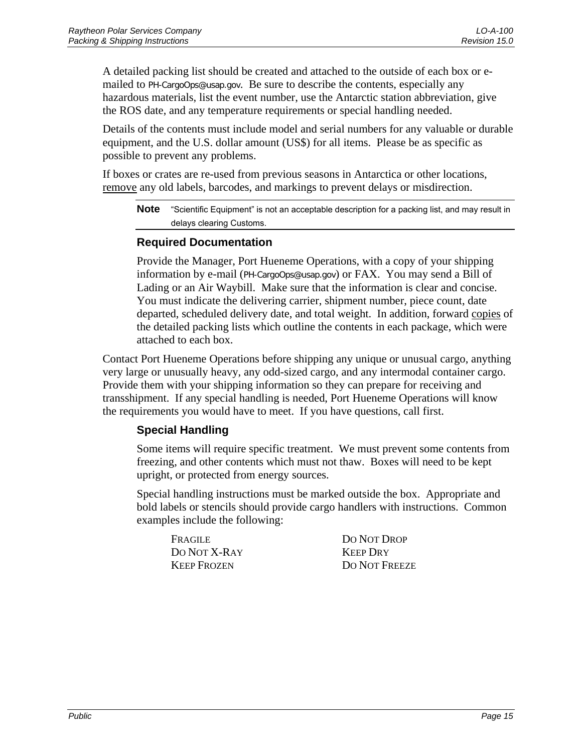A detailed packing list should be created and attached to the outside of each box or e-mailed to PH-CargoOps@usap.gov. Be sure to describe the contents, especially any hazardous materials, list the event number, use the Antarctic station abbreviation, give the ROS date, and any temperature requirements or special handling needed.

Details of the contents must include model and serial numbers for any valuable or durable equipment, and the U.S. dollar amount (US$) for all items. Please be as specific as possible to prevent any problems.

If boxes or crates are re-used from previous seasons in Antarctica or other locations, remove any old labels, barcodes, and markings to prevent delays or misdirection.

**Note** "Scientific Equipment" is not an acceptable description for a packing list, and may result in delays clearing Customs.

### Required Documentation

Provide the Manager, Port Hueneme Operations, with a copy of your shipping information by e-mail (PH-CargoOps@usap.gov) or FAX. You may send a Bill of Lading or an Air Waybill. Make sure that the information is clear and concise. You must indicate the delivering carrier, shipment number, piece count, date departed, scheduled delivery date, and total weight. In addition, forward copies of the detailed packing lists which outline the contents in each package, which were attached to each box.

Contact Port Hueneme Operations before shipping any unique or unusual cargo, anything very large or unusually heavy, any odd-sized cargo, and any intermodal container cargo. Provide them with your shipping information so they can prepare for receiving and transshipment. If any special handling is needed, Port Hueneme Operations will know the requirements you would have to meet. If you have questions, call first.

### Special Handling

Some items will require specific treatment. We must prevent some contents from freezing, and other contents which must not thaw. Boxes will need to be kept upright, or protected from energy sources.

Special handling instructions must be marked outside the box. Appropriate and bold labels or stencils should provide cargo handlers with instructions. Common examples include the following:

- FRAGILE
- DO NOT X-RAY
- KEEP FROZEN
- DO NOT DROP
- KEEP DRY
- DO NOT FREEZE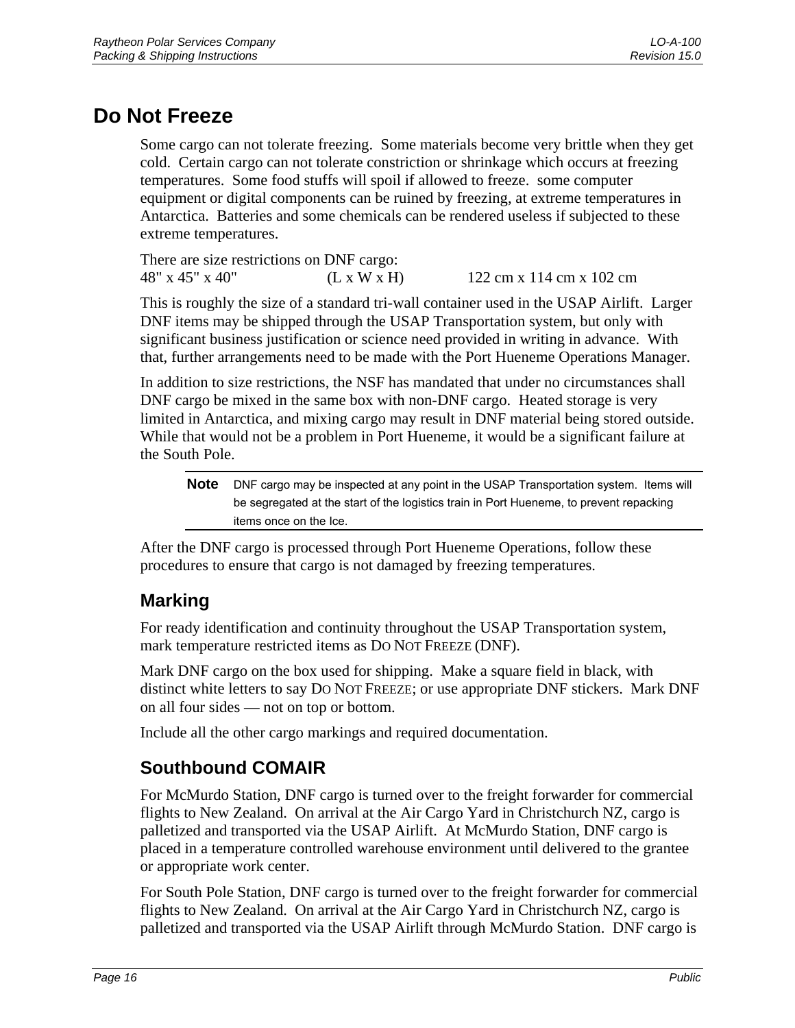## Do Not Freeze

Some cargo can not tolerate freezing. Some materials become very brittle when they get cold. Certain cargo can not tolerate constriction or shrinkage which occurs at freezing temperatures. Some food stuffs will spoil if allowed to freeze. some computer equipment or digital components can be ruined by freezing, at extreme temperatures in Antarctica. Batteries and some chemicals can be rendered useless if subjected to these extreme temperatures.

There are size restrictions on DNF cargo:
48" x 45" x 40" (L x W x H) 122 cm x 114 cm x 102 cm

This is roughly the size of a standard tri-wall container used in the USAP Airlift. Larger DNF items may be shipped through the USAP Transportation system, but only with significant business justification or science need provided in writing in advance. With that, further arrangements need to be made with the Port Hueneme Operations Manager.

In addition to size restrictions, the NSF has mandated that under no circumstances shall DNF cargo be mixed in the same box with non-DNF cargo. Heated storage is very limited in Antarctica, and mixing cargo may result in DNF material being stored outside. While that would not be a problem in Port Hueneme, it would be a significant failure at the South Pole.

> **Note** DNF cargo may be inspected at any point in the USAP Transportation system. Items will be segregated at the start of the logistics train in Port Hueneme, to prevent repacking items once on the Ice.

After the DNF cargo is processed through Port Hueneme Operations, follow these procedures to ensure that cargo is not damaged by freezing temperatures.

### Marking

For ready identification and continuity throughout the USAP Transportation system, mark temperature restricted items as DO NOT FREEZE (DNF).

Mark DNF cargo on the box used for shipping. Make a square field in black, with distinct white letters to say DO NOT FREEZE; or use appropriate DNF stickers. Mark DNF on all four sides — not on top or bottom.

Include all the other cargo markings and required documentation.

### Southbound COMAIR

For McMurdo Station, DNF cargo is turned over to the freight forwarder for commercial flights to New Zealand. On arrival at the Air Cargo Yard in Christchurch NZ, cargo is palletized and transported via the USAP Airlift. At McMurdo Station, DNF cargo is placed in a temperature controlled warehouse environment until delivered to the grantee or appropriate work center.

For South Pole Station, DNF cargo is turned over to the freight forwarder for commercial flights to New Zealand. On arrival at the Air Cargo Yard in Christchurch NZ, cargo is palletized and transported via the USAP Airlift through McMurdo Station. DNF cargo is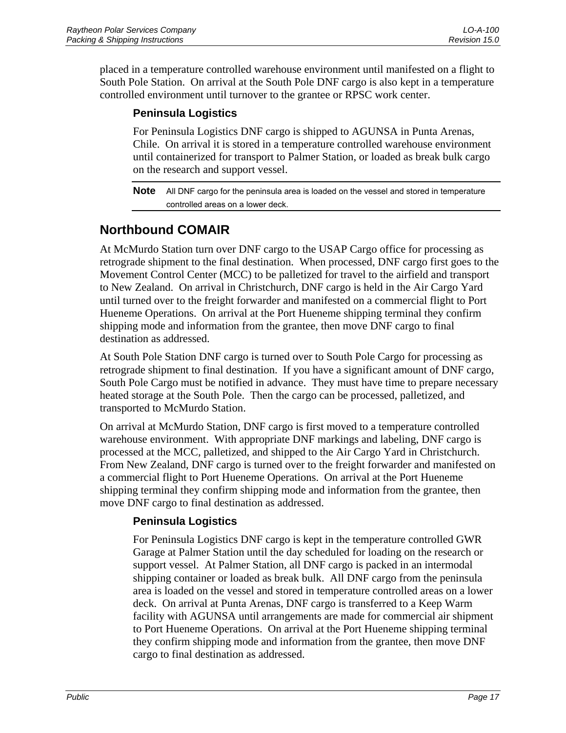placed in a temperature controlled warehouse environment until manifested on a flight to South Pole Station. On arrival at the South Pole DNF cargo is also kept in a temperature controlled environment until turnover to the grantee or RPSC work center.

### Peninsula Logistics

For Peninsula Logistics DNF cargo is shipped to AGUNSA in Punta Arenas, Chile. On arrival it is stored in a temperature controlled warehouse environment until containerized for transport to Palmer Station, or loaded as break bulk cargo on the research and support vessel.

**Note** All DNF cargo for the peninsula area is loaded on the vessel and stored in temperature controlled areas on a lower deck.

## Northbound COMAIR

At McMurdo Station turn over DNF cargo to the USAP Cargo office for processing as retrograde shipment to the final destination. When processed, DNF cargo first goes to the Movement Control Center (MCC) to be palletized for travel to the airfield and transport to New Zealand. On arrival in Christchurch, DNF cargo is held in the Air Cargo Yard until turned over to the freight forwarder and manifested on a commercial flight to Port Hueneme Operations. On arrival at the Port Hueneme shipping terminal they confirm shipping mode and information from the grantee, then move DNF cargo to final destination as addressed.

At South Pole Station DNF cargo is turned over to South Pole Cargo for processing as retrograde shipment to final destination. If you have a significant amount of DNF cargo, South Pole Cargo must be notified in advance. They must have time to prepare necessary heated storage at the South Pole. Then the cargo can be processed, palletized, and transported to McMurdo Station.

On arrival at McMurdo Station, DNF cargo is first moved to a temperature controlled warehouse environment. With appropriate DNF markings and labeling, DNF cargo is processed at the MCC, palletized, and shipped to the Air Cargo Yard in Christchurch. From New Zealand, DNF cargo is turned over to the freight forwarder and manifested on a commercial flight to Port Hueneme Operations. On arrival at the Port Hueneme shipping terminal they confirm shipping mode and information from the grantee, then move DNF cargo to final destination as addressed.

### Peninsula Logistics

For Peninsula Logistics DNF cargo is kept in the temperature controlled GWR Garage at Palmer Station until the day scheduled for loading on the research or support vessel. At Palmer Station, all DNF cargo is packed in an intermodal shipping container or loaded as break bulk. All DNF cargo from the peninsula area is loaded on the vessel and stored in temperature controlled areas on a lower deck. On arrival at Punta Arenas, DNF cargo is transferred to a Keep Warm facility with AGUNSA until arrangements are made for commercial air shipment to Port Hueneme Operations. On arrival at the Port Hueneme shipping terminal they confirm shipping mode and information from the grantee, then move DNF cargo to final destination as addressed.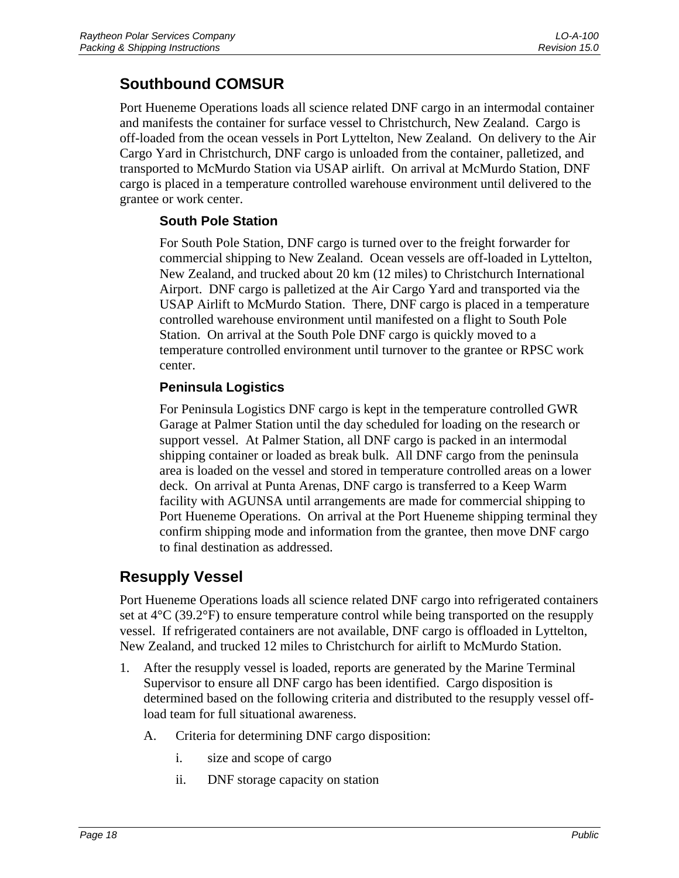## Southbound COMSUR

Port Hueneme Operations loads all science related DNF cargo in an intermodal container and manifests the container for surface vessel to Christchurch, New Zealand. Cargo is off-loaded from the ocean vessels in Port Lyttelton, New Zealand. On delivery to the Air Cargo Yard in Christchurch, DNF cargo is unloaded from the container, palletized, and transported to McMurdo Station via USAP airlift. On arrival at McMurdo Station, DNF cargo is placed in a temperature controlled warehouse environment until delivered to the grantee or work center.

### South Pole Station

For South Pole Station, DNF cargo is turned over to the freight forwarder for commercial shipping to New Zealand. Ocean vessels are off-loaded in Lyttelton, New Zealand, and trucked about 20 km (12 miles) to Christchurch International Airport. DNF cargo is palletized at the Air Cargo Yard and transported via the USAP Airlift to McMurdo Station. There, DNF cargo is placed in a temperature controlled warehouse environment until manifested on a flight to South Pole Station. On arrival at the South Pole DNF cargo is quickly moved to a temperature controlled environment until turnover to the grantee or RPSC work center.

### Peninsula Logistics

For Peninsula Logistics DNF cargo is kept in the temperature controlled GWR Garage at Palmer Station until the day scheduled for loading on the research or support vessel. At Palmer Station, all DNF cargo is packed in an intermodal shipping container or loaded as break bulk. All DNF cargo from the peninsula area is loaded on the vessel and stored in temperature controlled areas on a lower deck. On arrival at Punta Arenas, DNF cargo is transferred to a Keep Warm facility with AGUNSA until arrangements are made for commercial shipping to Port Hueneme Operations. On arrival at the Port Hueneme shipping terminal they confirm shipping mode and information from the grantee, then move DNF cargo to final destination as addressed.

## Resupply Vessel

Port Hueneme Operations loads all science related DNF cargo into refrigerated containers set at 4°C (39.2°F) to ensure temperature control while being transported on the resupply vessel. If refrigerated containers are not available, DNF cargo is offloaded in Lyttelton, New Zealand, and trucked 12 miles to Christchurch for airlift to McMurdo Station.

1. After the resupply vessel is loaded, reports are generated by the Marine Terminal Supervisor to ensure all DNF cargo has been identified. Cargo disposition is determined based on the following criteria and distributed to the resupply vessel off-load team for full situational awareness.

   A. Criteria for determining DNF cargo disposition:

      i. size and scope of cargo

      ii. DNF storage capacity on station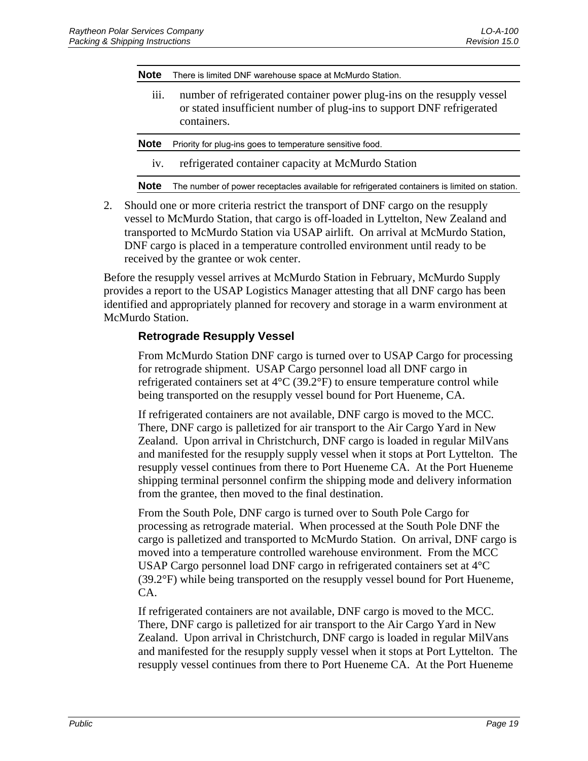**Note** There is limited DNF warehouse space at McMurdo Station.

iii. number of refrigerated container power plug-ins on the resupply vessel or stated insufficient number of plug-ins to support DNF refrigerated containers.

**Note** Priority for plug-ins goes to temperature sensitive food.

iv. refrigerated container capacity at McMurdo Station

**Note** The number of power receptacles available for refrigerated containers is limited on station.

2. Should one or more criteria restrict the transport of DNF cargo on the resupply vessel to McMurdo Station, that cargo is off-loaded in Lyttelton, New Zealand and transported to McMurdo Station via USAP airlift. On arrival at McMurdo Station, DNF cargo is placed in a temperature controlled environment until ready to be received by the grantee or wok center.

Before the resupply vessel arrives at McMurdo Station in February, McMurdo Supply provides a report to the USAP Logistics Manager attesting that all DNF cargo has been identified and appropriately planned for recovery and storage in a warm environment at McMurdo Station.

### Retrograde Resupply Vessel

From McMurdo Station DNF cargo is turned over to USAP Cargo for processing for retrograde shipment. USAP Cargo personnel load all DNF cargo in refrigerated containers set at 4°C (39.2°F) to ensure temperature control while being transported on the resupply vessel bound for Port Hueneme, CA.

If refrigerated containers are not available, DNF cargo is moved to the MCC. There, DNF cargo is palletized for air transport to the Air Cargo Yard in New Zealand. Upon arrival in Christchurch, DNF cargo is loaded in regular MilVans and manifested for the resupply supply vessel when it stops at Port Lyttelton. The resupply vessel continues from there to Port Hueneme CA. At the Port Hueneme shipping terminal personnel confirm the shipping mode and delivery information from the grantee, then moved to the final destination.

From the South Pole, DNF cargo is turned over to South Pole Cargo for processing as retrograde material. When processed at the South Pole DNF the cargo is palletized and transported to McMurdo Station. On arrival, DNF cargo is moved into a temperature controlled warehouse environment. From the MCC USAP Cargo personnel load DNF cargo in refrigerated containers set at 4°C (39.2°F) while being transported on the resupply vessel bound for Port Hueneme, CA.

If refrigerated containers are not available, DNF cargo is moved to the MCC. There, DNF cargo is palletized for air transport to the Air Cargo Yard in New Zealand. Upon arrival in Christchurch, DNF cargo is loaded in regular MilVans and manifested for the resupply supply vessel when it stops at Port Lyttelton. The resupply vessel continues from there to Port Hueneme CA. At the Port Hueneme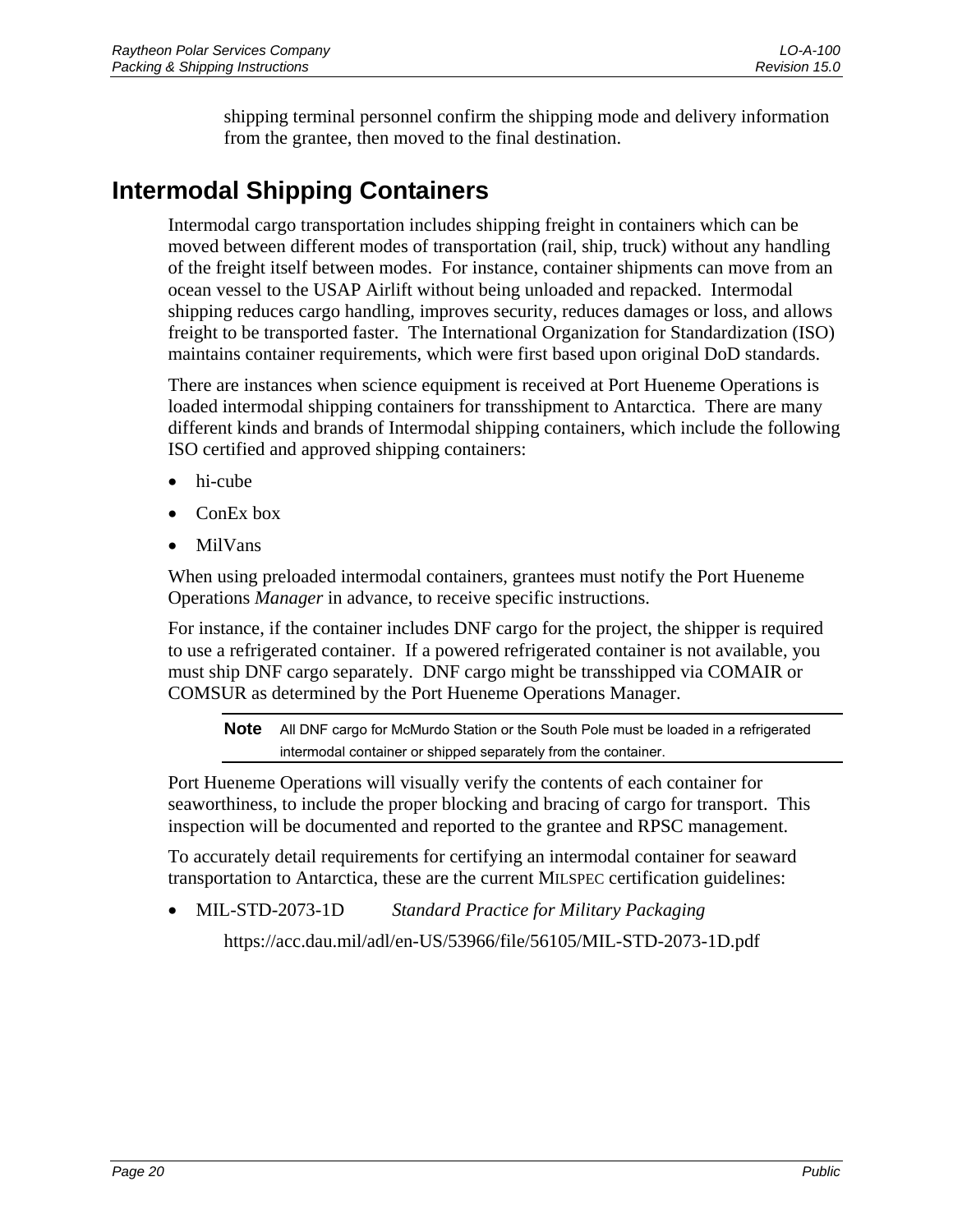shipping terminal personnel confirm the shipping mode and delivery information from the grantee, then moved to the final destination.

## Intermodal Shipping Containers

Intermodal cargo transportation includes shipping freight in containers which can be moved between different modes of transportation (rail, ship, truck) without any handling of the freight itself between modes. For instance, container shipments can move from an ocean vessel to the USAP Airlift without being unloaded and repacked. Intermodal shipping reduces cargo handling, improves security, reduces damages or loss, and allows freight to be transported faster. The International Organization for Standardization (ISO) maintains container requirements, which were first based upon original DoD standards.

There are instances when science equipment is received at Port Hueneme Operations is loaded intermodal shipping containers for transshipment to Antarctica. There are many different kinds and brands of Intermodal shipping containers, which include the following ISO certified and approved shipping containers:

- hi-cube
- ConEx box
- MilVans

When using preloaded intermodal containers, grantees must notify the Port Hueneme Operations *Manager* in advance, to receive specific instructions.

For instance, if the container includes DNF cargo for the project, the shipper is required to use a refrigerated container. If a powered refrigerated container is not available, you must ship DNF cargo separately. DNF cargo might be transshipped via COMAIR or COMSUR as determined by the Port Hueneme Operations Manager.

> **Note** All DNF cargo for McMurdo Station or the South Pole must be loaded in a refrigerated intermodal container or shipped separately from the container.

Port Hueneme Operations will visually verify the contents of each container for seaworthiness, to include the proper blocking and bracing of cargo for transport. This inspection will be documented and reported to the grantee and RPSC management.

To accurately detail requirements for certifying an intermodal container for seaward transportation to Antarctica, these are the current MILSPEC certification guidelines:

- MIL-STD-2073-1D *Standard Practice for Military Packaging*

  https://acc.dau.mil/adl/en-US/53966/file/56105/MIL-STD-2073-1D.pdf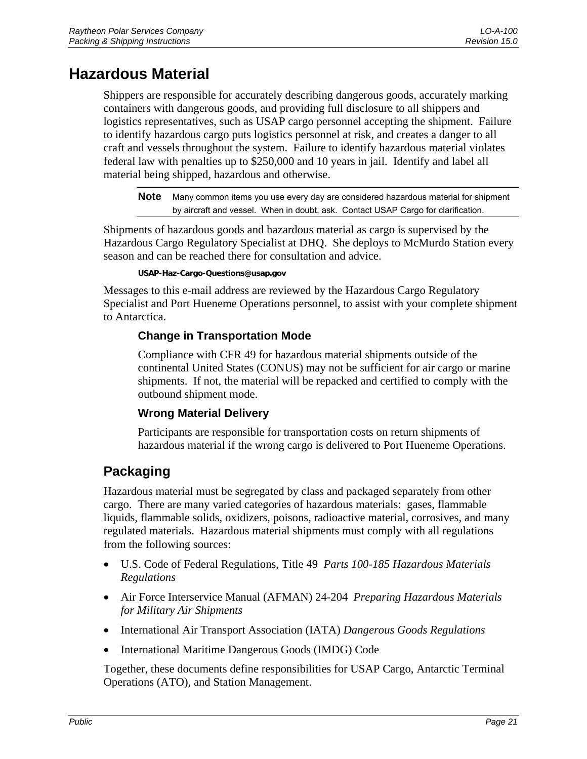# Hazardous Material

Shippers are responsible for accurately describing dangerous goods, accurately marking containers with dangerous goods, and providing full disclosure to all shippers and logistics representatives, such as USAP cargo personnel accepting the shipment. Failure to identify hazardous cargo puts logistics personnel at risk, and creates a danger to all craft and vessels throughout the system. Failure to identify hazardous material violates federal law with penalties up to $250,000 and 10 years in jail. Identify and label all material being shipped, hazardous and otherwise.

> **Note** Many common items you use every day are considered hazardous material for shipment by aircraft and vessel. When in doubt, ask. Contact USAP Cargo for clarification.

Shipments of hazardous goods and hazardous material as cargo is supervised by the Hazardous Cargo Regulatory Specialist at DHQ. She deploys to McMurdo Station every season and can be reached there for consultation and advice.

**USAP-Haz-Cargo-Questions@usap.gov**

Messages to this e-mail address are reviewed by the Hazardous Cargo Regulatory Specialist and Port Hueneme Operations personnel, to assist with your complete shipment to Antarctica.

### Change in Transportation Mode

Compliance with CFR 49 for hazardous material shipments outside of the continental United States (CONUS) may not be sufficient for air cargo or marine shipments. If not, the material will be repacked and certified to comply with the outbound shipment mode.

### Wrong Material Delivery

Participants are responsible for transportation costs on return shipments of hazardous material if the wrong cargo is delivered to Port Hueneme Operations.

## Packaging

Hazardous material must be segregated by class and packaged separately from other cargo. There are many varied categories of hazardous materials: gases, flammable liquids, flammable solids, oxidizers, poisons, radioactive material, corrosives, and many regulated materials. Hazardous material shipments must comply with all regulations from the following sources:

- U.S. Code of Federal Regulations, Title 49 *Parts 100-185 Hazardous Materials Regulations*
- Air Force Interservice Manual (AFMAN) 24-204 *Preparing Hazardous Materials for Military Air Shipments*
- International Air Transport Association (IATA) *Dangerous Goods Regulations*
- International Maritime Dangerous Goods (IMDG) Code

Together, these documents define responsibilities for USAP Cargo, Antarctic Terminal Operations (ATO), and Station Management.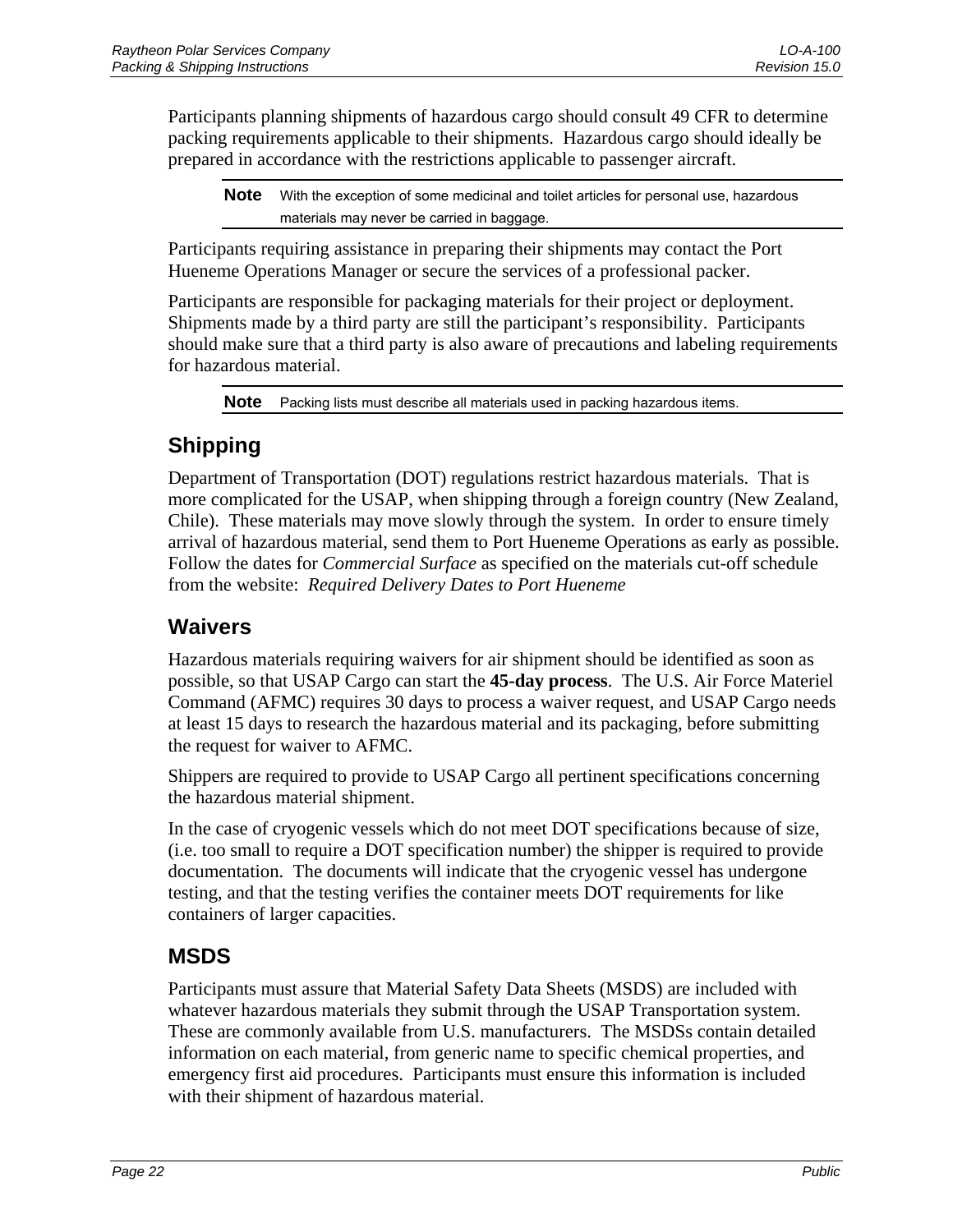Participants planning shipments of hazardous cargo should consult 49 CFR to determine packing requirements applicable to their shipments. Hazardous cargo should ideally be prepared in accordance with the restrictions applicable to passenger aircraft.

> **Note** With the exception of some medicinal and toilet articles for personal use, hazardous materials may never be carried in baggage.

Participants requiring assistance in preparing their shipments may contact the Port Hueneme Operations Manager or secure the services of a professional packer.

Participants are responsible for packaging materials for their project or deployment. Shipments made by a third party are still the participant's responsibility. Participants should make sure that a third party is also aware of precautions and labeling requirements for hazardous material.

> **Note** Packing lists must describe all materials used in packing hazardous items.

## Shipping

Department of Transportation (DOT) regulations restrict hazardous materials. That is more complicated for the USAP, when shipping through a foreign country (New Zealand, Chile). These materials may move slowly through the system. In order to ensure timely arrival of hazardous material, send them to Port Hueneme Operations as early as possible. Follow the dates for *Commercial Surface* as specified on the materials cut-off schedule from the website: *Required Delivery Dates to Port Hueneme*

## Waivers

Hazardous materials requiring waivers for air shipment should be identified as soon as possible, so that USAP Cargo can start the **45-day process**. The U.S. Air Force Materiel Command (AFMC) requires 30 days to process a waiver request, and USAP Cargo needs at least 15 days to research the hazardous material and its packaging, before submitting the request for waiver to AFMC.

Shippers are required to provide to USAP Cargo all pertinent specifications concerning the hazardous material shipment.

In the case of cryogenic vessels which do not meet DOT specifications because of size, (i.e. too small to require a DOT specification number) the shipper is required to provide documentation. The documents will indicate that the cryogenic vessel has undergone testing, and that the testing verifies the container meets DOT requirements for like containers of larger capacities.

## MSDS

Participants must assure that Material Safety Data Sheets (MSDS) are included with whatever hazardous materials they submit through the USAP Transportation system. These are commonly available from U.S. manufacturers. The MSDSs contain detailed information on each material, from generic name to specific chemical properties, and emergency first aid procedures. Participants must ensure this information is included with their shipment of hazardous material.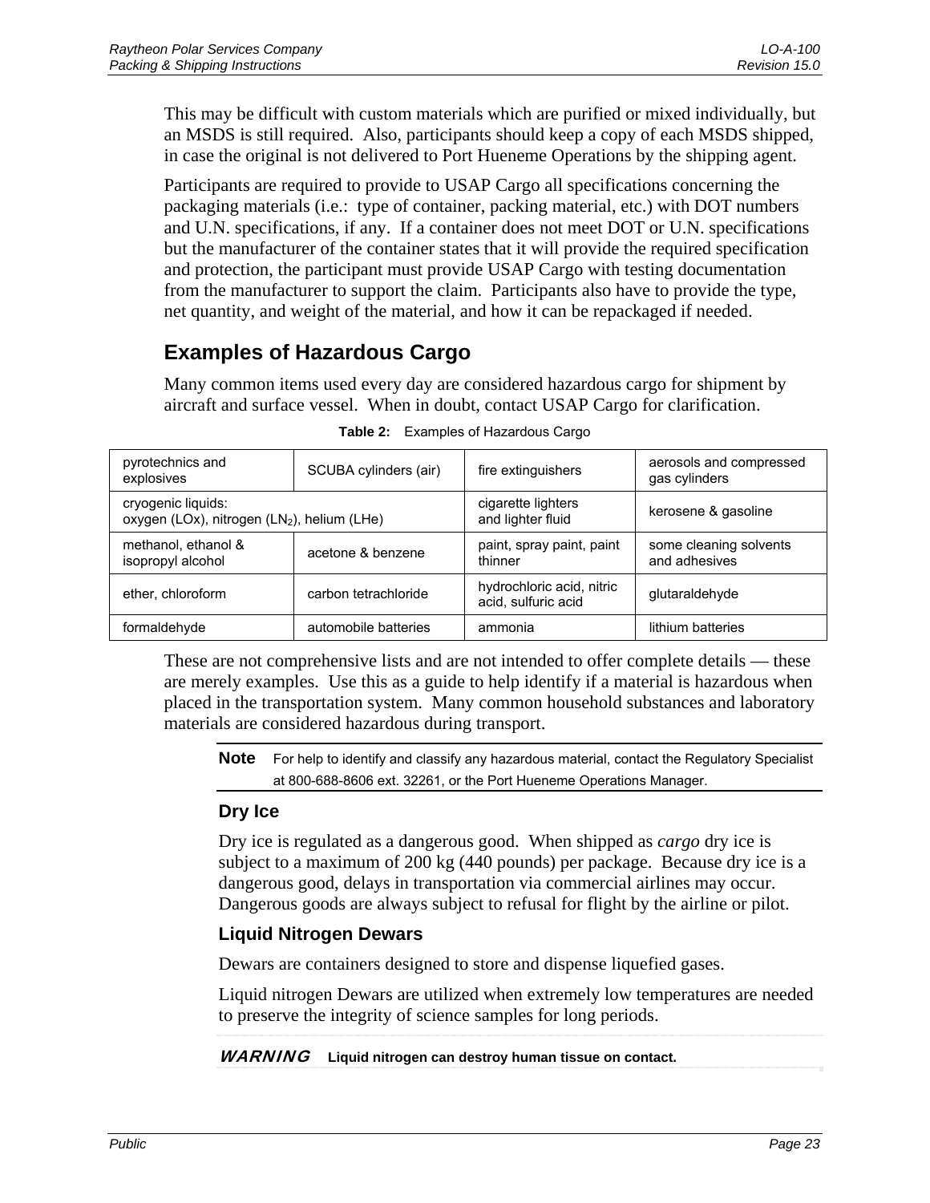This may be difficult with custom materials which are purified or mixed individually, but an MSDS is still required. Also, participants should keep a copy of each MSDS shipped, in case the original is not delivered to Port Hueneme Operations by the shipping agent.

Participants are required to provide to USAP Cargo all specifications concerning the packaging materials (i.e.: type of container, packing material, etc.) with DOT numbers and U.N. specifications, if any. If a container does not meet DOT or U.N. specifications but the manufacturer of the container states that it will provide the required specification and protection, the participant must provide USAP Cargo with testing documentation from the manufacturer to support the claim. Participants also have to provide the type, net quantity, and weight of the material, and how it can be repackaged if needed.

## Examples of Hazardous Cargo

Many common items used every day are considered hazardous cargo for shipment by aircraft and surface vessel. When in doubt, contact USAP Cargo for clarification.

**Table 2:** Examples of Hazardous Cargo

| | | | |
|---|---|---|---|
| pyrotechnics and explosives | SCUBA cylinders (air) | fire extinguishers | aerosols and compressed gas cylinders |
| cryogenic liquids: oxygen (LOx), nitrogen ($LN_2$), helium (LHe) | | cigarette lighters and lighter fluid | kerosene & gasoline |
| methanol, ethanol & isopropyl alcohol | acetone & benzene | paint, spray paint, paint thinner | some cleaning solvents and adhesives |
| ether, chloroform | carbon tetrachloride | hydrochloric acid, nitric acid, sulfuric acid | glutaraldehyde |
| formaldehyde | automobile batteries | ammonia | lithium batteries |

These are not comprehensive lists and are not intended to offer complete details — these are merely examples. Use this as a guide to help identify if a material is hazardous when placed in the transportation system. Many common household substances and laboratory materials are considered hazardous during transport.

**Note** For help to identify and classify any hazardous material, contact the Regulatory Specialist at 800-688-8606 ext. 32261, or the Port Hueneme Operations Manager.

### Dry Ice

Dry ice is regulated as a dangerous good. When shipped as *cargo* dry ice is subject to a maximum of 200 kg (440 pounds) per package. Because dry ice is a dangerous good, delays in transportation via commercial airlines may occur. Dangerous goods are always subject to refusal for flight by the airline or pilot.

### Liquid Nitrogen Dewars

Dewars are containers designed to store and dispense liquefied gases.

Liquid nitrogen Dewars are utilized when extremely low temperatures are needed to preserve the integrity of science samples for long periods.

***WARNING*** **Liquid nitrogen can destroy human tissue on contact.**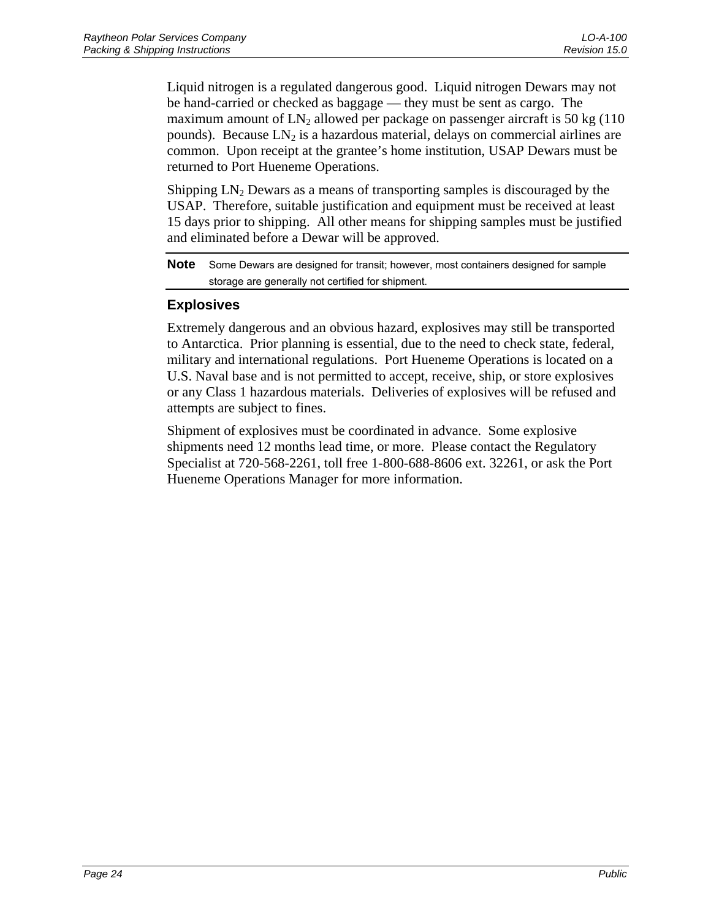Liquid nitrogen is a regulated dangerous good. Liquid nitrogen Dewars may not be hand-carried or checked as baggage — they must be sent as cargo. The maximum amount of $LN_2$ allowed per package on passenger aircraft is 50 kg (110 pounds). Because $LN_2$ is a hazardous material, delays on commercial airlines are common. Upon receipt at the grantee's home institution, USAP Dewars must be returned to Port Hueneme Operations.

Shipping $LN_2$ Dewars as a means of transporting samples is discouraged by the USAP. Therefore, suitable justification and equipment must be received at least 15 days prior to shipping. All other means for shipping samples must be justified and eliminated before a Dewar will be approved.

---

**Note** Some Dewars are designed for transit; however, most containers designed for sample storage are generally not certified for shipment.

---

### Explosives

Extremely dangerous and an obvious hazard, explosives may still be transported to Antarctica. Prior planning is essential, due to the need to check state, federal, military and international regulations. Port Hueneme Operations is located on a U.S. Naval base and is not permitted to accept, receive, ship, or store explosives or any Class 1 hazardous materials. Deliveries of explosives will be refused and attempts are subject to fines.

Shipment of explosives must be coordinated in advance. Some explosive shipments need 12 months lead time, or more. Please contact the Regulatory Specialist at 720-568-2261, toll free 1-800-688-8606 ext. 32261, or ask the Port Hueneme Operations Manager for more information.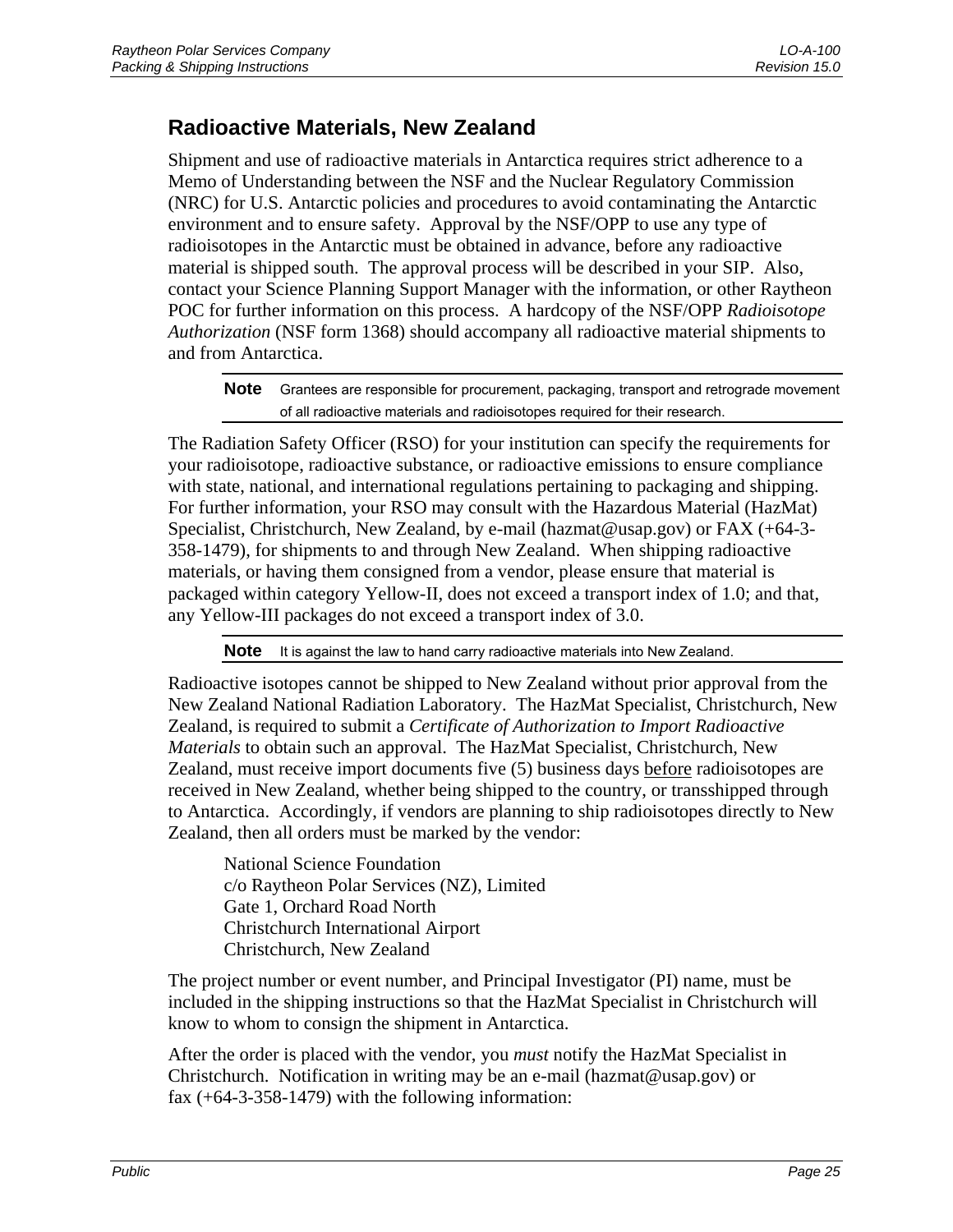## Radioactive Materials, New Zealand

Shipment and use of radioactive materials in Antarctica requires strict adherence to a Memo of Understanding between the NSF and the Nuclear Regulatory Commission (NRC) for U.S. Antarctic policies and procedures to avoid contaminating the Antarctic environment and to ensure safety. Approval by the NSF/OPP to use any type of radioisotopes in the Antarctic must be obtained in advance, before any radioactive material is shipped south. The approval process will be described in your SIP. Also, contact your Science Planning Support Manager with the information, or other Raytheon POC for further information on this process. A hardcopy of the NSF/OPP *Radioisotope Authorization* (NSF form 1368) should accompany all radioactive material shipments to and from Antarctica.

**Note** Grantees are responsible for procurement, packaging, transport and retrograde movement of all radioactive materials and radioisotopes required for their research.

The Radiation Safety Officer (RSO) for your institution can specify the requirements for your radioisotope, radioactive substance, or radioactive emissions to ensure compliance with state, national, and international regulations pertaining to packaging and shipping. For further information, your RSO may consult with the Hazardous Material (HazMat) Specialist, Christchurch, New Zealand, by e-mail (hazmat@usap.gov) or FAX (+64-3-358-1479), for shipments to and through New Zealand. When shipping radioactive materials, or having them consigned from a vendor, please ensure that material is packaged within category Yellow-II, does not exceed a transport index of 1.0; and that, any Yellow-III packages do not exceed a transport index of 3.0.

**Note** It is against the law to hand carry radioactive materials into New Zealand.

Radioactive isotopes cannot be shipped to New Zealand without prior approval from the New Zealand National Radiation Laboratory. The HazMat Specialist, Christchurch, New Zealand, is required to submit a *Certificate of Authorization to Import Radioactive Materials* to obtain such an approval. The HazMat Specialist, Christchurch, New Zealand, must receive import documents five (5) business days before radioisotopes are received in New Zealand, whether being shipped to the country, or transshipped through to Antarctica. Accordingly, if vendors are planning to ship radioisotopes directly to New Zealand, then all orders must be marked by the vendor:

National Science Foundation  
c/o Raytheon Polar Services (NZ), Limited  
Gate 1, Orchard Road North  
Christchurch International Airport  
Christchurch, New Zealand

The project number or event number, and Principal Investigator (PI) name, must be included in the shipping instructions so that the HazMat Specialist in Christchurch will know to whom to consign the shipment in Antarctica.

After the order is placed with the vendor, you *must* notify the HazMat Specialist in Christchurch. Notification in writing may be an e-mail (hazmat@usap.gov) or fax (+64-3-358-1479) with the following information: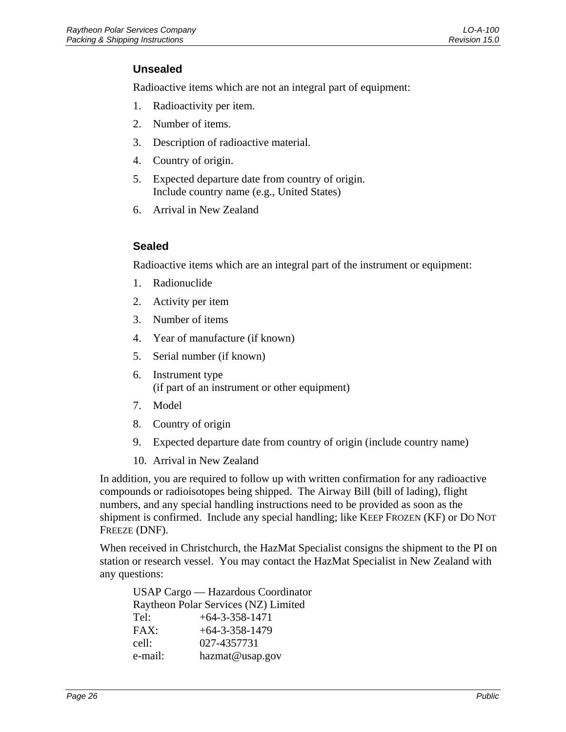### Unsealed

Radioactive items which are not an integral part of equipment:

1. Radioactivity per item.
2. Number of items.
3. Description of radioactive material.
4. Country of origin.
5. Expected departure date from country of origin.
   Include country name (e.g., United States)
6. Arrival in New Zealand

### Sealed

Radioactive items which are an integral part of the instrument or equipment:

1. Radionuclide
2. Activity per item
3. Number of items
4. Year of manufacture (if known)
5. Serial number (if known)
6. Instrument type
   (if part of an instrument or other equipment)
7. Model
8. Country of origin
9. Expected departure date from country of origin (include country name)
10. Arrival in New Zealand

In addition, you are required to follow up with written confirmation for any radioactive compounds or radioisotopes being shipped. The Airway Bill (bill of lading), flight numbers, and any special handling instructions need to be provided as soon as the shipment is confirmed. Include any special handling; like KEEP FROZEN (KF) or DO NOT FREEZE (DNF).

When received in Christchurch, the HazMat Specialist consigns the shipment to the PI on station or research vessel. You may contact the HazMat Specialist in New Zealand with any questions:

USAP Cargo — Hazardous Coordinator
Raytheon Polar Services (NZ) Limited
Tel: +64-3-358-1471
FAX: +64-3-358-1479
cell: 027-4357731
e-mail: hazmat@usap.gov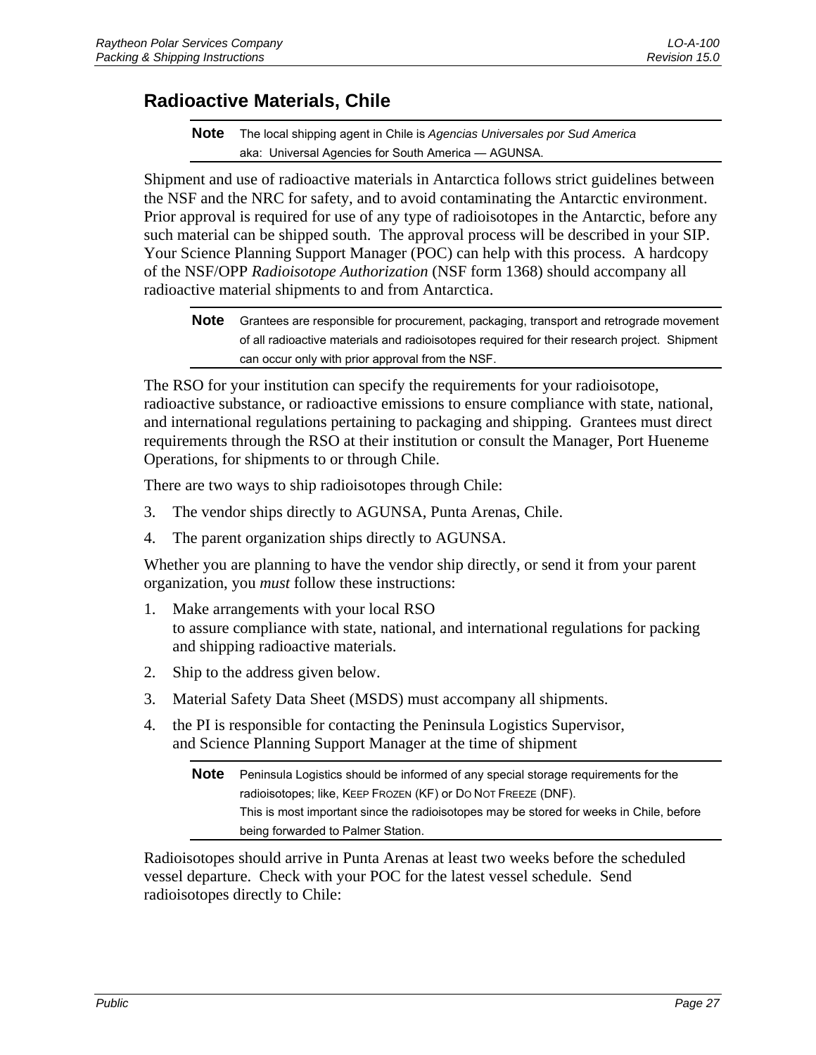## Radioactive Materials, Chile

> **Note** The local shipping agent in Chile is *Agencias Universales por Sud America*
> aka: Universal Agencies for South America — AGUNSA.

Shipment and use of radioactive materials in Antarctica follows strict guidelines between the NSF and the NRC for safety, and to avoid contaminating the Antarctic environment. Prior approval is required for use of any type of radioisotopes in the Antarctic, before any such material can be shipped south. The approval process will be described in your SIP. Your Science Planning Support Manager (POC) can help with this process. A hardcopy of the NSF/OPP *Radioisotope Authorization* (NSF form 1368) should accompany all radioactive material shipments to and from Antarctica.

> **Note** Grantees are responsible for procurement, packaging, transport and retrograde movement of all radioactive materials and radioisotopes required for their research project. Shipment can occur only with prior approval from the NSF.

The RSO for your institution can specify the requirements for your radioisotope, radioactive substance, or radioactive emissions to ensure compliance with state, national, and international regulations pertaining to packaging and shipping. Grantees must direct requirements through the RSO at their institution or consult the Manager, Port Hueneme Operations, for shipments to or through Chile.

There are two ways to ship radioisotopes through Chile:

3. The vendor ships directly to AGUNSA, Punta Arenas, Chile.
4. The parent organization ships directly to AGUNSA.

Whether you are planning to have the vendor ship directly, or send it from your parent organization, you *must* follow these instructions:

1. Make arrangements with your local RSO
   to assure compliance with state, national, and international regulations for packing and shipping radioactive materials.
2. Ship to the address given below.
3. Material Safety Data Sheet (MSDS) must accompany all shipments.
4. the PI is responsible for contacting the Peninsula Logistics Supervisor,
   and Science Planning Support Manager at the time of shipment

> **Note** Peninsula Logistics should be informed of any special storage requirements for the radioisotopes; like, KEEP FROZEN (KF) or DO NOT FREEZE (DNF).
> This is most important since the radioisotopes may be stored for weeks in Chile, before being forwarded to Palmer Station.

Radioisotopes should arrive in Punta Arenas at least two weeks before the scheduled vessel departure. Check with your POC for the latest vessel schedule. Send radioisotopes directly to Chile: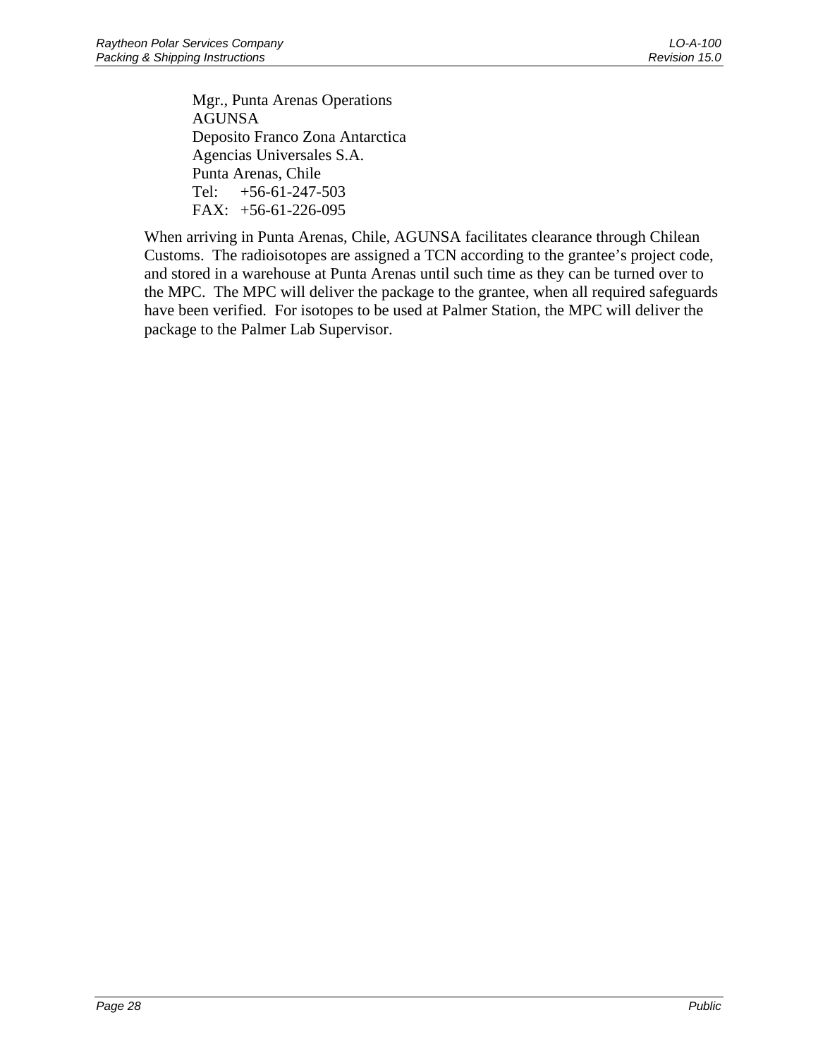Mgr., Punta Arenas Operations
AGUNSA
Deposito Franco Zona Antarctica
Agencias Universales S.A.
Punta Arenas, Chile
Tel: +56-61-247-503
FAX: +56-61-226-095

When arriving in Punta Arenas, Chile, AGUNSA facilitates clearance through Chilean Customs. The radioisotopes are assigned a TCN according to the grantee's project code, and stored in a warehouse at Punta Arenas until such time as they can be turned over to the MPC. The MPC will deliver the package to the grantee, when all required safeguards have been verified. For isotopes to be used at Palmer Station, the MPC will deliver the package to the Palmer Lab Supervisor.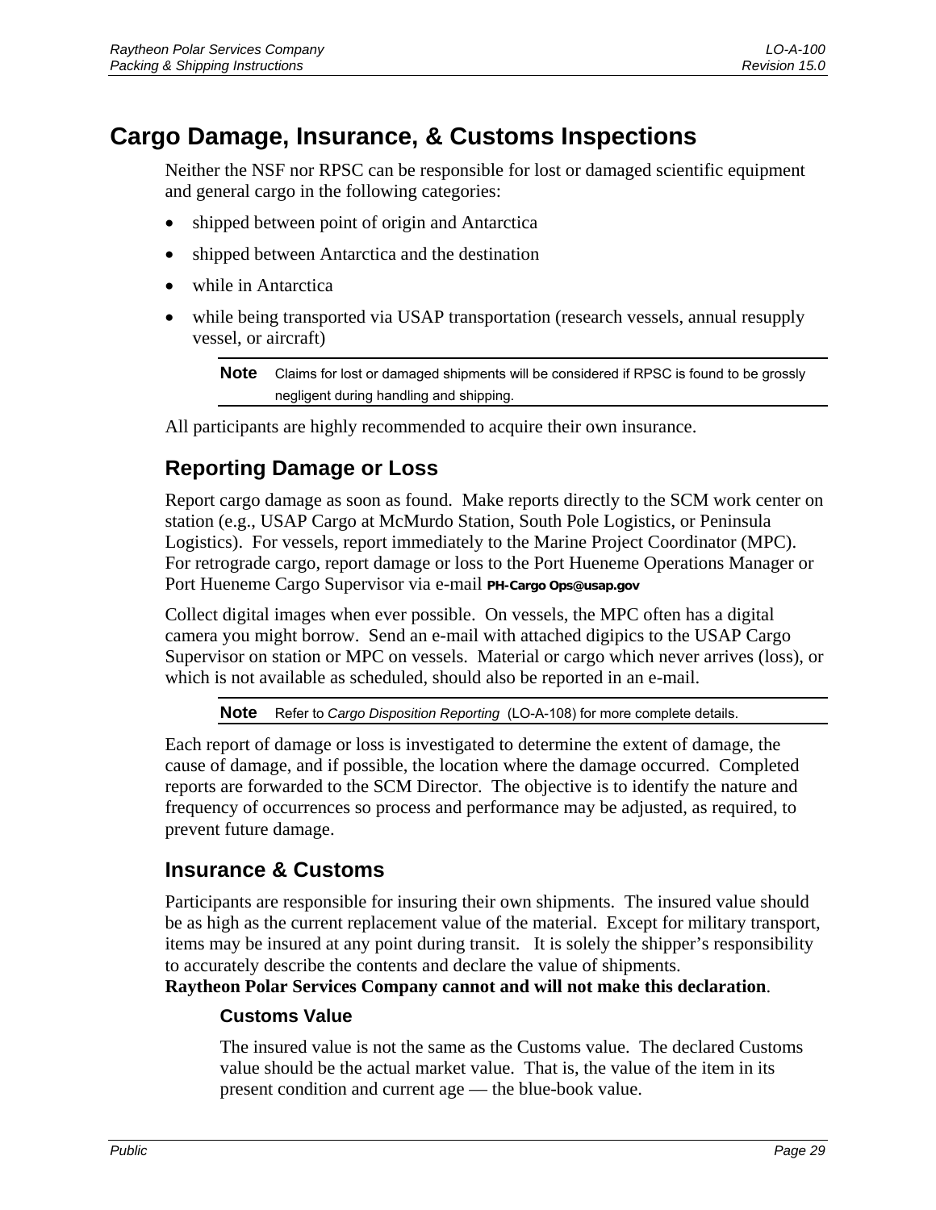# Cargo Damage, Insurance, & Customs Inspections

Neither the NSF nor RPSC can be responsible for lost or damaged scientific equipment and general cargo in the following categories:

- shipped between point of origin and Antarctica
- shipped between Antarctica and the destination
- while in Antarctica
- while being transported via USAP transportation (research vessels, annual resupply vessel, or aircraft)

> **Note** Claims for lost or damaged shipments will be considered if RPSC is found to be grossly negligent during handling and shipping.

All participants are highly recommended to acquire their own insurance.

## Reporting Damage or Loss

Report cargo damage as soon as found. Make reports directly to the SCM work center on station (e.g., USAP Cargo at McMurdo Station, South Pole Logistics, or Peninsula Logistics). For vessels, report immediately to the Marine Project Coordinator (MPC). For retrograde cargo, report damage or loss to the Port Hueneme Operations Manager or Port Hueneme Cargo Supervisor via e-mail **PH-Cargo Ops@usap.gov**

Collect digital images when ever possible. On vessels, the MPC often has a digital camera you might borrow. Send an e-mail with attached digipics to the USAP Cargo Supervisor on station or MPC on vessels. Material or cargo which never arrives (loss), or which is not available as scheduled, should also be reported in an e-mail.

> **Note** Refer to *Cargo Disposition Reporting* (LO-A-108) for more complete details.

Each report of damage or loss is investigated to determine the extent of damage, the cause of damage, and if possible, the location where the damage occurred. Completed reports are forwarded to the SCM Director. The objective is to identify the nature and frequency of occurrences so process and performance may be adjusted, as required, to prevent future damage.

## Insurance & Customs

Participants are responsible for insuring their own shipments. The insured value should be as high as the current replacement value of the material. Except for military transport, items may be insured at any point during transit. It is solely the shipper's responsibility to accurately describe the contents and declare the value of shipments. **Raytheon Polar Services Company cannot and will not make this declaration**.

### Customs Value

The insured value is not the same as the Customs value. The declared Customs value should be the actual market value. That is, the value of the item in its present condition and current age — the blue-book value.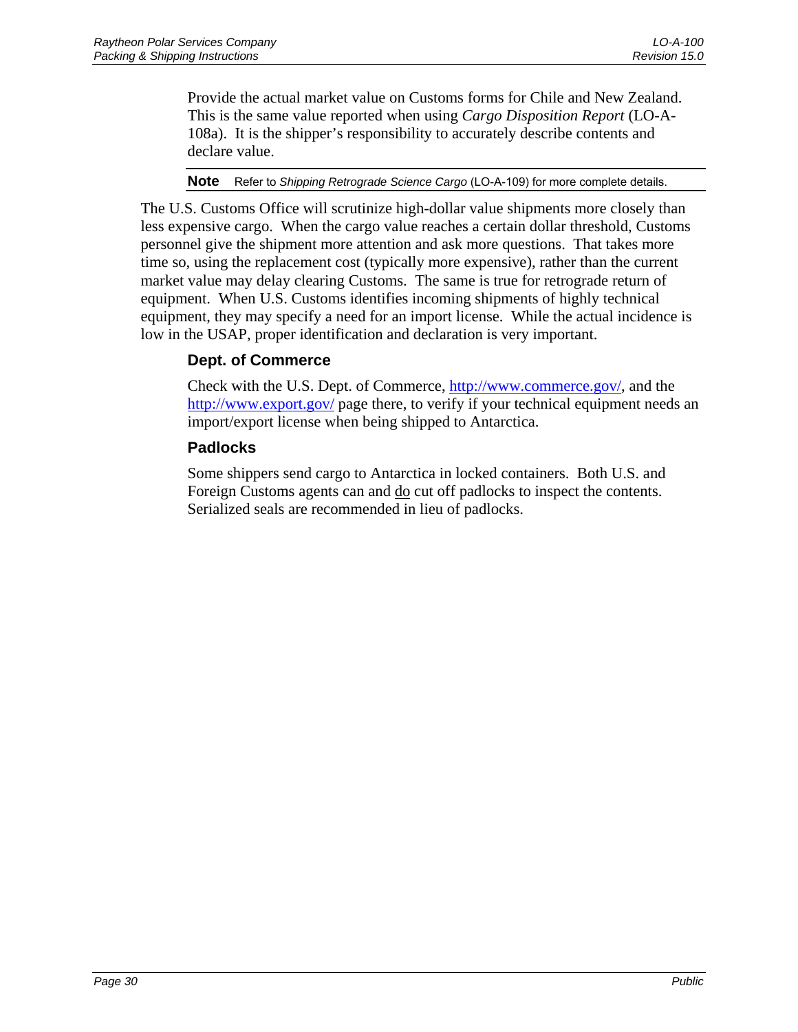Provide the actual market value on Customs forms for Chile and New Zealand. This is the same value reported when using *Cargo Disposition Report* (LO-A-108a). It is the shipper's responsibility to accurately describe contents and declare value.

**Note** Refer to *Shipping Retrograde Science Cargo* (LO-A-109) for more complete details.

The U.S. Customs Office will scrutinize high-dollar value shipments more closely than less expensive cargo. When the cargo value reaches a certain dollar threshold, Customs personnel give the shipment more attention and ask more questions. That takes more time so, using the replacement cost (typically more expensive), rather than the current market value may delay clearing Customs. The same is true for retrograde return of equipment. When U.S. Customs identifies incoming shipments of highly technical equipment, they may specify a need for an import license. While the actual incidence is low in the USAP, proper identification and declaration is very important.

### Dept. of Commerce

Check with the U.S. Dept. of Commerce, [http://www.commerce.gov/](http://www.commerce.gov/), and the [http://www.export.gov/](http://www.export.gov/) page there, to verify if your technical equipment needs an import/export license when being shipped to Antarctica.

### Padlocks

Some shippers send cargo to Antarctica in locked containers. Both U.S. and Foreign Customs agents can and <u>do</u> cut off padlocks to inspect the contents. Serialized seals are recommended in lieu of padlocks.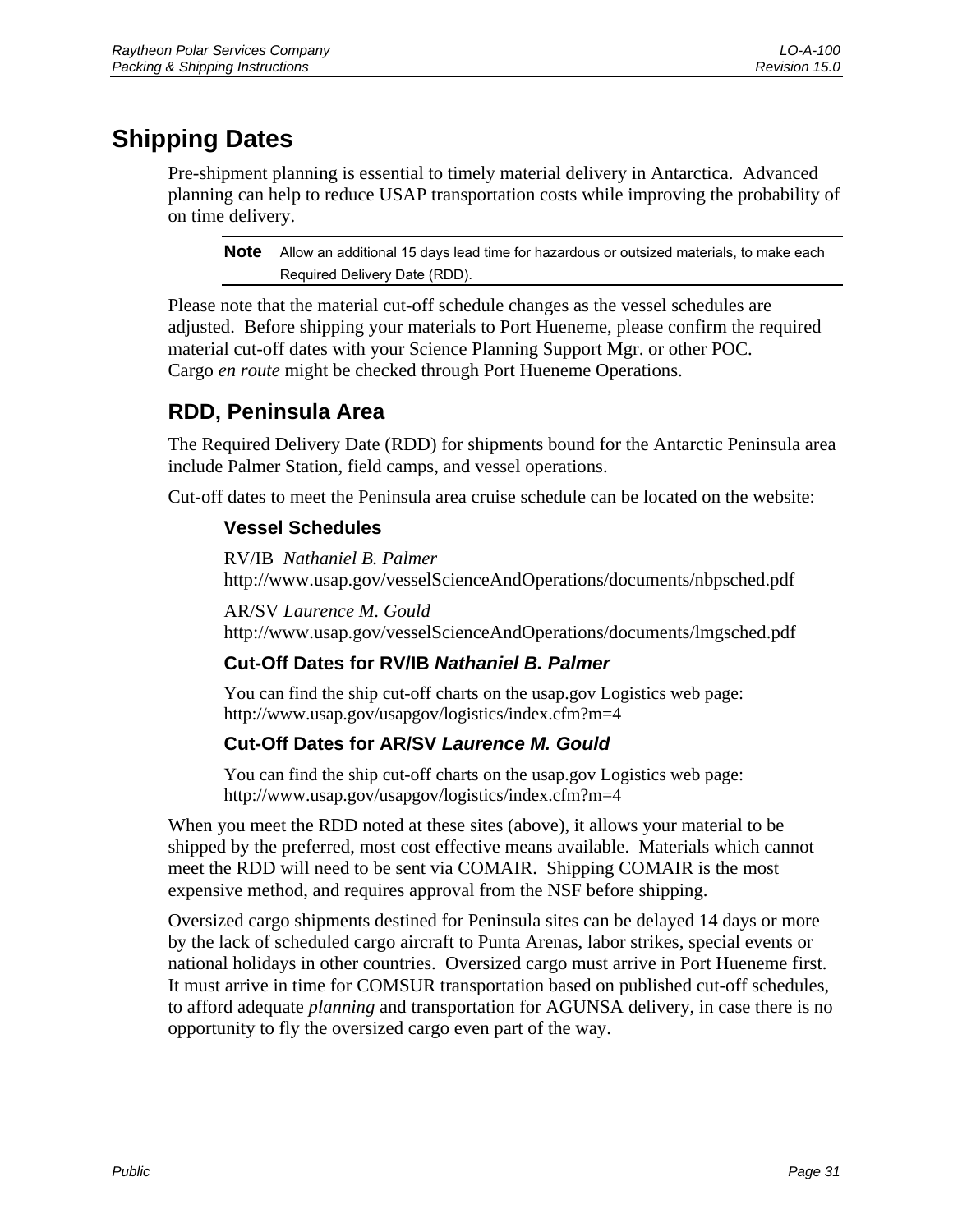# Shipping Dates

Pre-shipment planning is essential to timely material delivery in Antarctica. Advanced planning can help to reduce USAP transportation costs while improving the probability of on time delivery.

**Note** Allow an additional 15 days lead time for hazardous or outsized materials, to make each Required Delivery Date (RDD).

Please note that the material cut-off schedule changes as the vessel schedules are adjusted. Before shipping your materials to Port Hueneme, please confirm the required material cut-off dates with your Science Planning Support Mgr. or other POC. Cargo *en route* might be checked through Port Hueneme Operations.

## RDD, Peninsula Area

The Required Delivery Date (RDD) for shipments bound for the Antarctic Peninsula area include Palmer Station, field camps, and vessel operations.

Cut-off dates to meet the Peninsula area cruise schedule can be located on the website:

### Vessel Schedules

RV/IB *Nathaniel B. Palmer*
http://www.usap.gov/vesselScienceAndOperations/documents/nbpsched.pdf

AR/SV *Laurence M. Gould*
http://www.usap.gov/vesselScienceAndOperations/documents/lmgsched.pdf

### Cut-Off Dates for RV/IB *Nathaniel B. Palmer*

You can find the ship cut-off charts on the usap.gov Logistics web page:
http://www.usap.gov/usapgov/logistics/index.cfm?m=4

### Cut-Off Dates for AR/SV *Laurence M. Gould*

You can find the ship cut-off charts on the usap.gov Logistics web page:
http://www.usap.gov/usapgov/logistics/index.cfm?m=4

When you meet the RDD noted at these sites (above), it allows your material to be shipped by the preferred, most cost effective means available. Materials which cannot meet the RDD will need to be sent via COMAIR. Shipping COMAIR is the most expensive method, and requires approval from the NSF before shipping.

Oversized cargo shipments destined for Peninsula sites can be delayed 14 days or more by the lack of scheduled cargo aircraft to Punta Arenas, labor strikes, special events or national holidays in other countries. Oversized cargo must arrive in Port Hueneme first. It must arrive in time for COMSUR transportation based on published cut-off schedules, to afford adequate *planning* and transportation for AGUNSA delivery, in case there is no opportunity to fly the oversized cargo even part of the way.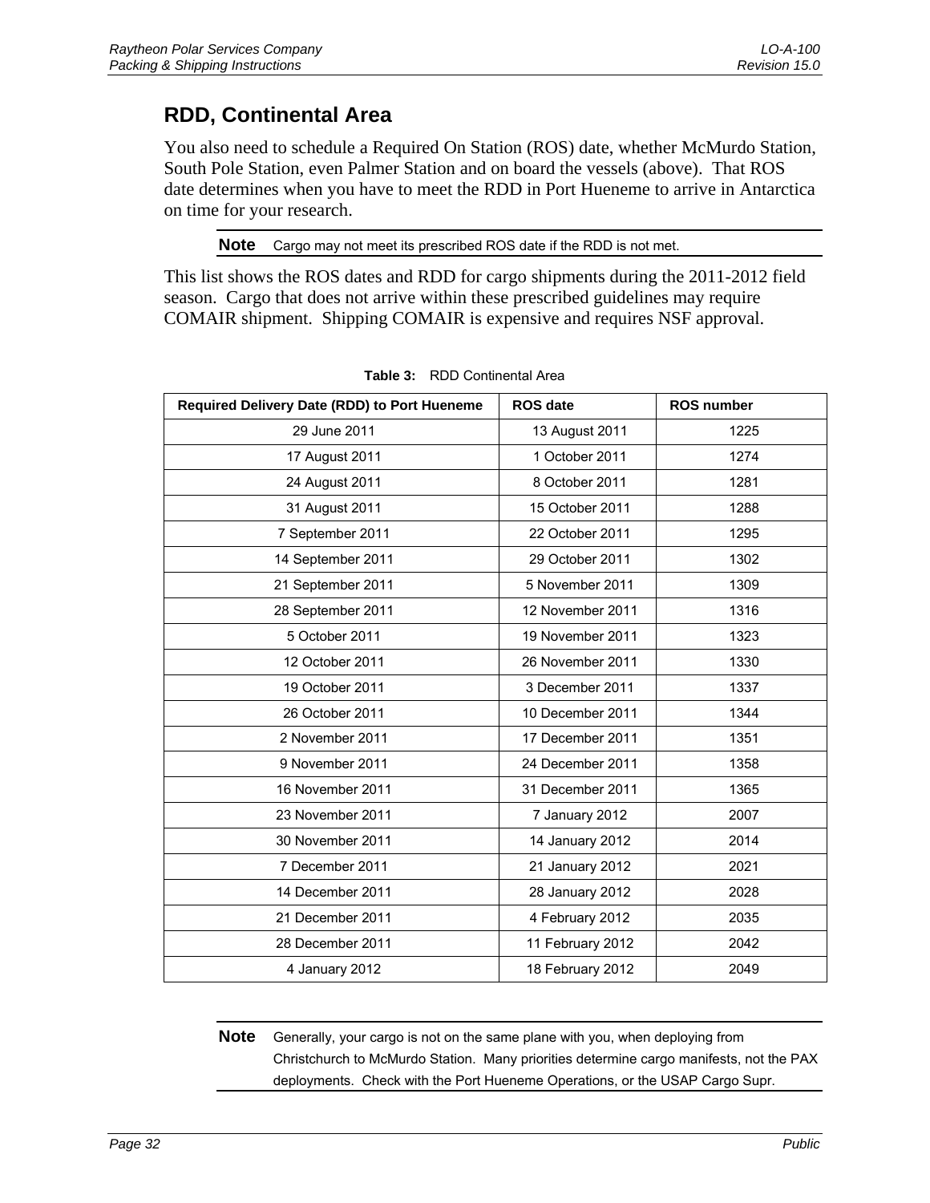## RDD, Continental Area

You also need to schedule a Required On Station (ROS) date, whether McMurdo Station, South Pole Station, even Palmer Station and on board the vessels (above). That ROS date determines when you have to meet the RDD in Port Hueneme to arrive in Antarctica on time for your research.

**Note** Cargo may not meet its prescribed ROS date if the RDD is not met.

This list shows the ROS dates and RDD for cargo shipments during the 2011-2012 field season. Cargo that does not arrive within these prescribed guidelines may require COMAIR shipment. Shipping COMAIR is expensive and requires NSF approval.

**Table 3:** RDD Continental Area

| Required Delivery Date (RDD) to Port Hueneme | ROS date | ROS number |
|---|---|---|
| 29 June 2011 | 13 August 2011 | 1225 |
| 17 August 2011 | 1 October 2011 | 1274 |
| 24 August 2011 | 8 October 2011 | 1281 |
| 31 August 2011 | 15 October 2011 | 1288 |
| 7 September 2011 | 22 October 2011 | 1295 |
| 14 September 2011 | 29 October 2011 | 1302 |
| 21 September 2011 | 5 November 2011 | 1309 |
| 28 September 2011 | 12 November 2011 | 1316 |
| 5 October 2011 | 19 November 2011 | 1323 |
| 12 October 2011 | 26 November 2011 | 1330 |
| 19 October 2011 | 3 December 2011 | 1337 |
| 26 October 2011 | 10 December 2011 | 1344 |
| 2 November 2011 | 17 December 2011 | 1351 |
| 9 November 2011 | 24 December 2011 | 1358 |
| 16 November 2011 | 31 December 2011 | 1365 |
| 23 November 2011 | 7 January 2012 | 2007 |
| 30 November 2011 | 14 January 2012 | 2014 |
| 7 December 2011 | 21 January 2012 | 2021 |
| 14 December 2011 | 28 January 2012 | 2028 |
| 21 December 2011 | 4 February 2012 | 2035 |
| 28 December 2011 | 11 February 2012 | 2042 |
| 4 January 2012 | 18 February 2012 | 2049 |

**Note** Generally, your cargo is not on the same plane with you, when deploying from Christchurch to McMurdo Station. Many priorities determine cargo manifests, not the PAX deployments. Check with the Port Hueneme Operations, or the USAP Cargo Supr.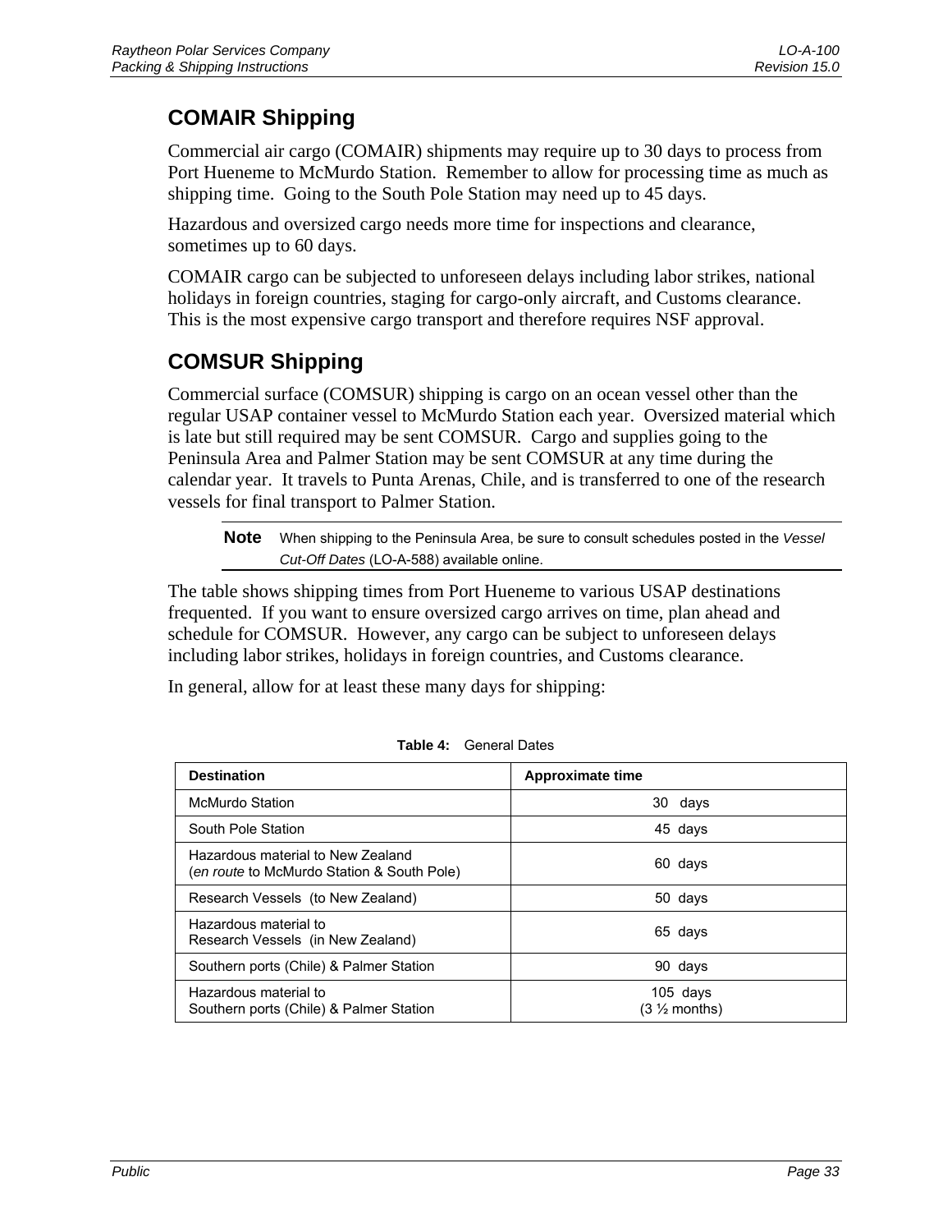## COMAIR Shipping

Commercial air cargo (COMAIR) shipments may require up to 30 days to process from Port Hueneme to McMurdo Station. Remember to allow for processing time as much as shipping time. Going to the South Pole Station may need up to 45 days.

Hazardous and oversized cargo needs more time for inspections and clearance, sometimes up to 60 days.

COMAIR cargo can be subjected to unforeseen delays including labor strikes, national holidays in foreign countries, staging for cargo-only aircraft, and Customs clearance. This is the most expensive cargo transport and therefore requires NSF approval.

## COMSUR Shipping

Commercial surface (COMSUR) shipping is cargo on an ocean vessel other than the regular USAP container vessel to McMurdo Station each year. Oversized material which is late but still required may be sent COMSUR. Cargo and supplies going to the Peninsula Area and Palmer Station may be sent COMSUR at any time during the calendar year. It travels to Punta Arenas, Chile, and is transferred to one of the research vessels for final transport to Palmer Station.

**Note** When shipping to the Peninsula Area, be sure to consult schedules posted in the *Vessel Cut-Off Dates* (LO-A-588) available online.

The table shows shipping times from Port Hueneme to various USAP destinations frequented. If you want to ensure oversized cargo arrives on time, plan ahead and schedule for COMSUR. However, any cargo can be subject to unforeseen delays including labor strikes, holidays in foreign countries, and Customs clearance.

In general, allow for at least these many days for shipping:

**Table 4:** General Dates

| Destination | Approximate time |
|---|---|
| McMurdo Station | 30 days |
| South Pole Station | 45 days |
| Hazardous material to New Zealand (*en route* to McMurdo Station & South Pole) | 60 days |
| Research Vessels (to New Zealand) | 50 days |
| Hazardous material to Research Vessels (in New Zealand) | 65 days |
| Southern ports (Chile) & Palmer Station | 90 days |
| Hazardous material to Southern ports (Chile) & Palmer Station | 105 days (3 ½ months) |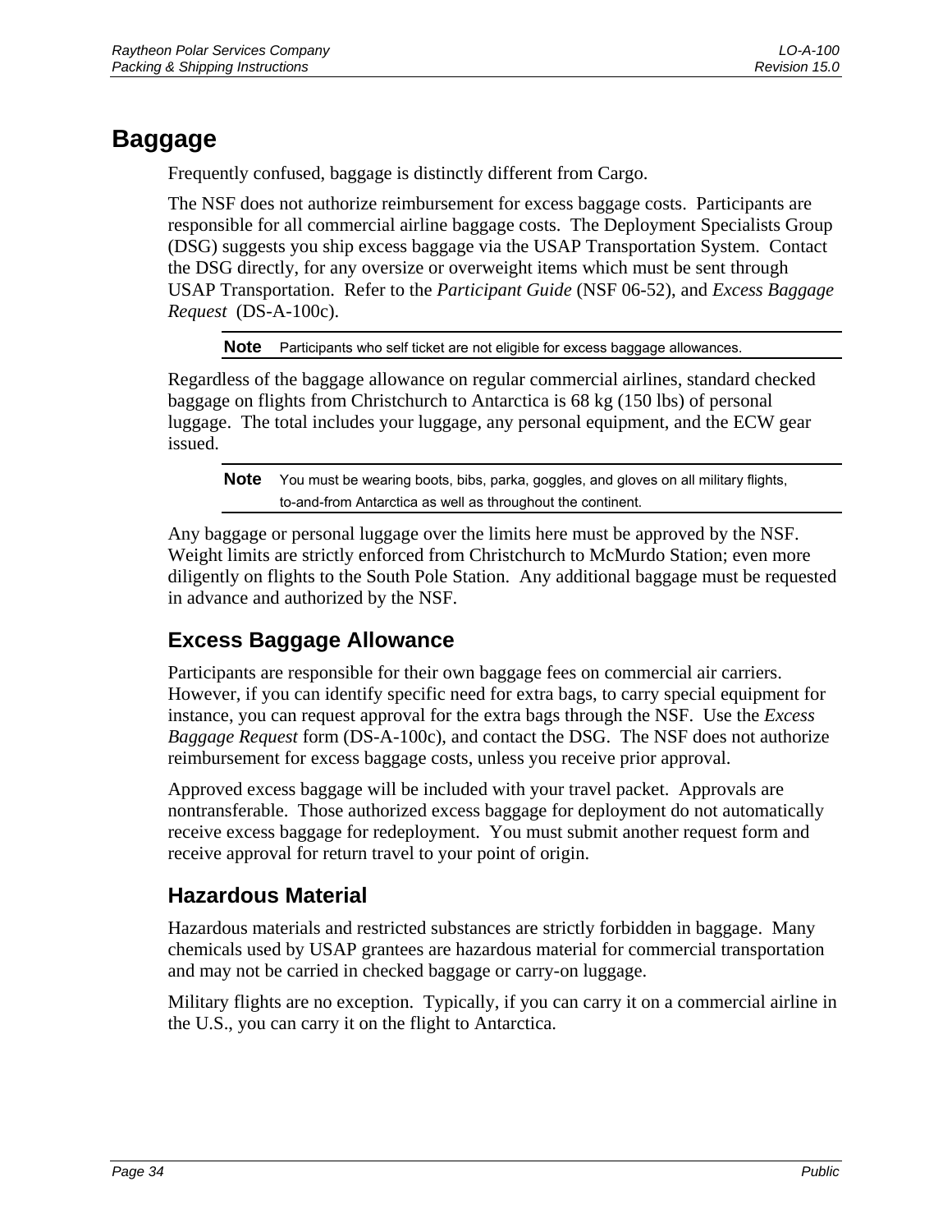# Baggage

Frequently confused, baggage is distinctly different from Cargo.

The NSF does not authorize reimbursement for excess baggage costs. Participants are responsible for all commercial airline baggage costs. The Deployment Specialists Group (DSG) suggests you ship excess baggage via the USAP Transportation System. Contact the DSG directly, for any oversize or overweight items which must be sent through USAP Transportation. Refer to the *Participant Guide* (NSF 06-52), and *Excess Baggage Request* (DS-A-100c).

> **Note** Participants who self ticket are not eligible for excess baggage allowances.

Regardless of the baggage allowance on regular commercial airlines, standard checked baggage on flights from Christchurch to Antarctica is 68 kg (150 lbs) of personal luggage. The total includes your luggage, any personal equipment, and the ECW gear issued.

> **Note** You must be wearing boots, bibs, parka, goggles, and gloves on all military flights, to-and-from Antarctica as well as throughout the continent.

Any baggage or personal luggage over the limits here must be approved by the NSF. Weight limits are strictly enforced from Christchurch to McMurdo Station; even more diligently on flights to the South Pole Station. Any additional baggage must be requested in advance and authorized by the NSF.

## Excess Baggage Allowance

Participants are responsible for their own baggage fees on commercial air carriers. However, if you can identify specific need for extra bags, to carry special equipment for instance, you can request approval for the extra bags through the NSF. Use the *Excess Baggage Request* form (DS-A-100c), and contact the DSG. The NSF does not authorize reimbursement for excess baggage costs, unless you receive prior approval.

Approved excess baggage will be included with your travel packet. Approvals are nontransferable. Those authorized excess baggage for deployment do not automatically receive excess baggage for redeployment. You must submit another request form and receive approval for return travel to your point of origin.

## Hazardous Material

Hazardous materials and restricted substances are strictly forbidden in baggage. Many chemicals used by USAP grantees are hazardous material for commercial transportation and may not be carried in checked baggage or carry-on luggage.

Military flights are no exception. Typically, if you can carry it on a commercial airline in the U.S., you can carry it on the flight to Antarctica.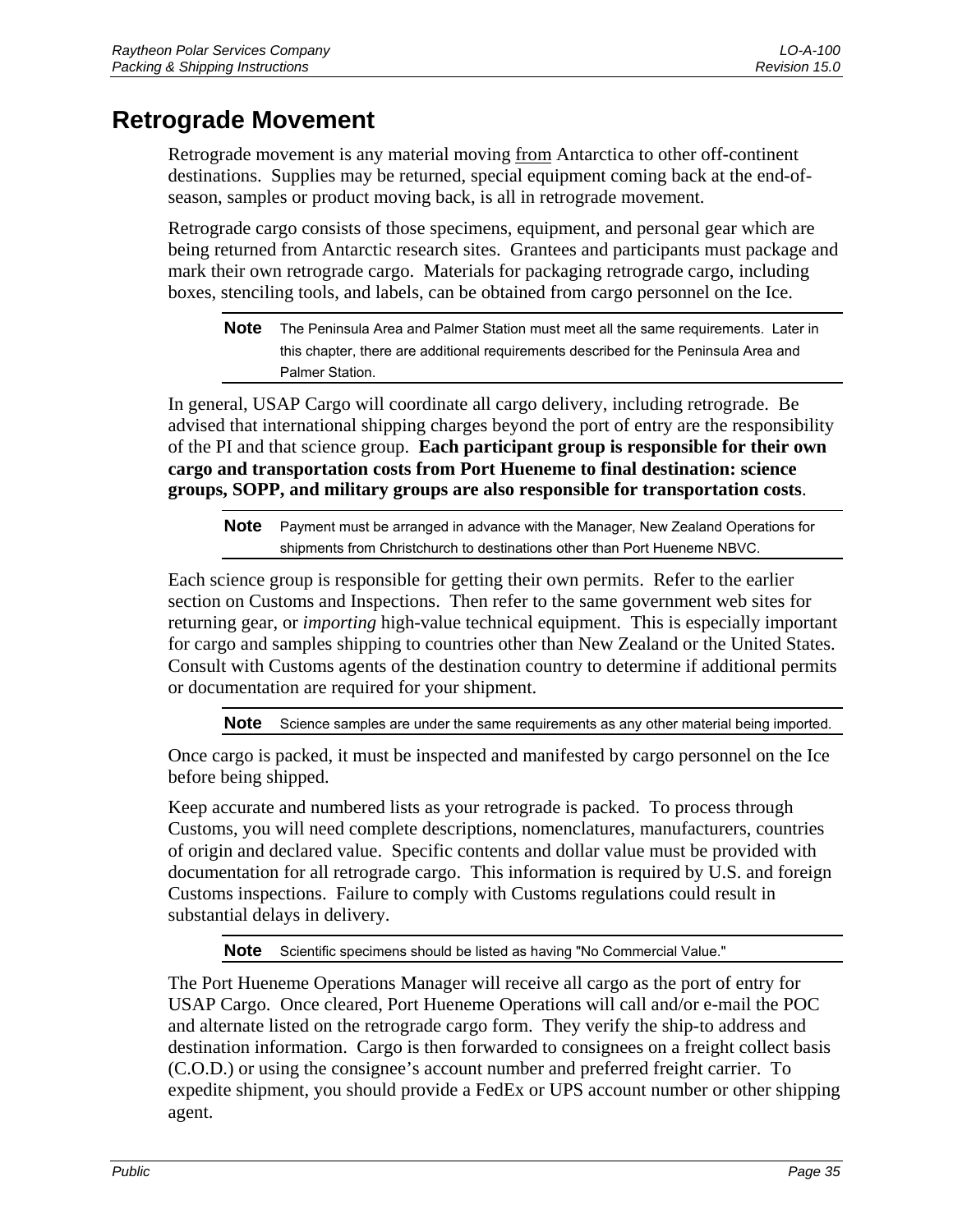# Retrograde Movement

Retrograde movement is any material moving from Antarctica to other off-continent destinations. Supplies may be returned, special equipment coming back at the end-of-season, samples or product moving back, is all in retrograde movement.

Retrograde cargo consists of those specimens, equipment, and personal gear which are being returned from Antarctic research sites. Grantees and participants must package and mark their own retrograde cargo. Materials for packaging retrograde cargo, including boxes, stenciling tools, and labels, can be obtained from cargo personnel on the Ice.

> **Note** The Peninsula Area and Palmer Station must meet all the same requirements. Later in this chapter, there are additional requirements described for the Peninsula Area and Palmer Station.

In general, USAP Cargo will coordinate all cargo delivery, including retrograde. Be advised that international shipping charges beyond the port of entry are the responsibility of the PI and that science group. **Each participant group is responsible for their own cargo and transportation costs from Port Hueneme to final destination: science groups, SOPP, and military groups are also responsible for transportation costs**.

> **Note** Payment must be arranged in advance with the Manager, New Zealand Operations for shipments from Christchurch to destinations other than Port Hueneme NBVC.

Each science group is responsible for getting their own permits. Refer to the earlier section on Customs and Inspections. Then refer to the same government web sites for returning gear, or *importing* high-value technical equipment. This is especially important for cargo and samples shipping to countries other than New Zealand or the United States. Consult with Customs agents of the destination country to determine if additional permits or documentation are required for your shipment.

> **Note** Science samples are under the same requirements as any other material being imported.

Once cargo is packed, it must be inspected and manifested by cargo personnel on the Ice before being shipped.

Keep accurate and numbered lists as your retrograde is packed. To process through Customs, you will need complete descriptions, nomenclatures, manufacturers, countries of origin and declared value. Specific contents and dollar value must be provided with documentation for all retrograde cargo. This information is required by U.S. and foreign Customs inspections. Failure to comply with Customs regulations could result in substantial delays in delivery.

> **Note** Scientific specimens should be listed as having "No Commercial Value."

The Port Hueneme Operations Manager will receive all cargo as the port of entry for USAP Cargo. Once cleared, Port Hueneme Operations will call and/or e-mail the POC and alternate listed on the retrograde cargo form. They verify the ship-to address and destination information. Cargo is then forwarded to consignees on a freight collect basis (C.O.D.) or using the consignee's account number and preferred freight carrier. To expedite shipment, you should provide a FedEx or UPS account number or other shipping agent.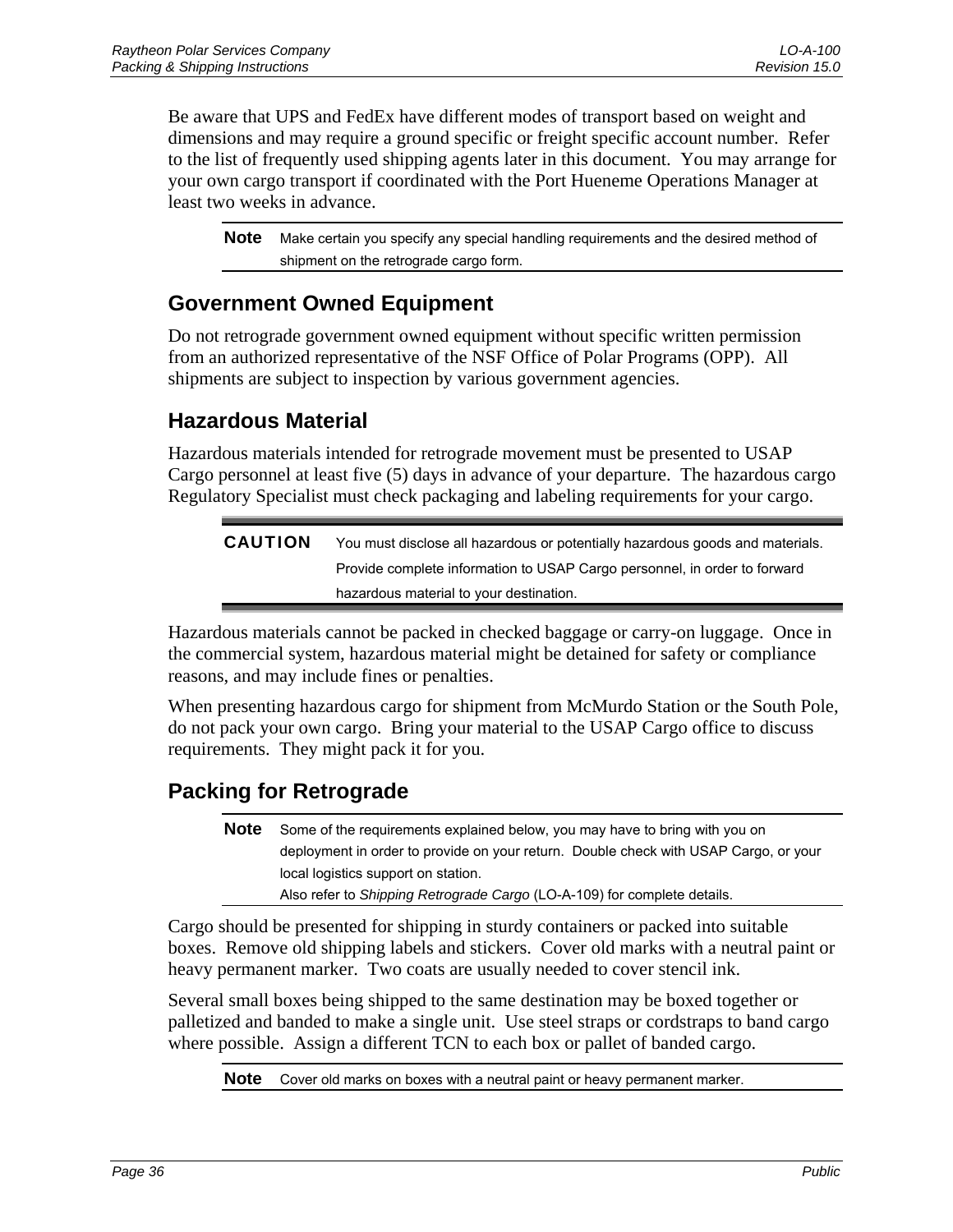Be aware that UPS and FedEx have different modes of transport based on weight and dimensions and may require a ground specific or freight specific account number. Refer to the list of frequently used shipping agents later in this document. You may arrange for your own cargo transport if coordinated with the Port Hueneme Operations Manager at least two weeks in advance.

> **Note** Make certain you specify any special handling requirements and the desired method of shipment on the retrograde cargo form.

## Government Owned Equipment

Do not retrograde government owned equipment without specific written permission from an authorized representative of the NSF Office of Polar Programs (OPP). All shipments are subject to inspection by various government agencies.

## Hazardous Material

Hazardous materials intended for retrograde movement must be presented to USAP Cargo personnel at least five (5) days in advance of your departure. The hazardous cargo Regulatory Specialist must check packaging and labeling requirements for your cargo.

> **CAUTION** You must disclose all hazardous or potentially hazardous goods and materials. Provide complete information to USAP Cargo personnel, in order to forward hazardous material to your destination.

Hazardous materials cannot be packed in checked baggage or carry-on luggage. Once in the commercial system, hazardous material might be detained for safety or compliance reasons, and may include fines or penalties.

When presenting hazardous cargo for shipment from McMurdo Station or the South Pole, do not pack your own cargo. Bring your material to the USAP Cargo office to discuss requirements. They might pack it for you.

## Packing for Retrograde

> **Note** Some of the requirements explained below, you may have to bring with you on deployment in order to provide on your return. Double check with USAP Cargo, or your local logistics support on station.
> Also refer to *Shipping Retrograde Cargo* (LO-A-109) for complete details.

Cargo should be presented for shipping in sturdy containers or packed into suitable boxes. Remove old shipping labels and stickers. Cover old marks with a neutral paint or heavy permanent marker. Two coats are usually needed to cover stencil ink.

Several small boxes being shipped to the same destination may be boxed together or palletized and banded to make a single unit. Use steel straps or cordstraps to band cargo where possible. Assign a different TCN to each box or pallet of banded cargo.

> **Note** Cover old marks on boxes with a neutral paint or heavy permanent marker.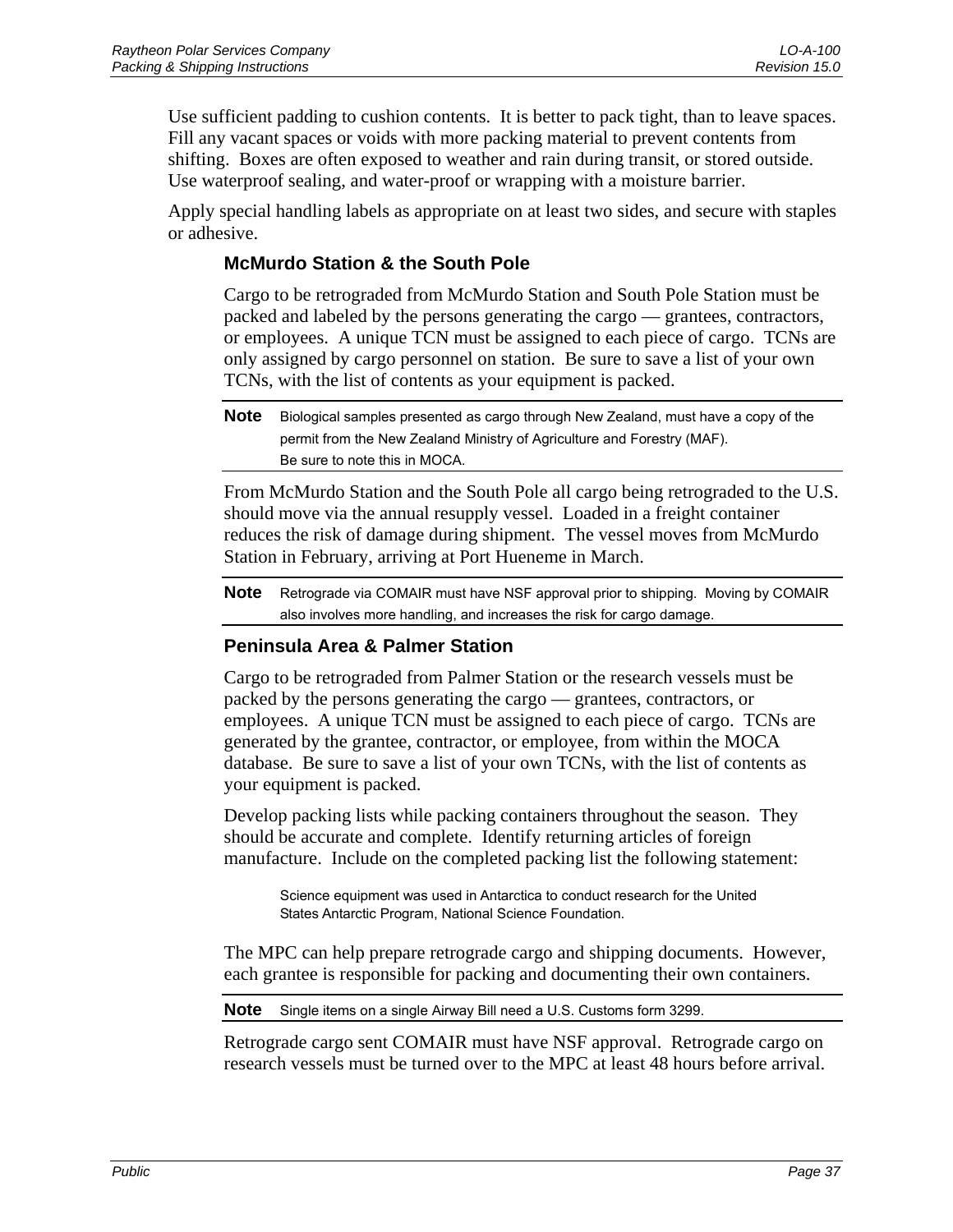Use sufficient padding to cushion contents. It is better to pack tight, than to leave spaces. Fill any vacant spaces or voids with more packing material to prevent contents from shifting. Boxes are often exposed to weather and rain during transit, or stored outside. Use waterproof sealing, and water-proof or wrapping with a moisture barrier.

Apply special handling labels as appropriate on at least two sides, and secure with staples or adhesive.

### McMurdo Station & the South Pole

Cargo to be retrograded from McMurdo Station and South Pole Station must be packed and labeled by the persons generating the cargo — grantees, contractors, or employees. A unique TCN must be assigned to each piece of cargo. TCNs are only assigned by cargo personnel on station. Be sure to save a list of your own TCNs, with the list of contents as your equipment is packed.

**Note** Biological samples presented as cargo through New Zealand, must have a copy of the permit from the New Zealand Ministry of Agriculture and Forestry (MAF).
Be sure to note this in MOCA.

From McMurdo Station and the South Pole all cargo being retrograded to the U.S. should move via the annual resupply vessel. Loaded in a freight container reduces the risk of damage during shipment. The vessel moves from McMurdo Station in February, arriving at Port Hueneme in March.

**Note** Retrograde via COMAIR must have NSF approval prior to shipping. Moving by COMAIR also involves more handling, and increases the risk for cargo damage.

### Peninsula Area & Palmer Station

Cargo to be retrograded from Palmer Station or the research vessels must be packed by the persons generating the cargo — grantees, contractors, or employees. A unique TCN must be assigned to each piece of cargo. TCNs are generated by the grantee, contractor, or employee, from within the MOCA database. Be sure to save a list of your own TCNs, with the list of contents as your equipment is packed.

Develop packing lists while packing containers throughout the season. They should be accurate and complete. Identify returning articles of foreign manufacture. Include on the completed packing list the following statement:

> Science equipment was used in Antarctica to conduct research for the United States Antarctic Program, National Science Foundation.

The MPC can help prepare retrograde cargo and shipping documents. However, each grantee is responsible for packing and documenting their own containers.

**Note** Single items on a single Airway Bill need a U.S. Customs form 3299.

Retrograde cargo sent COMAIR must have NSF approval. Retrograde cargo on research vessels must be turned over to the MPC at least 48 hours before arrival.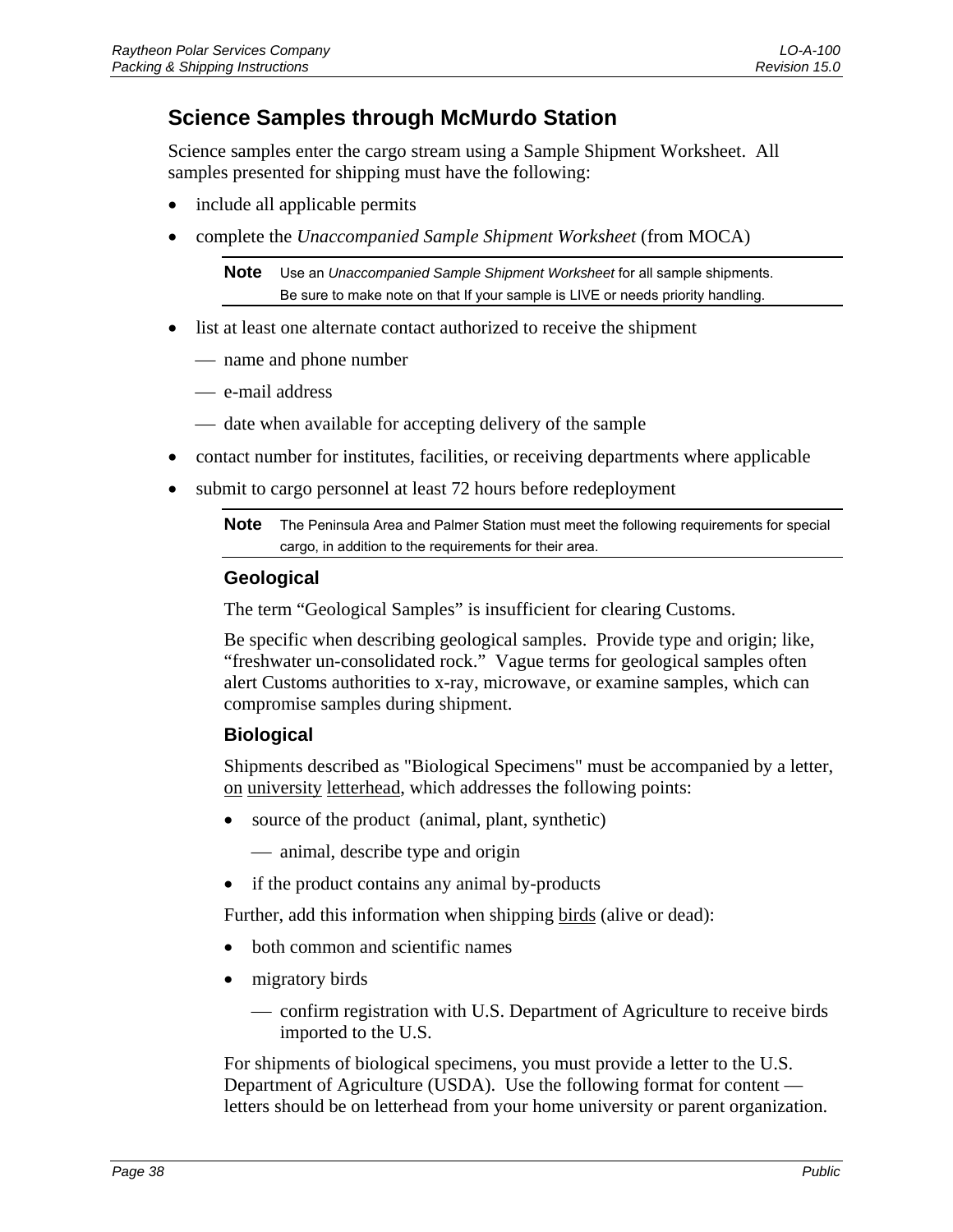## Science Samples through McMurdo Station

Science samples enter the cargo stream using a Sample Shipment Worksheet. All samples presented for shipping must have the following:

- include all applicable permits
- complete the *Unaccompanied Sample Shipment Worksheet* (from MOCA)

> **Note** Use an *Unaccompanied Sample Shipment Worksheet* for all sample shipments. Be sure to make note on that If your sample is LIVE or needs priority handling.

- list at least one alternate contact authorized to receive the shipment
  - name and phone number
  - e-mail address
  - date when available for accepting delivery of the sample
- contact number for institutes, facilities, or receiving departments where applicable
- submit to cargo personnel at least 72 hours before redeployment

> **Note** The Peninsula Area and Palmer Station must meet the following requirements for special cargo, in addition to the requirements for their area.

### Geological

The term "Geological Samples" is insufficient for clearing Customs.

Be specific when describing geological samples. Provide type and origin; like, "freshwater un-consolidated rock." Vague terms for geological samples often alert Customs authorities to x-ray, microwave, or examine samples, which can compromise samples during shipment.

### Biological

Shipments described as "Biological Specimens" must be accompanied by a letter, <u>on university letterhead</u>, which addresses the following points:

- source of the product (animal, plant, synthetic)
  - animal, describe type and origin
- if the product contains any animal by-products

Further, add this information when shipping <u>birds</u> (alive or dead):

- both common and scientific names
- migratory birds
  - confirm registration with U.S. Department of Agriculture to receive birds imported to the U.S.

For shipments of biological specimens, you must provide a letter to the U.S. Department of Agriculture (USDA). Use the following format for content — letters should be on letterhead from your home university or parent organization.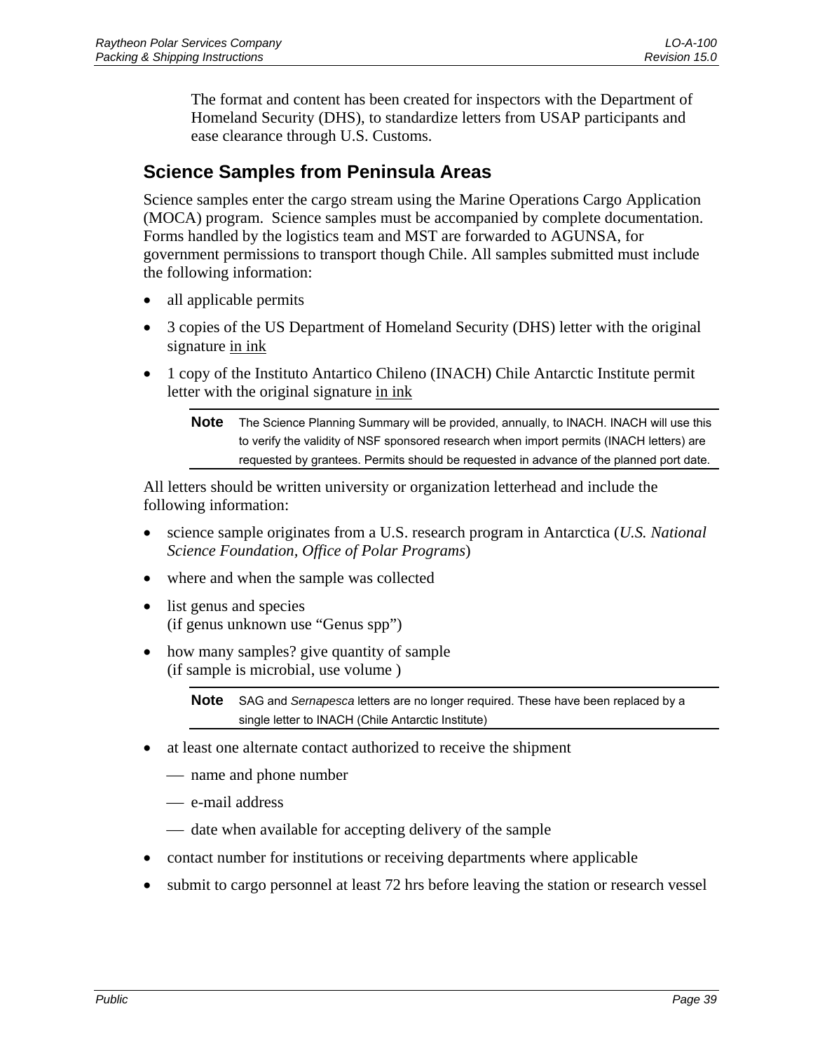The format and content has been created for inspectors with the Department of Homeland Security (DHS), to standardize letters from USAP participants and ease clearance through U.S. Customs.

## Science Samples from Peninsula Areas

Science samples enter the cargo stream using the Marine Operations Cargo Application (MOCA) program. Science samples must be accompanied by complete documentation. Forms handled by the logistics team and MST are forwarded to AGUNSA, for government permissions to transport though Chile. All samples submitted must include the following information:

- all applicable permits
- 3 copies of the US Department of Homeland Security (DHS) letter with the original signature <u>in ink</u>
- 1 copy of the Instituto Antartico Chileno (INACH) Chile Antarctic Institute permit letter with the original signature <u>in ink</u>

> **Note** The Science Planning Summary will be provided, annually, to INACH. INACH will use this to verify the validity of NSF sponsored research when import permits (INACH letters) are requested by grantees. Permits should be requested in advance of the planned port date.

All letters should be written university or organization letterhead and include the following information:

- science sample originates from a U.S. research program in Antarctica (*U.S. National Science Foundation, Office of Polar Programs*)
- where and when the sample was collected
- list genus and species
  (if genus unknown use "Genus spp")
- how many samples? give quantity of sample
  (if sample is microbial, use volume )

> **Note** SAG and *Sernapesca* letters are no longer required. These have been replaced by a single letter to INACH (Chile Antarctic Institute)

- at least one alternate contact authorized to receive the shipment
  - name and phone number
  - e-mail address
  - date when available for accepting delivery of the sample
- contact number for institutions or receiving departments where applicable
- submit to cargo personnel at least 72 hrs before leaving the station or research vessel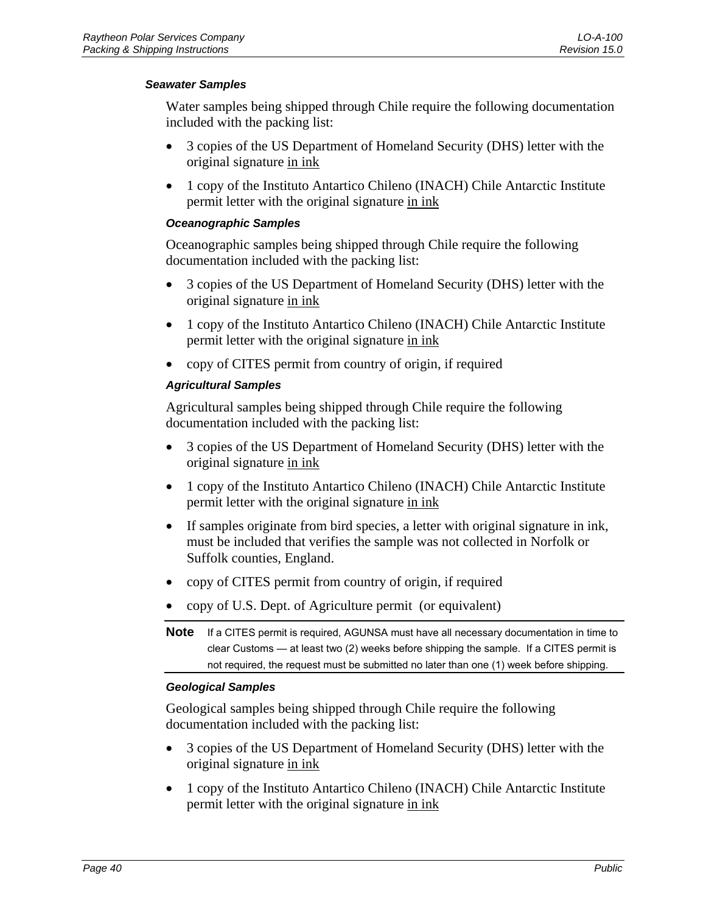#### *Seawater Samples*

Water samples being shipped through Chile require the following documentation included with the packing list:

- 3 copies of the US Department of Homeland Security (DHS) letter with the original signature <u>in ink</u>
- 1 copy of the Instituto Antartico Chileno (INACH) Chile Antarctic Institute permit letter with the original signature <u>in ink</u>

#### *Oceanographic Samples*

Oceanographic samples being shipped through Chile require the following documentation included with the packing list:

- 3 copies of the US Department of Homeland Security (DHS) letter with the original signature <u>in ink</u>
- 1 copy of the Instituto Antartico Chileno (INACH) Chile Antarctic Institute permit letter with the original signature <u>in ink</u>
- copy of CITES permit from country of origin, if required

#### *Agricultural Samples*

Agricultural samples being shipped through Chile require the following documentation included with the packing list:

- 3 copies of the US Department of Homeland Security (DHS) letter with the original signature <u>in ink</u>
- 1 copy of the Instituto Antartico Chileno (INACH) Chile Antarctic Institute permit letter with the original signature <u>in ink</u>
- If samples originate from bird species, a letter with original signature in ink, must be included that verifies the sample was not collected in Norfolk or Suffolk counties, England.
- copy of CITES permit from country of origin, if required
- copy of U.S. Dept. of Agriculture permit (or equivalent)

**Note** If a CITES permit is required, AGUNSA must have all necessary documentation in time to clear Customs — at least two (2) weeks before shipping the sample. If a CITES permit is not required, the request must be submitted no later than one (1) week before shipping.

#### *Geological Samples*

Geological samples being shipped through Chile require the following documentation included with the packing list:

- 3 copies of the US Department of Homeland Security (DHS) letter with the original signature <u>in ink</u>
- 1 copy of the Instituto Antartico Chileno (INACH) Chile Antarctic Institute permit letter with the original signature <u>in ink</u>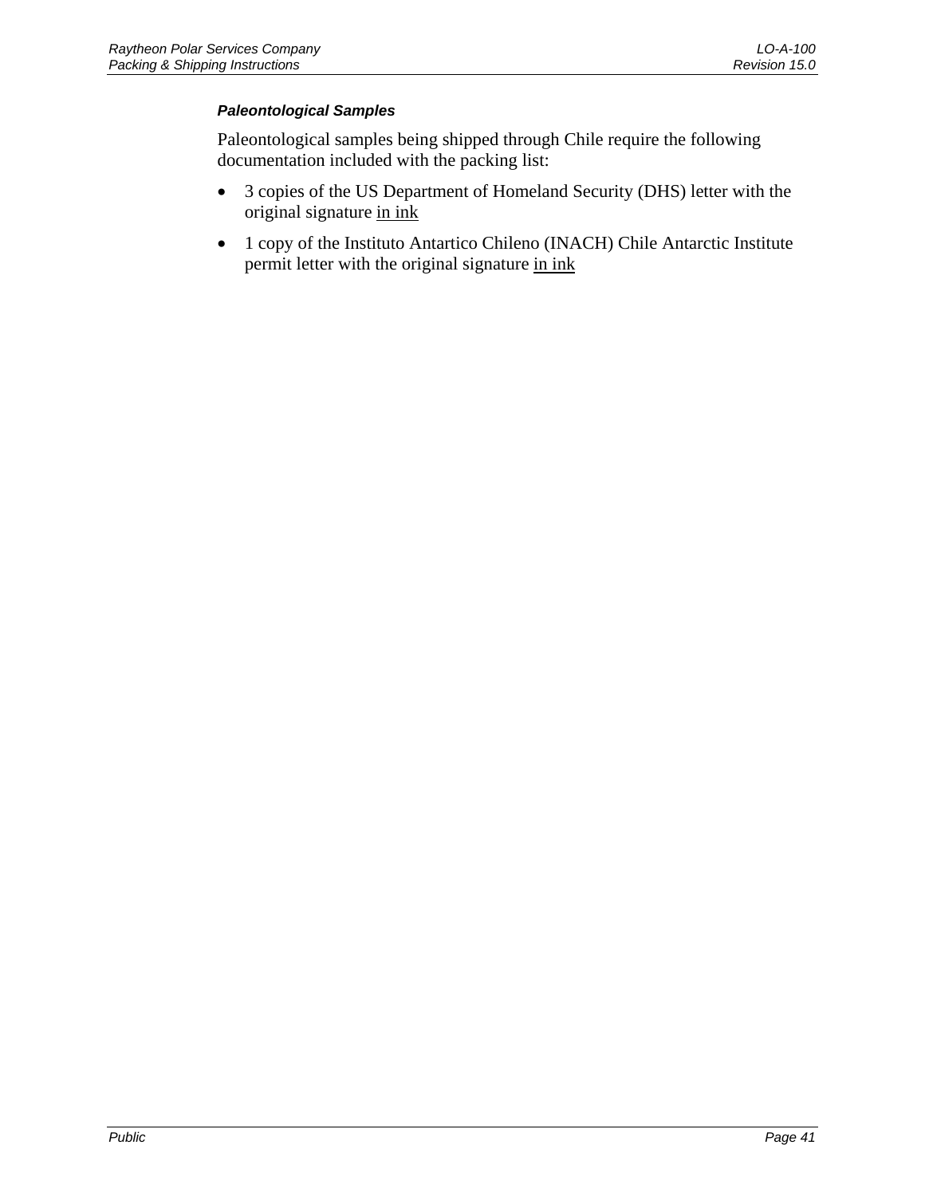#### *Paleontological Samples*

Paleontological samples being shipped through Chile require the following documentation included with the packing list:

- 3 copies of the US Department of Homeland Security (DHS) letter with the original signature <u>in ink</u>
- 1 copy of the Instituto Antartico Chileno (INACH) Chile Antarctic Institute permit letter with the original signature <u>in ink</u>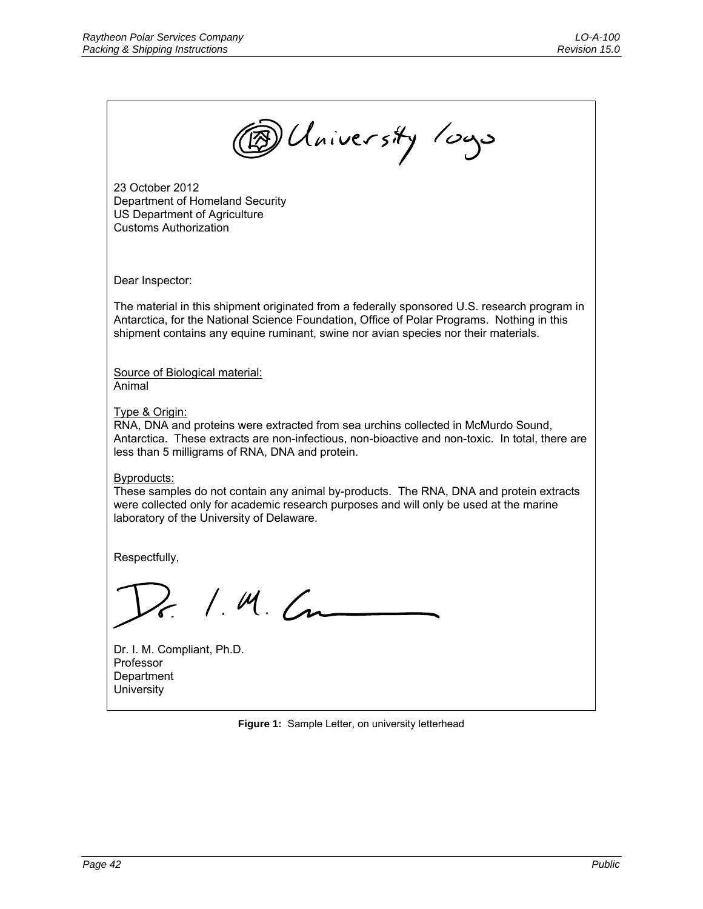University logo

23 October 2012
Department of Homeland Security
US Department of Agriculture
Customs Authorization

Dear Inspector:

The material in this shipment originated from a federally sponsored U.S. research program in Antarctica, for the National Science Foundation, Office of Polar Programs. Nothing in this shipment contains any equine ruminant, swine nor avian species nor their materials.

Source of Biological material:
Animal

Type & Origin:
RNA, DNA and proteins were extracted from sea urchins collected in McMurdo Sound, Antarctica. These extracts are non-infectious, non-bioactive and non-toxic. In total, there are less than 5 milligrams of RNA, DNA and protein.

Byproducts:
These samples do not contain any animal by-products. The RNA, DNA and protein extracts were collected only for academic research purposes and will only be used at the marine laboratory of the University of Delaware.

Respectfully,

Dr. I. M. C

Dr. I. M. Compliant, Ph.D.
Professor
Department
University

**Figure 1:** Sample Letter, on university letterhead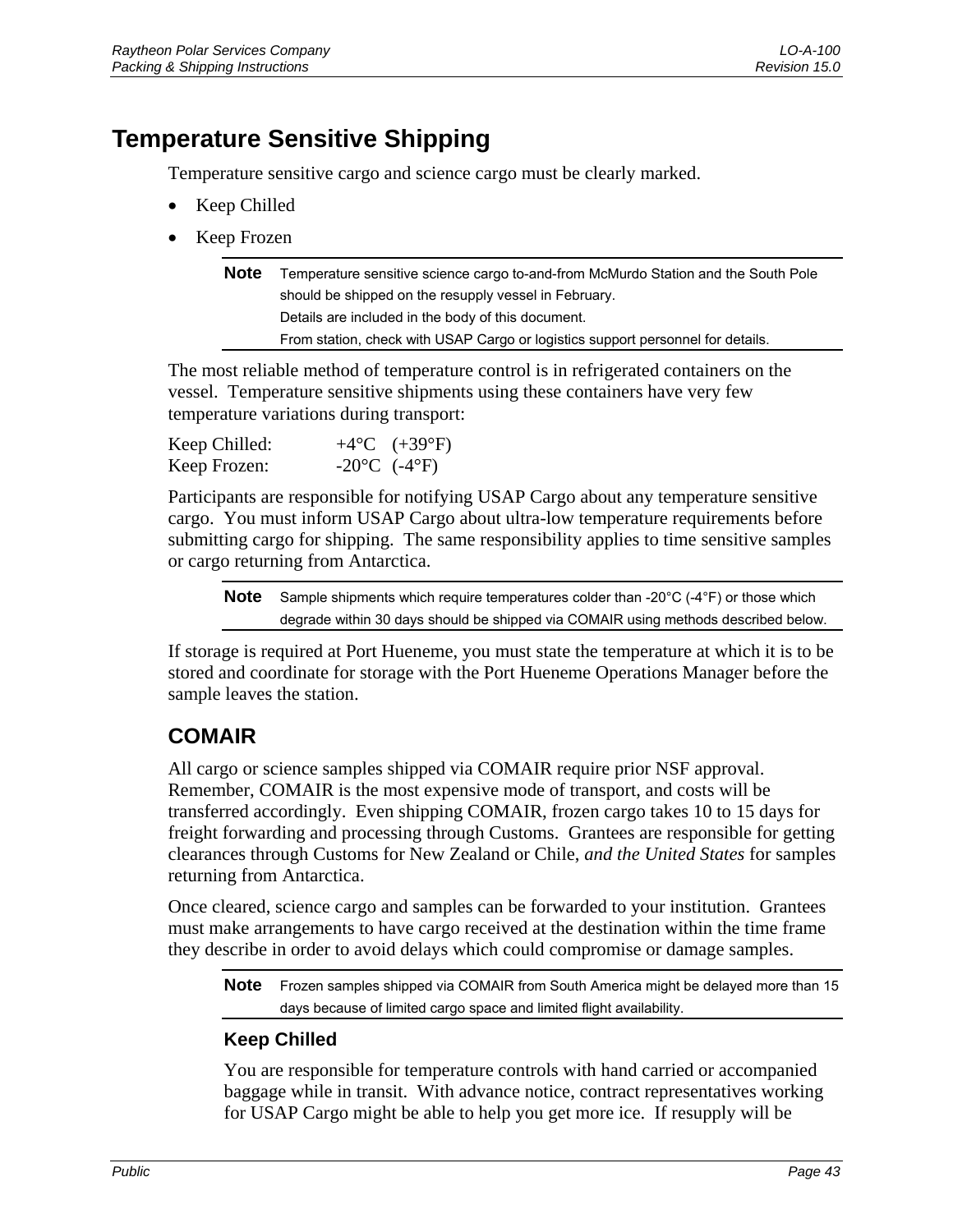# Temperature Sensitive Shipping

Temperature sensitive cargo and science cargo must be clearly marked.

- Keep Chilled
- Keep Frozen

> **Note** Temperature sensitive science cargo to-and-from McMurdo Station and the South Pole should be shipped on the resupply vessel in February.
> Details are included in the body of this document.
> From station, check with USAP Cargo or logistics support personnel for details.

The most reliable method of temperature control is in refrigerated containers on the vessel. Temperature sensitive shipments using these containers have very few temperature variations during transport:

Keep Chilled: +4°C (+39°F)
Keep Frozen: -20°C (-4°F)

Participants are responsible for notifying USAP Cargo about any temperature sensitive cargo. You must inform USAP Cargo about ultra-low temperature requirements before submitting cargo for shipping. The same responsibility applies to time sensitive samples or cargo returning from Antarctica.

> **Note** Sample shipments which require temperatures colder than -20°C (-4°F) or those which degrade within 30 days should be shipped via COMAIR using methods described below.

If storage is required at Port Hueneme, you must state the temperature at which it is to be stored and coordinate for storage with the Port Hueneme Operations Manager before the sample leaves the station.

## COMAIR

All cargo or science samples shipped via COMAIR require prior NSF approval. Remember, COMAIR is the most expensive mode of transport, and costs will be transferred accordingly. Even shipping COMAIR, frozen cargo takes 10 to 15 days for freight forwarding and processing through Customs. Grantees are responsible for getting clearances through Customs for New Zealand or Chile, *and the United States* for samples returning from Antarctica.

Once cleared, science cargo and samples can be forwarded to your institution. Grantees must make arrangements to have cargo received at the destination within the time frame they describe in order to avoid delays which could compromise or damage samples.

> **Note** Frozen samples shipped via COMAIR from South America might be delayed more than 15 days because of limited cargo space and limited flight availability.

### Keep Chilled

You are responsible for temperature controls with hand carried or accompanied baggage while in transit. With advance notice, contract representatives working for USAP Cargo might be able to help you get more ice. If resupply will be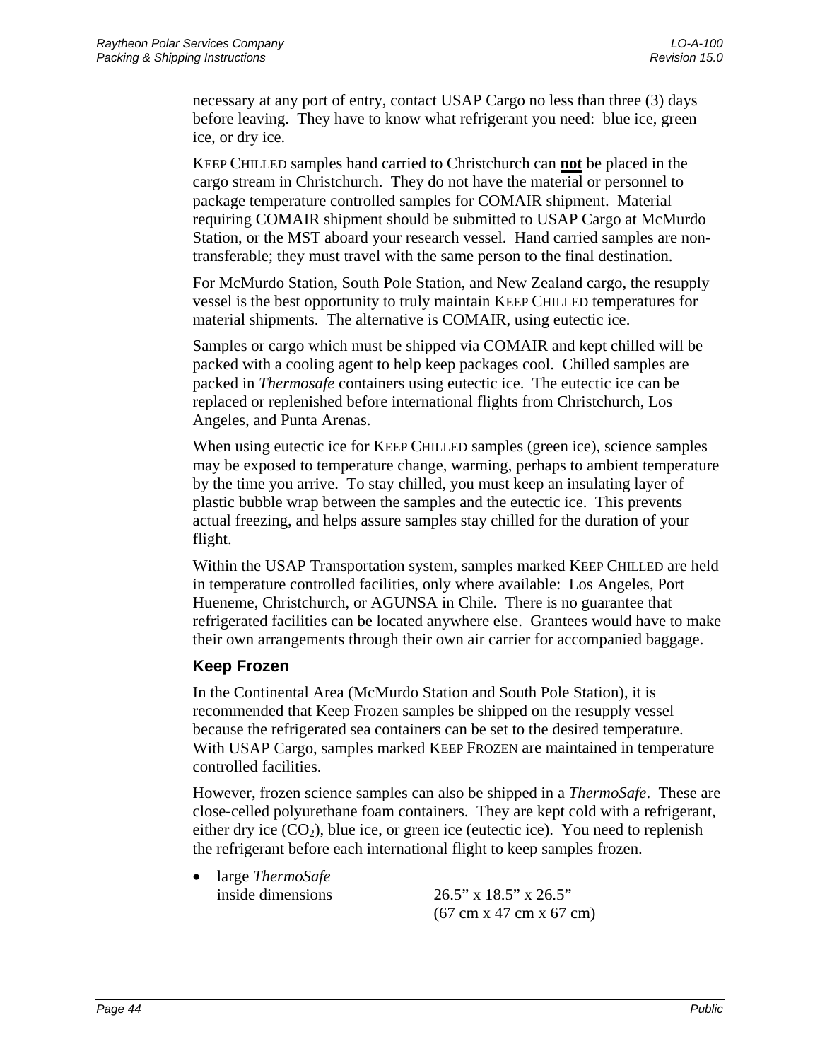necessary at any port of entry, contact USAP Cargo no less than three (3) days before leaving. They have to know what refrigerant you need: blue ice, green ice, or dry ice.

KEEP CHILLED samples hand carried to Christchurch can **not** be placed in the cargo stream in Christchurch. They do not have the material or personnel to package temperature controlled samples for COMAIR shipment. Material requiring COMAIR shipment should be submitted to USAP Cargo at McMurdo Station, or the MST aboard your research vessel. Hand carried samples are non-transferable; they must travel with the same person to the final destination.

For McMurdo Station, South Pole Station, and New Zealand cargo, the resupply vessel is the best opportunity to truly maintain KEEP CHILLED temperatures for material shipments. The alternative is COMAIR, using eutectic ice.

Samples or cargo which must be shipped via COMAIR and kept chilled will be packed with a cooling agent to help keep packages cool. Chilled samples are packed in *Thermosafe* containers using eutectic ice. The eutectic ice can be replaced or replenished before international flights from Christchurch, Los Angeles, and Punta Arenas.

When using eutectic ice for KEEP CHILLED samples (green ice), science samples may be exposed to temperature change, warming, perhaps to ambient temperature by the time you arrive. To stay chilled, you must keep an insulating layer of plastic bubble wrap between the samples and the eutectic ice. This prevents actual freezing, and helps assure samples stay chilled for the duration of your flight.

Within the USAP Transportation system, samples marked KEEP CHILLED are held in temperature controlled facilities, only where available: Los Angeles, Port Hueneme, Christchurch, or AGUNSA in Chile. There is no guarantee that refrigerated facilities can be located anywhere else. Grantees would have to make their own arrangements through their own air carrier for accompanied baggage.

### Keep Frozen

In the Continental Area (McMurdo Station and South Pole Station), it is recommended that Keep Frozen samples be shipped on the resupply vessel because the refrigerated sea containers can be set to the desired temperature. With USAP Cargo, samples marked KEEP FROZEN are maintained in temperature controlled facilities.

However, frozen science samples can also be shipped in a *ThermoSafe*. These are close-celled polyurethane foam containers. They are kept cold with a refrigerant, either dry ice ($CO_2$), blue ice, or green ice (eutectic ice). You need to replenish the refrigerant before each international flight to keep samples frozen.

- large *ThermoSafe* inside dimensions — 26.5” x 18.5” x 26.5” (67 cm x 47 cm x 67 cm)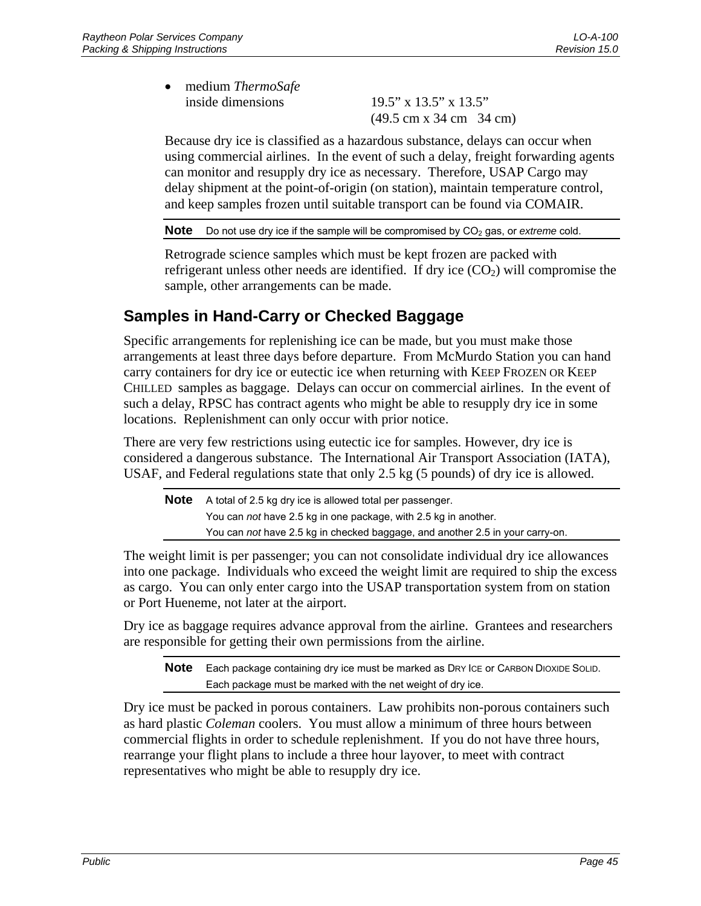- medium *ThermoSafe*
  inside dimensions 19.5” x 13.5” x 13.5”
  (49.5 cm x 34 cm 34 cm)

Because dry ice is classified as a hazardous substance, delays can occur when using commercial airlines. In the event of such a delay, freight forwarding agents can monitor and resupply dry ice as necessary. Therefore, USAP Cargo may delay shipment at the point-of-origin (on station), maintain temperature control, and keep samples frozen until suitable transport can be found via COMAIR.

**Note** Do not use dry ice if the sample will be compromised by $CO_2$ gas, or *extreme* cold.

Retrograde science samples which must be kept frozen are packed with refrigerant unless other needs are identified. If dry ice ($CO_2$) will compromise the sample, other arrangements can be made.

## Samples in Hand-Carry or Checked Baggage

Specific arrangements for replenishing ice can be made, but you must make those arrangements at least three days before departure. From McMurdo Station you can hand carry containers for dry ice or eutectic ice when returning with KEEP FROZEN OR KEEP CHILLED samples as baggage. Delays can occur on commercial airlines. In the event of such a delay, RPSC has contract agents who might be able to resupply dry ice in some locations. Replenishment can only occur with prior notice.

There are very few restrictions using eutectic ice for samples. However, dry ice is considered a dangerous substance. The International Air Transport Association (IATA), USAF, and Federal regulations state that only 2.5 kg (5 pounds) of dry ice is allowed.

**Note** A total of 2.5 kg dry ice is allowed total per passenger.
You can *not* have 2.5 kg in one package, with 2.5 kg in another.
You can *not* have 2.5 kg in checked baggage, and another 2.5 in your carry-on.

The weight limit is per passenger; you can not consolidate individual dry ice allowances into one package. Individuals who exceed the weight limit are required to ship the excess as cargo. You can only enter cargo into the USAP transportation system from on station or Port Hueneme, not later at the airport.

Dry ice as baggage requires advance approval from the airline. Grantees and researchers are responsible for getting their own permissions from the airline.

**Note** Each package containing dry ice must be marked as DRY ICE or CARBON DIOXIDE SOLID.
Each package must be marked with the net weight of dry ice.

Dry ice must be packed in porous containers. Law prohibits non-porous containers such as hard plastic *Coleman* coolers. You must allow a minimum of three hours between commercial flights in order to schedule replenishment. If you do not have three hours, rearrange your flight plans to include a three hour layover, to meet with contract representatives who might be able to resupply dry ice.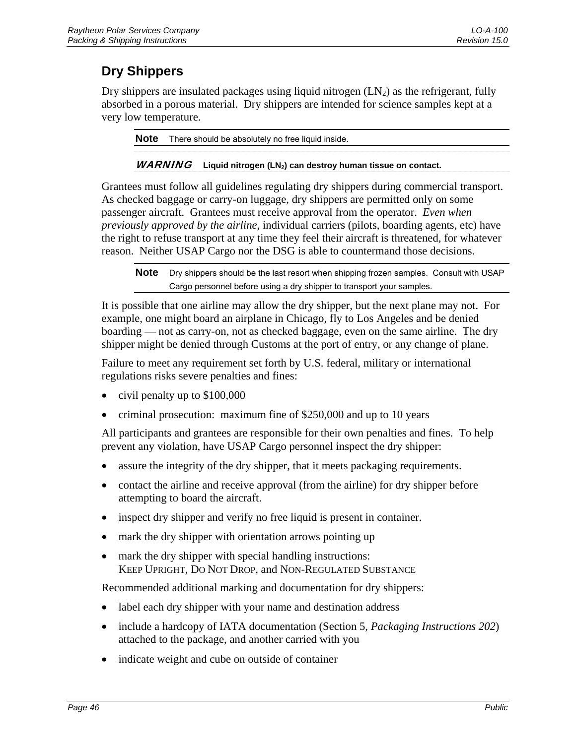## Dry Shippers

Dry shippers are insulated packages using liquid nitrogen ($LN_2$) as the refrigerant, fully absorbed in a porous material. Dry shippers are intended for science samples kept at a very low temperature.

> **Note** There should be absolutely no free liquid inside.

> ***WARNING*** **Liquid nitrogen ($LN_2$) can destroy human tissue on contact.**

Grantees must follow all guidelines regulating dry shippers during commercial transport. As checked baggage or carry-on luggage, dry shippers are permitted only on some passenger aircraft. Grantees must receive approval from the operator. *Even when previously approved by the airline*, individual carriers (pilots, boarding agents, etc) have the right to refuse transport at any time they feel their aircraft is threatened, for whatever reason. Neither USAP Cargo nor the DSG is able to countermand those decisions.

> **Note** Dry shippers should be the last resort when shipping frozen samples. Consult with USAP Cargo personnel before using a dry shipper to transport your samples.

It is possible that one airline may allow the dry shipper, but the next plane may not. For example, one might board an airplane in Chicago, fly to Los Angeles and be denied boarding — not as carry-on, not as checked baggage, even on the same airline. The dry shipper might be denied through Customs at the port of entry, or any change of plane.

Failure to meet any requirement set forth by U.S. federal, military or international regulations risks severe penalties and fines:

- civil penalty up to $100,000
- criminal prosecution: maximum fine of $250,000 and up to 10 years

All participants and grantees are responsible for their own penalties and fines. To help prevent any violation, have USAP Cargo personnel inspect the dry shipper:

- assure the integrity of the dry shipper, that it meets packaging requirements.
- contact the airline and receive approval (from the airline) for dry shipper before attempting to board the aircraft.
- inspect dry shipper and verify no free liquid is present in container.
- mark the dry shipper with orientation arrows pointing up
- mark the dry shipper with special handling instructions:
  KEEP UPRIGHT, DO NOT DROP, and NON-REGULATED SUBSTANCE

Recommended additional marking and documentation for dry shippers:

- label each dry shipper with your name and destination address
- include a hardcopy of IATA documentation (Section 5, *Packaging Instructions 202*) attached to the package, and another carried with you
- indicate weight and cube on outside of container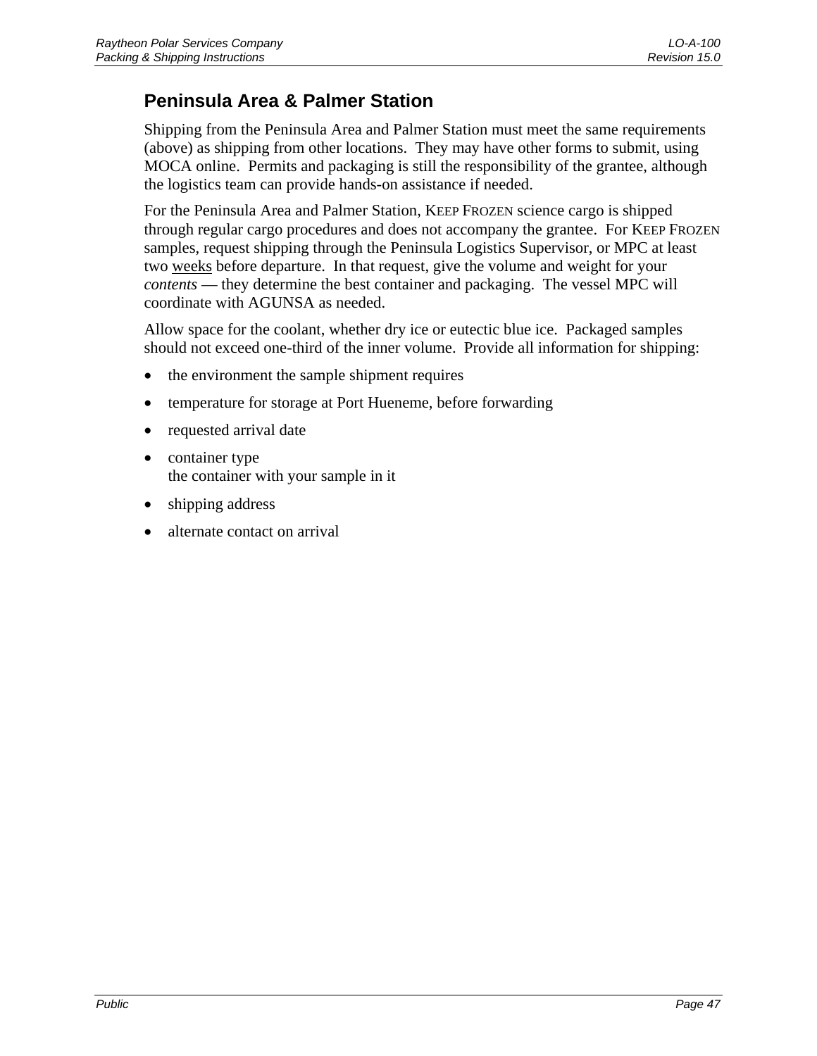## Peninsula Area & Palmer Station

Shipping from the Peninsula Area and Palmer Station must meet the same requirements (above) as shipping from other locations. They may have other forms to submit, using MOCA online. Permits and packaging is still the responsibility of the grantee, although the logistics team can provide hands-on assistance if needed.

For the Peninsula Area and Palmer Station, KEEP FROZEN science cargo is shipped through regular cargo procedures and does not accompany the grantee. For KEEP FROZEN samples, request shipping through the Peninsula Logistics Supervisor, or MPC at least two <u>weeks</u> before departure. In that request, give the volume and weight for your *contents* — they determine the best container and packaging. The vessel MPC will coordinate with AGUNSA as needed.

Allow space for the coolant, whether dry ice or eutectic blue ice. Packaged samples should not exceed one-third of the inner volume. Provide all information for shipping:

- the environment the sample shipment requires
- temperature for storage at Port Hueneme, before forwarding
- requested arrival date
- container type
  the container with your sample in it
- shipping address
- alternate contact on arrival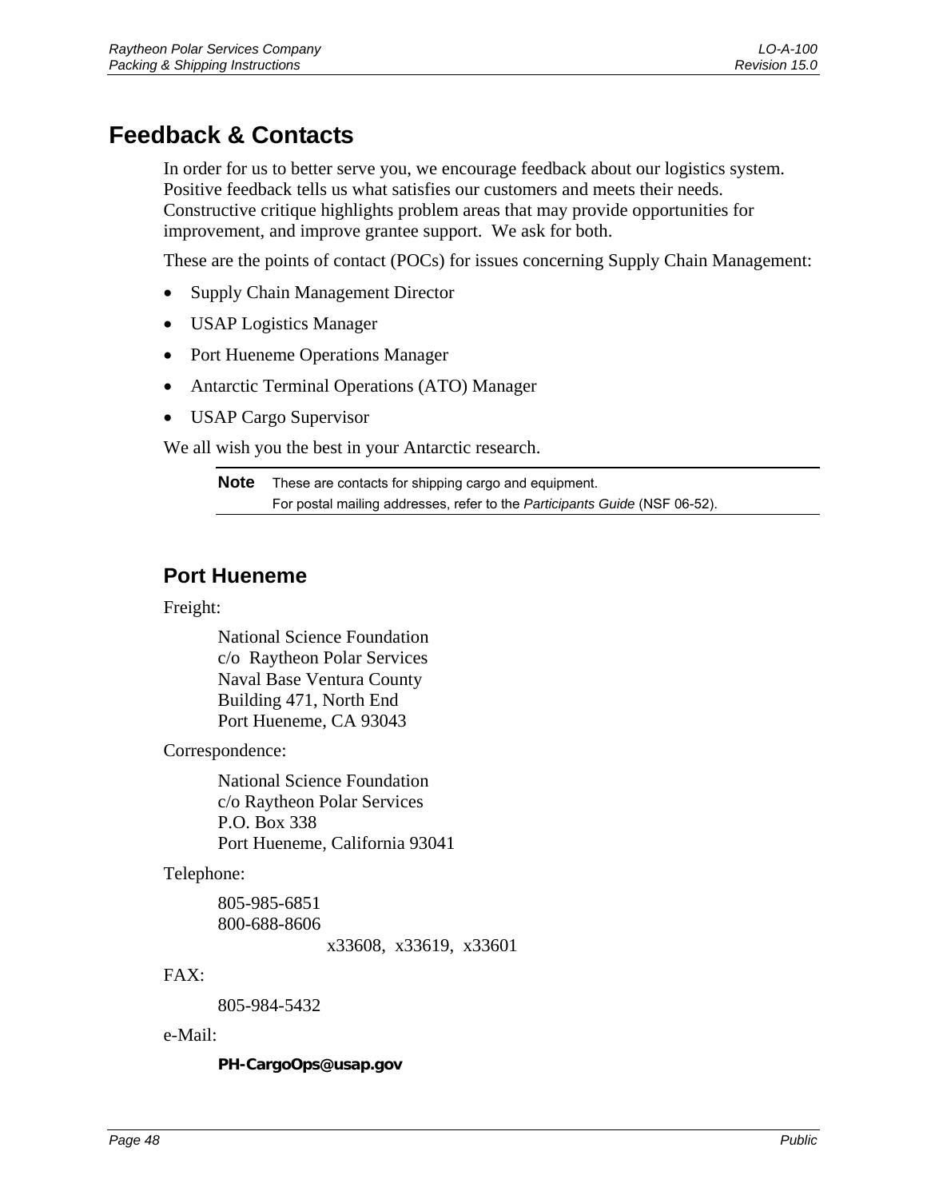# Feedback & Contacts

In order for us to better serve you, we encourage feedback about our logistics system. Positive feedback tells us what satisfies our customers and meets their needs. Constructive critique highlights problem areas that may provide opportunities for improvement, and improve grantee support. We ask for both.

These are the points of contact (POCs) for issues concerning Supply Chain Management:

- Supply Chain Management Director
- USAP Logistics Manager
- Port Hueneme Operations Manager
- Antarctic Terminal Operations (ATO) Manager
- USAP Cargo Supervisor

We all wish you the best in your Antarctic research.

---

**Note** These are contacts for shipping cargo and equipment.
For postal mailing addresses, refer to the *Participants Guide* (NSF 06-52).

---

## Port Hueneme

Freight:

National Science Foundation
c/o Raytheon Polar Services
Naval Base Ventura County
Building 471, North End
Port Hueneme, CA 93043

Correspondence:

National Science Foundation
c/o Raytheon Polar Services
P.O. Box 338
Port Hueneme, California 93041

Telephone:

805-985-6851
800-688-8606
x33608, x33619, x33601

FAX:

805-984-5432

e-Mail:

**PH-CargoOps@usap.gov**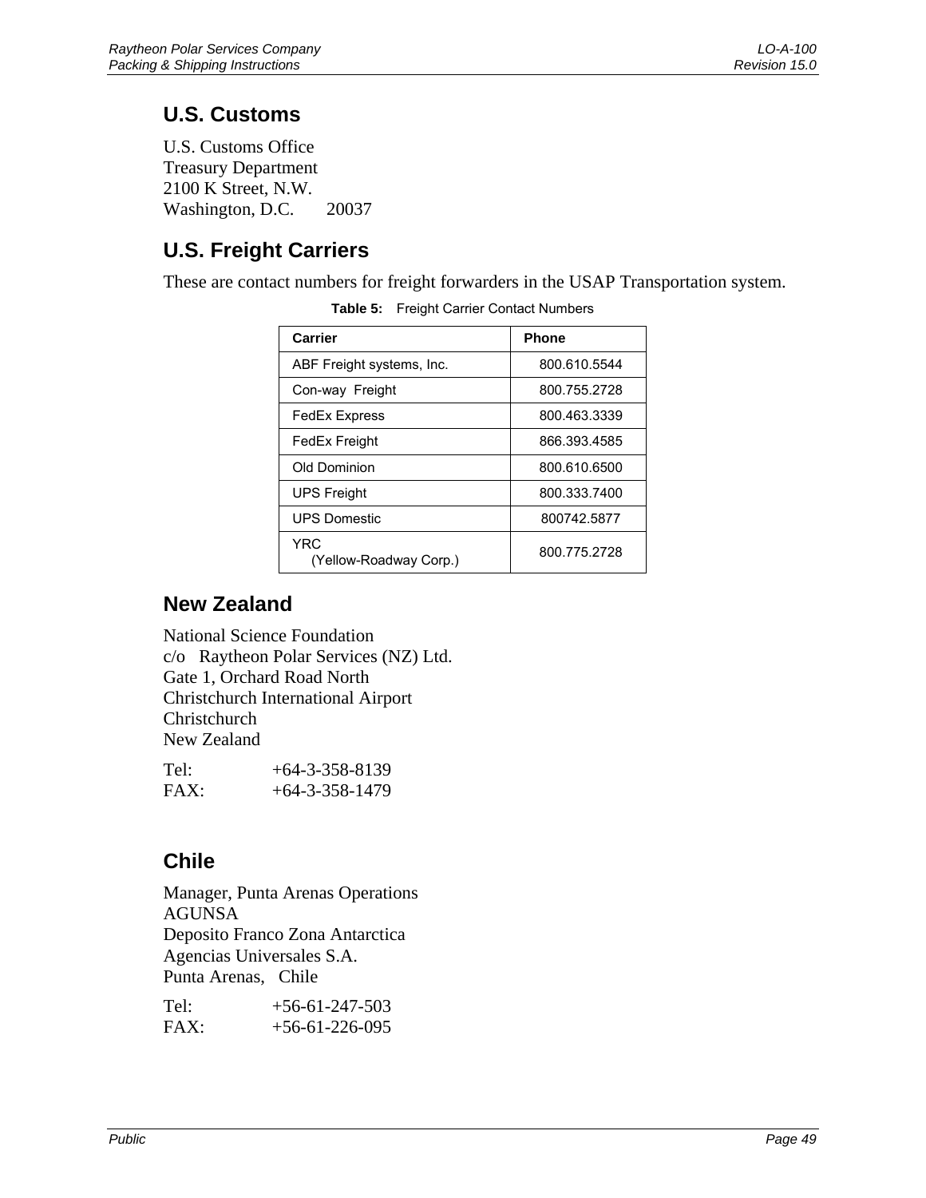## U.S. Customs

U.S. Customs Office
Treasury Department
2100 K Street, N.W.
Washington, D.C.    20037

## U.S. Freight Carriers

These are contact numbers for freight forwarders in the USAP Transportation system.

**Table 5:** Freight Carrier Contact Numbers

| Carrier | Phone |
|---|---|
| ABF Freight systems, Inc. | 800.610.5544 |
| Con-way Freight | 800.755.2728 |
| FedEx Express | 800.463.3339 |
| FedEx Freight | 866.393.4585 |
| Old Dominion | 800.610.6500 |
| UPS Freight | 800.333.7400 |
| UPS Domestic | 800742.5877 |
| YRC (Yellow-Roadway Corp.) | 800.775.2728 |

## New Zealand

National Science Foundation
c/o Raytheon Polar Services (NZ) Ltd.
Gate 1, Orchard Road North
Christchurch International Airport
Christchurch
New Zealand

Tel: +64-3-358-8139
FAX: +64-3-358-1479

## Chile

Manager, Punta Arenas Operations
AGUNSA
Deposito Franco Zona Antarctica
Agencias Universales S.A.
Punta Arenas, Chile

Tel: +56-61-247-503
FAX: +56-61-226-095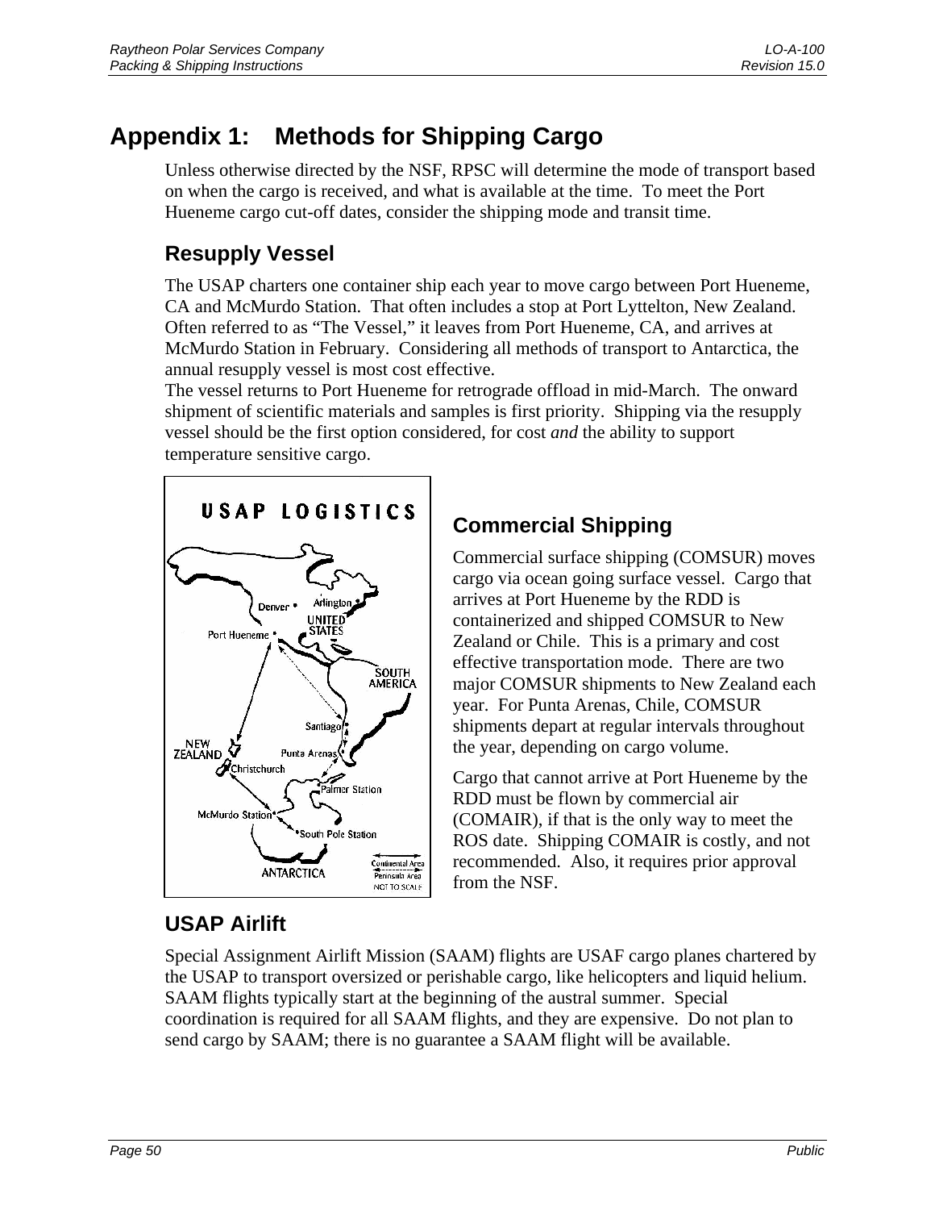# Appendix 1: Methods for Shipping Cargo

Unless otherwise directed by the NSF, RPSC will determine the mode of transport based on when the cargo is received, and what is available at the time. To meet the Port Hueneme cargo cut-off dates, consider the shipping mode and transit time.

## Resupply Vessel

The USAP charters one container ship each year to move cargo between Port Hueneme, CA and McMurdo Station. That often includes a stop at Port Lyttelton, New Zealand. Often referred to as "The Vessel," it leaves from Port Hueneme, CA, and arrives at McMurdo Station in February. Considering all methods of transport to Antarctica, the annual resupply vessel is most cost effective.

The vessel returns to Port Hueneme for retrograde offload in mid-March. The onward shipment of scientific materials and samples is first priority. Shipping via the resupply vessel should be the first option considered, for cost *and* the ability to support temperature sensitive cargo.

## Commercial Shipping

Commercial surface shipping (COMSUR) moves cargo via ocean going surface vessel. Cargo that arrives at Port Hueneme by the RDD is containerized and shipped COMSUR to New Zealand or Chile. This is a primary and cost effective transportation mode. There are two major COMSUR shipments to New Zealand each year. For Punta Arenas, Chile, COMSUR shipments depart at regular intervals throughout the year, depending on cargo volume.

Cargo that cannot arrive at Port Hueneme by the RDD must be flown by commercial air (COMAIR), if that is the only way to meet the ROS date. Shipping COMAIR is costly, and not recommended. Also, it requires prior approval from the NSF.

## USAP Airlift

Special Assignment Airlift Mission (SAAM) flights are USAF cargo planes chartered by the USAP to transport oversized or perishable cargo, like helicopters and liquid helium. SAAM flights typically start at the beginning of the austral summer. Special coordination is required for all SAAM flights, and they are expensive. Do not plan to send cargo by SAAM; there is no guarantee a SAAM flight will be available.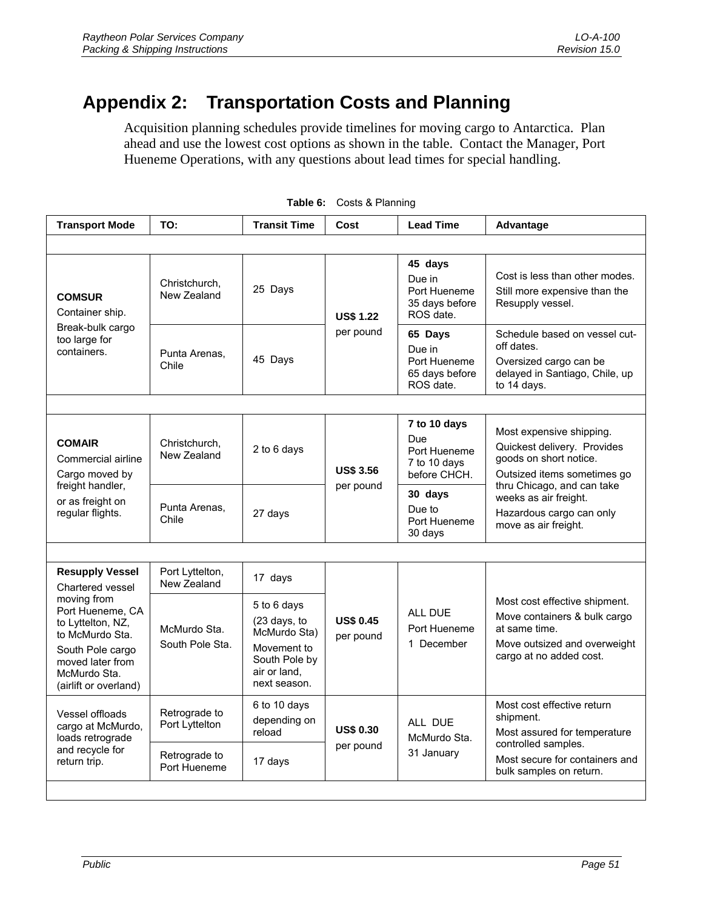# Appendix 2: Transportation Costs and Planning

Acquisition planning schedules provide timelines for moving cargo to Antarctica. Plan ahead and use the lowest cost options as shown in the table. Contact the Manager, Port Hueneme Operations, with any questions about lead times for special handling.

**Table 6:** Costs & Planning

| Transport Mode | TO: | Transit Time | Cost | Lead Time | Advantage |
|---|---|---|---|---|---|
| | | | | | |
| **COMSUR** Container ship. Break-bulk cargo too large for containers. | Christchurch, New Zealand | 25 Days | **US$ 1.22** per pound | **45 days** Due in Port Hueneme 35 days before ROS date. | Cost is less than other modes. Still more expensive than the Resupply vessel. |
| | Punta Arenas, Chile | 45 Days | | **65 Days** Due in Port Hueneme 65 days before ROS date. | Schedule based on vessel cut-off dates. Oversized cargo can be delayed in Santiago, Chile, up to 14 days. |
| | | | | | |
| **COMAIR** Commercial airline Cargo moved by freight handler, or as freight on regular flights. | Christchurch, New Zealand | 2 to 6 days | **US$ 3.56** per pound | **7 to 10 days** Due Port Hueneme 7 to 10 days before CHCH. | Most expensive shipping. Quickest delivery. Provides goods on short notice. Outsized items sometimes go thru Chicago, and can take weeks as air freight. Hazardous cargo can only move as air freight. |
| | Punta Arenas, Chile | 27 days | | **30 days** Due to Port Hueneme 30 days | |
| | | | | | |
| **Resupply Vessel** Chartered vessel moving from Port Hueneme, CA to Lyttelton, NZ, to McMurdo Sta. South Pole cargo moved later from McMurdo Sta. (airlift or overland) | Port Lyttelton, New Zealand | 17 days | **US$ 0.45** per pound | ALL DUE Port Hueneme 1 December | Most cost effective shipment. Move containers & bulk cargo at same time. Move outsized and overweight cargo at no added cost. |
| | McMurdo Sta. South Pole Sta. | 5 to 6 days (23 days, to McMurdo Sta) Movement to South Pole by air or land, next season. | | | |
| Vessel offloads cargo at McMurdo, loads retrograde and recycle for return trip. | Retrograde to Port Lyttelton | 6 to 10 days depending on reload | **US$ 0.30** per pound | ALL DUE McMurdo Sta. 31 January | Most cost effective return shipment. Most assured for temperature controlled samples. Most secure for containers and bulk samples on return. |
| | Retrograde to Port Hueneme | 17 days | | | |
| | | | | | |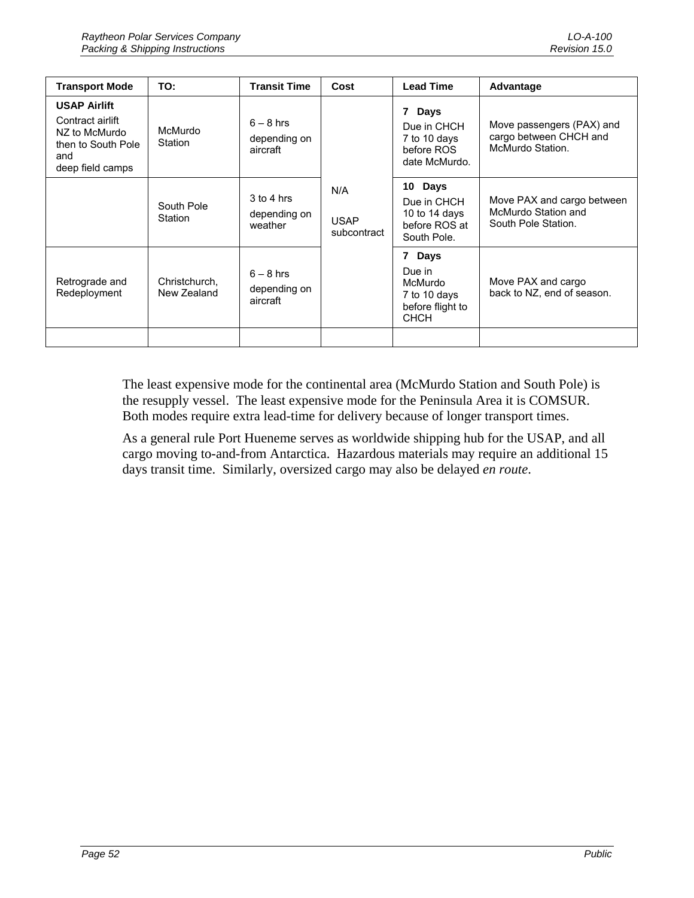| Transport Mode | TO: | Transit Time | Cost | Lead Time | Advantage |
|---|---|---|---|---|---|
| **USAP Airlift** Contract airlift NZ to McMurdo then to South Pole and deep field camps | McMurdo Station | 6 – 8 hrs depending on aircraft | N/A USAP subcontract | **7 Days** Due in CHCH 7 to 10 days before ROS date McMurdo. | Move passengers (PAX) and cargo between CHCH and McMurdo Station. |
| | South Pole Station | 3 to 4 hrs depending on weather | | **10 Days** Due in CHCH 10 to 14 days before ROS at South Pole. | Move PAX and cargo between McMurdo Station and South Pole Station. |
| Retrograde and Redeployment | Christchurch, New Zealand | 6 – 8 hrs depending on aircraft | | **7 Days** Due in McMurdo 7 to 10 days before flight to CHCH | Move PAX and cargo back to NZ, end of season. |
| | | | | | |

The least expensive mode for the continental area (McMurdo Station and South Pole) is the resupply vessel. The least expensive mode for the Peninsula Area it is COMSUR. Both modes require extra lead-time for delivery because of longer transport times.

As a general rule Port Hueneme serves as worldwide shipping hub for the USAP, and all cargo moving to-and-from Antarctica. Hazardous materials may require an additional 15 days transit time. Similarly, oversized cargo may also be delayed *en route*.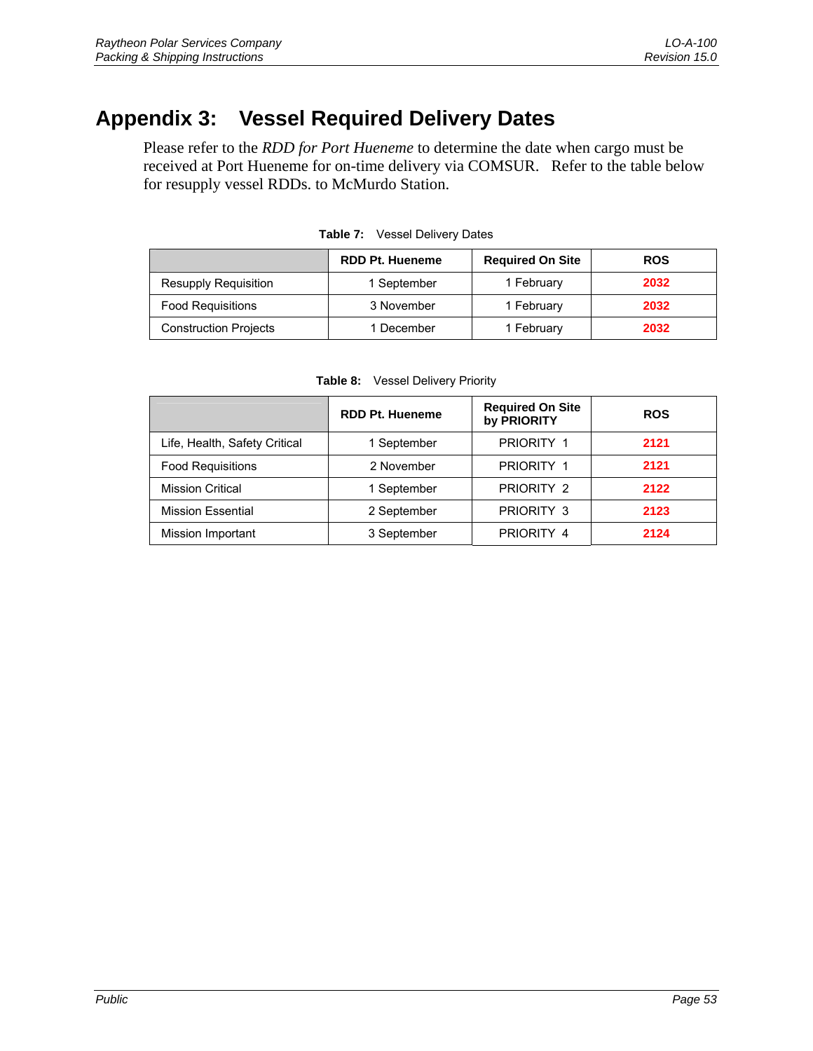# Appendix 3: Vessel Required Delivery Dates

Please refer to the *RDD for Port Hueneme* to determine the date when cargo must be received at Port Hueneme for on-time delivery via COMSUR. Refer to the table below for resupply vessel RDDs. to McMurdo Station.

**Table 7:** Vessel Delivery Dates

| | RDD Pt. Hueneme | Required On Site | ROS |
|---|---|---|---|
| Resupply Requisition | 1 September | 1 February | **2032** |
| Food Requisitions | 3 November | 1 February | **2032** |
| Construction Projects | 1 December | 1 February | **2032** |

**Table 8:** Vessel Delivery Priority

| | RDD Pt. Hueneme | Required On Site by PRIORITY | ROS |
|---|---|---|---|
| Life, Health, Safety Critical | 1 September | PRIORITY 1 | **2121** |
| Food Requisitions | 2 November | PRIORITY 1 | **2121** |
| Mission Critical | 1 September | PRIORITY 2 | **2122** |
| Mission Essential | 2 September | PRIORITY 3 | **2123** |
| Mission Important | 3 September | PRIORITY 4 | **2124** |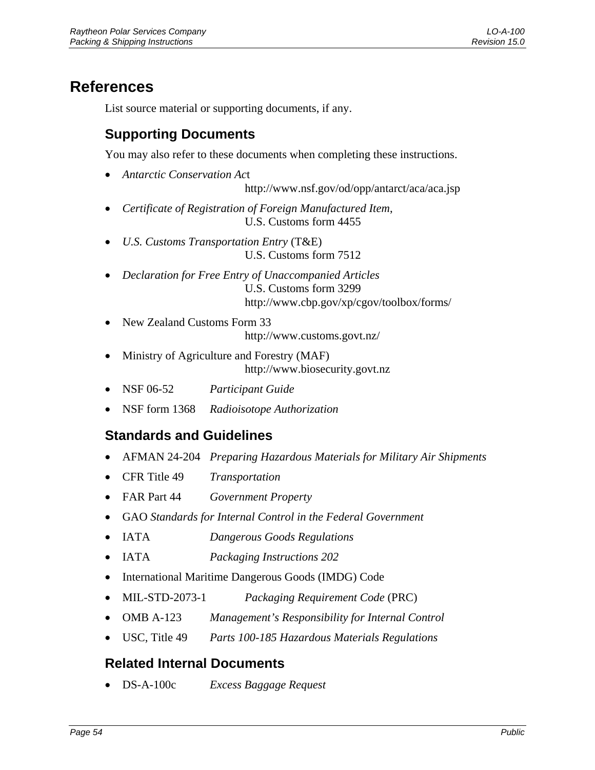# References

List source material or supporting documents, if any.

## Supporting Documents

You may also refer to these documents when completing these instructions.

- *Antarctic Conservation Ac*t
  http://www.nsf.gov/od/opp/antarct/aca/aca.jsp
- *Certificate of Registration of Foreign Manufactured Item*,
  U.S. Customs form 4455
- *U.S. Customs Transportation Entry* (T&E)
  U.S. Customs form 7512
- *Declaration for Free Entry of Unaccompanied Articles*
  U.S. Customs form 3299
  http://www.cbp.gov/xp/cgov/toolbox/forms/
- New Zealand Customs Form 33
  http://www.customs.govt.nz/
- Ministry of Agriculture and Forestry (MAF)
  http://www.biosecurity.govt.nz
- NSF 06-52 *Participant Guide*
- NSF form 1368 *Radioisotope Authorization*

## Standards and Guidelines

- AFMAN 24-204 *Preparing Hazardous Materials for Military Air Shipments*
- CFR Title 49 *Transportation*
- FAR Part 44 *Government Property*
- GAO *Standards for Internal Control in the Federal Government*
- IATA *Dangerous Goods Regulations*
- IATA *Packaging Instructions 202*
- International Maritime Dangerous Goods (IMDG) Code
- MIL-STD-2073-1 *Packaging Requirement Code* (PRC)
- OMB A-123 *Management's Responsibility for Internal Control*
- USC, Title 49 *Parts 100-185 Hazardous Materials Regulations*

## Related Internal Documents

- DS-A-100c *Excess Baggage Request*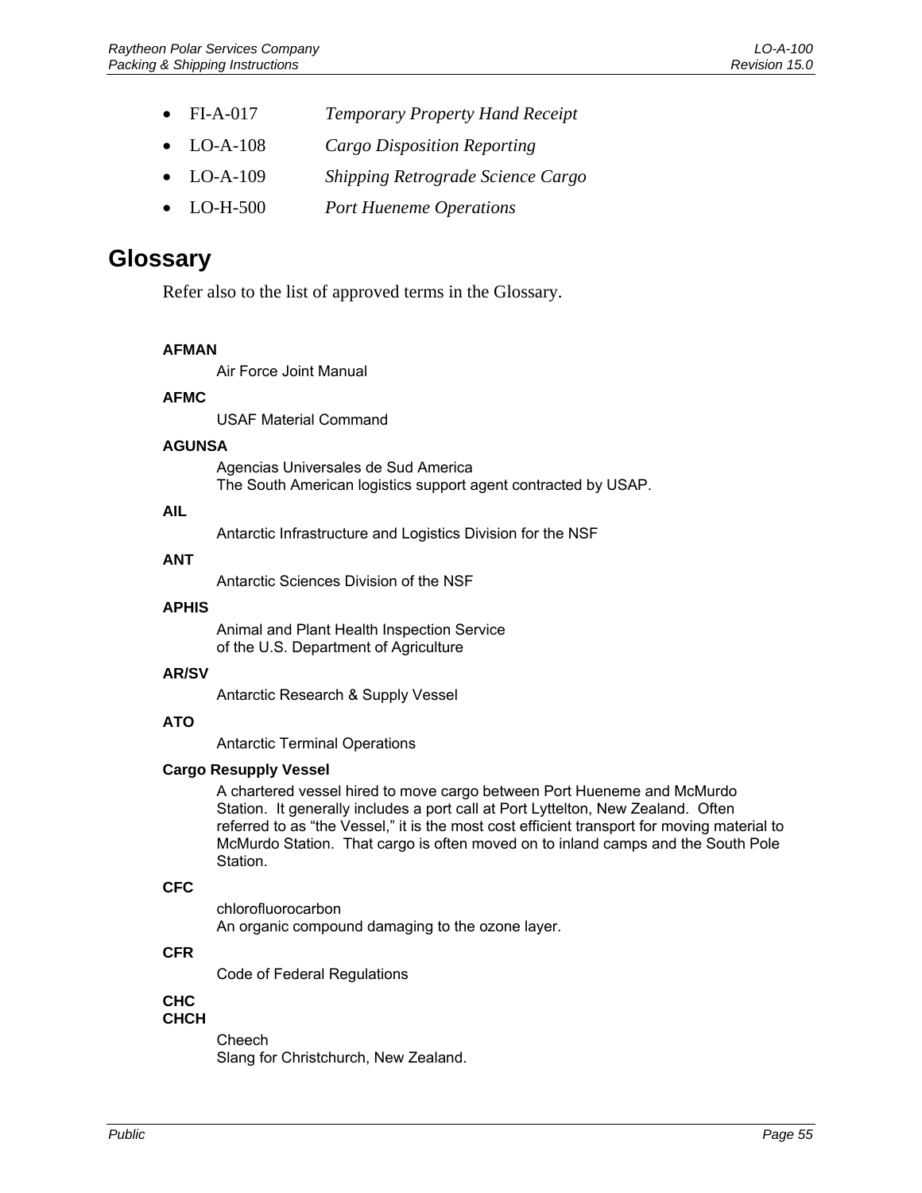- FI-A-017 *Temporary Property Hand Receipt*
- LO-A-108 *Cargo Disposition Reporting*
- LO-A-109 *Shipping Retrograde Science Cargo*
- LO-H-500 *Port Hueneme Operations*

# Glossary

Refer also to the list of approved terms in the Glossary.

**AFMAN**

Air Force Joint Manual

**AFMC**

USAF Material Command

**AGUNSA**

Agencias Universales de Sud America
The South American logistics support agent contracted by USAP.

**AIL**

Antarctic Infrastructure and Logistics Division for the NSF

**ANT**

Antarctic Sciences Division of the NSF

**APHIS**

Animal and Plant Health Inspection Service
of the U.S. Department of Agriculture

**AR/SV**

Antarctic Research & Supply Vessel

**ATO**

Antarctic Terminal Operations

**Cargo Resupply Vessel**

A chartered vessel hired to move cargo between Port Hueneme and McMurdo Station. It generally includes a port call at Port Lyttelton, New Zealand. Often referred to as "the Vessel," it is the most cost efficient transport for moving material to McMurdo Station. That cargo is often moved on to inland camps and the South Pole Station.

**CFC**

chlorofluorocarbon
An organic compound damaging to the ozone layer.

**CFR**

Code of Federal Regulations

**CHC**
**CHCH**

Cheech
Slang for Christchurch, New Zealand.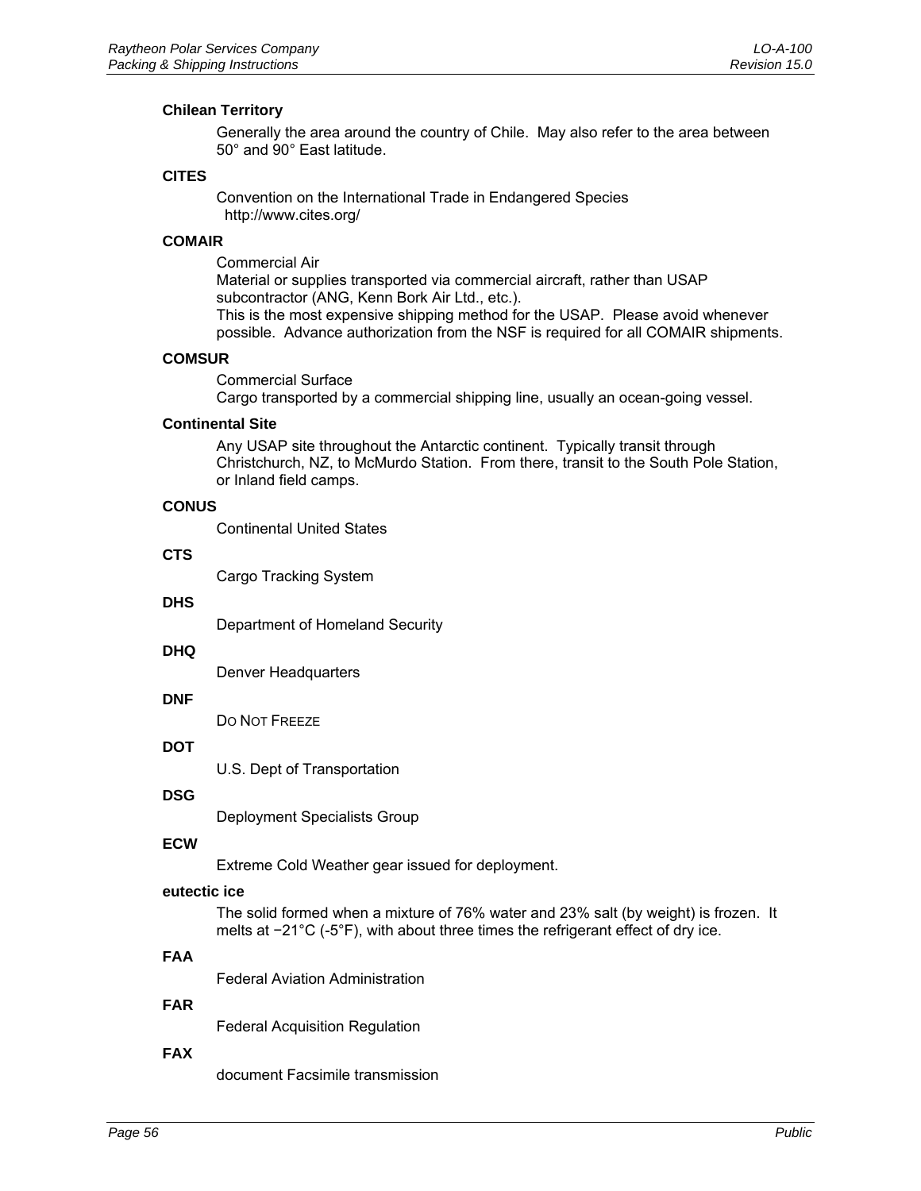**Chilean Territory**

Generally the area around the country of Chile. May also refer to the area between 50° and 90° East latitude.

**CITES**

Convention on the International Trade in Endangered Species
http://www.cites.org/

**COMAIR**

Commercial Air
Material or supplies transported via commercial aircraft, rather than USAP subcontractor (ANG, Kenn Bork Air Ltd., etc.).
This is the most expensive shipping method for the USAP. Please avoid whenever possible. Advance authorization from the NSF is required for all COMAIR shipments.

**COMSUR**

Commercial Surface
Cargo transported by a commercial shipping line, usually an ocean-going vessel.

**Continental Site**

Any USAP site throughout the Antarctic continent. Typically transit through Christchurch, NZ, to McMurdo Station. From there, transit to the South Pole Station, or Inland field camps.

**CONUS**

Continental United States

**CTS**

Cargo Tracking System

**DHS**

Department of Homeland Security

**DHQ**

Denver Headquarters

**DNF**

DO NOT FREEZE

**DOT**

U.S. Dept of Transportation

**DSG**

Deployment Specialists Group

**ECW**

Extreme Cold Weather gear issued for deployment.

**eutectic ice**

The solid formed when a mixture of 76% water and 23% salt (by weight) is frozen. It melts at −21°C (-5°F), with about three times the refrigerant effect of dry ice.

**FAA**

Federal Aviation Administration

**FAR**

Federal Acquisition Regulation

**FAX**

document Facsimile transmission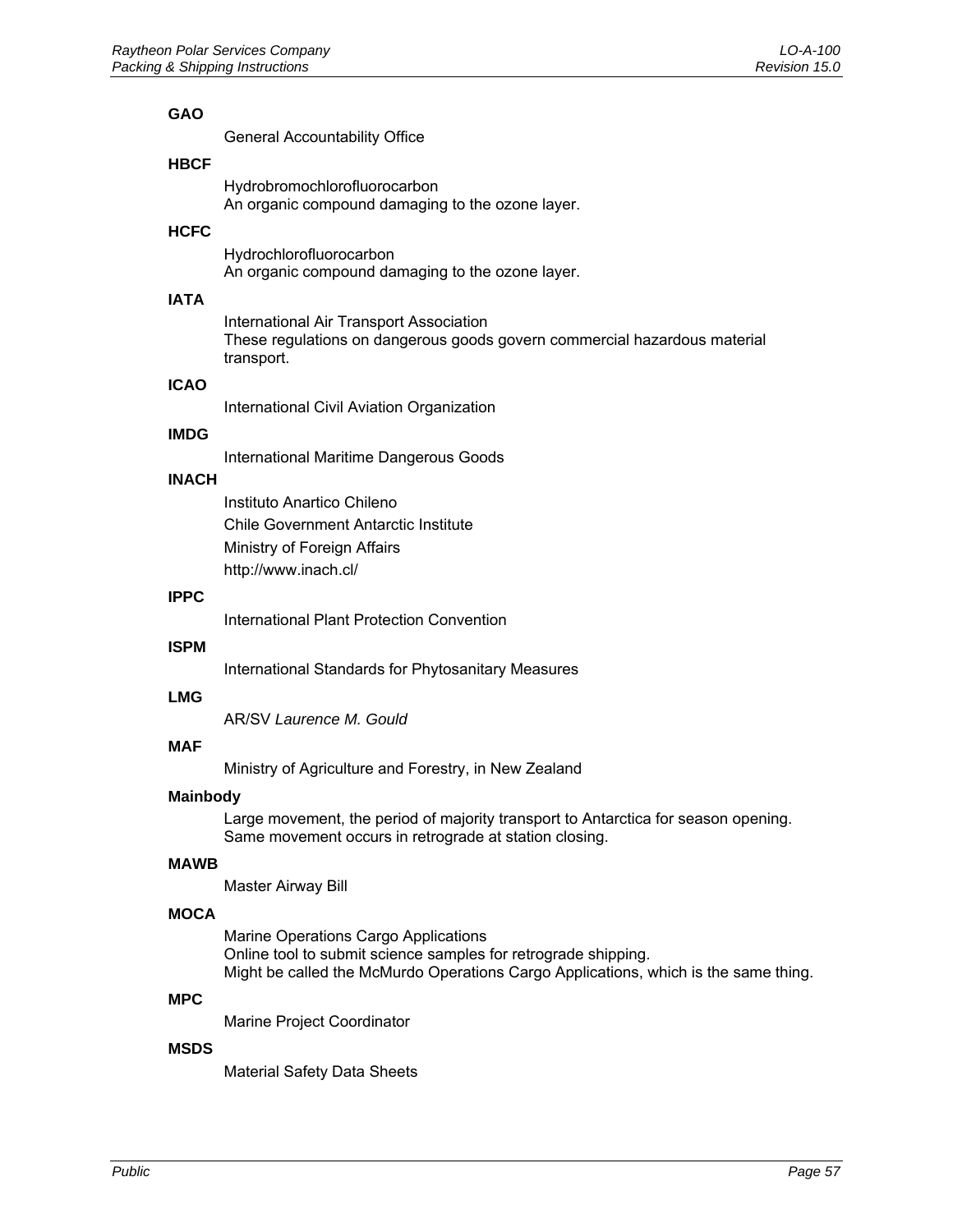**GAO**

General Accountability Office

**HBCF**

Hydrobromochlorofluorocarbon
An organic compound damaging to the ozone layer.

**HCFC**

Hydrochlorofluorocarbon
An organic compound damaging to the ozone layer.

**IATA**

International Air Transport Association
These regulations on dangerous goods govern commercial hazardous material transport.

**ICAO**

International Civil Aviation Organization

**IMDG**

International Maritime Dangerous Goods

**INACH**

Instituto Anartico Chileno

Chile Government Antarctic Institute

Ministry of Foreign Affairs

http://www.inach.cl/

**IPPC**

International Plant Protection Convention

**ISPM**

International Standards for Phytosanitary Measures

**LMG**

AR/SV *Laurence M. Gould*

**MAF**

Ministry of Agriculture and Forestry, in New Zealand

**Mainbody**

Large movement, the period of majority transport to Antarctica for season opening. Same movement occurs in retrograde at station closing.

**MAWB**

Master Airway Bill

**MOCA**

Marine Operations Cargo Applications
Online tool to submit science samples for retrograde shipping.
Might be called the McMurdo Operations Cargo Applications, which is the same thing.

**MPC**

Marine Project Coordinator

**MSDS**

Material Safety Data Sheets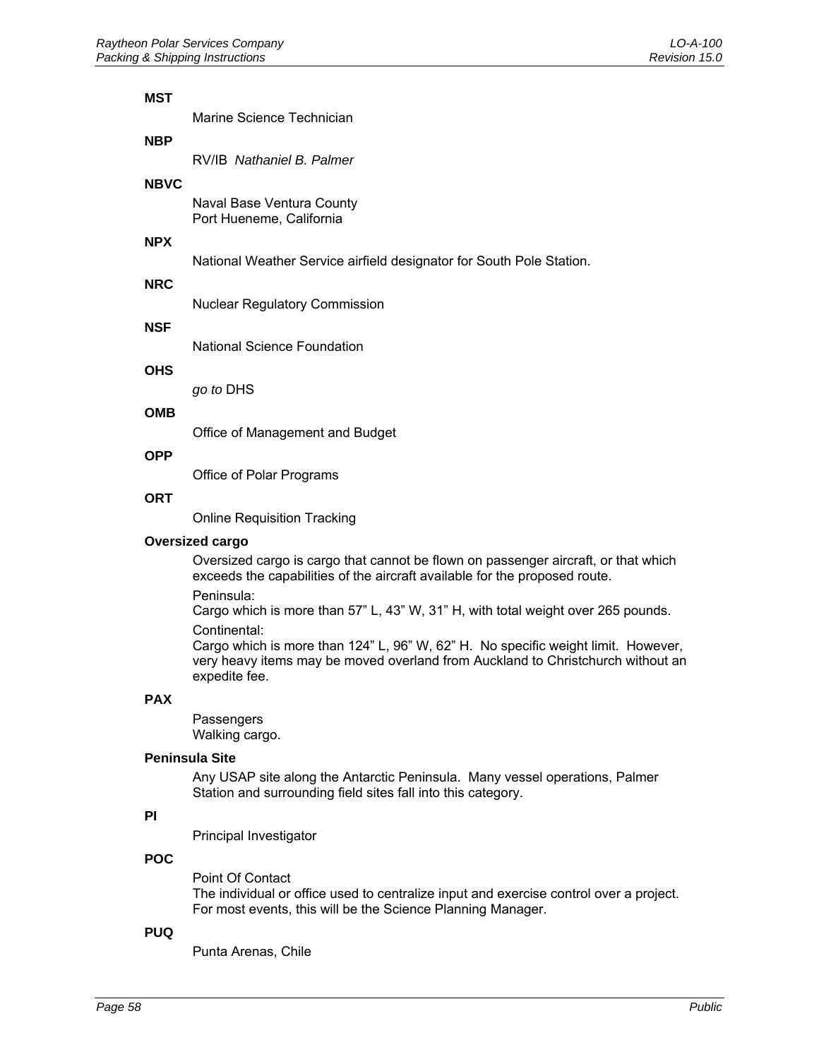**MST**

Marine Science Technician

**NBP**

RV/IB *Nathaniel B. Palmer*

**NBVC**

Naval Base Ventura County
Port Hueneme, California

**NPX**

National Weather Service airfield designator for South Pole Station.

**NRC**

Nuclear Regulatory Commission

**NSF**

National Science Foundation

**OHS**

*go to* DHS

**OMB**

Office of Management and Budget

**OPP**

Office of Polar Programs

**ORT**

Online Requisition Tracking

**Oversized cargo**

Oversized cargo is cargo that cannot be flown on passenger aircraft, or that which exceeds the capabilities of the aircraft available for the proposed route.

Peninsula:
Cargo which is more than 57" L, 43" W, 31" H, with total weight over 265 pounds.

Continental:
Cargo which is more than 124" L, 96" W, 62" H. No specific weight limit. However, very heavy items may be moved overland from Auckland to Christchurch without an expedite fee.

**PAX**

Passengers
Walking cargo.

**Peninsula Site**

Any USAP site along the Antarctic Peninsula. Many vessel operations, Palmer Station and surrounding field sites fall into this category.

**PI**

Principal Investigator

**POC**

Point Of Contact
The individual or office used to centralize input and exercise control over a project. For most events, this will be the Science Planning Manager.

**PUQ**

Punta Arenas, Chile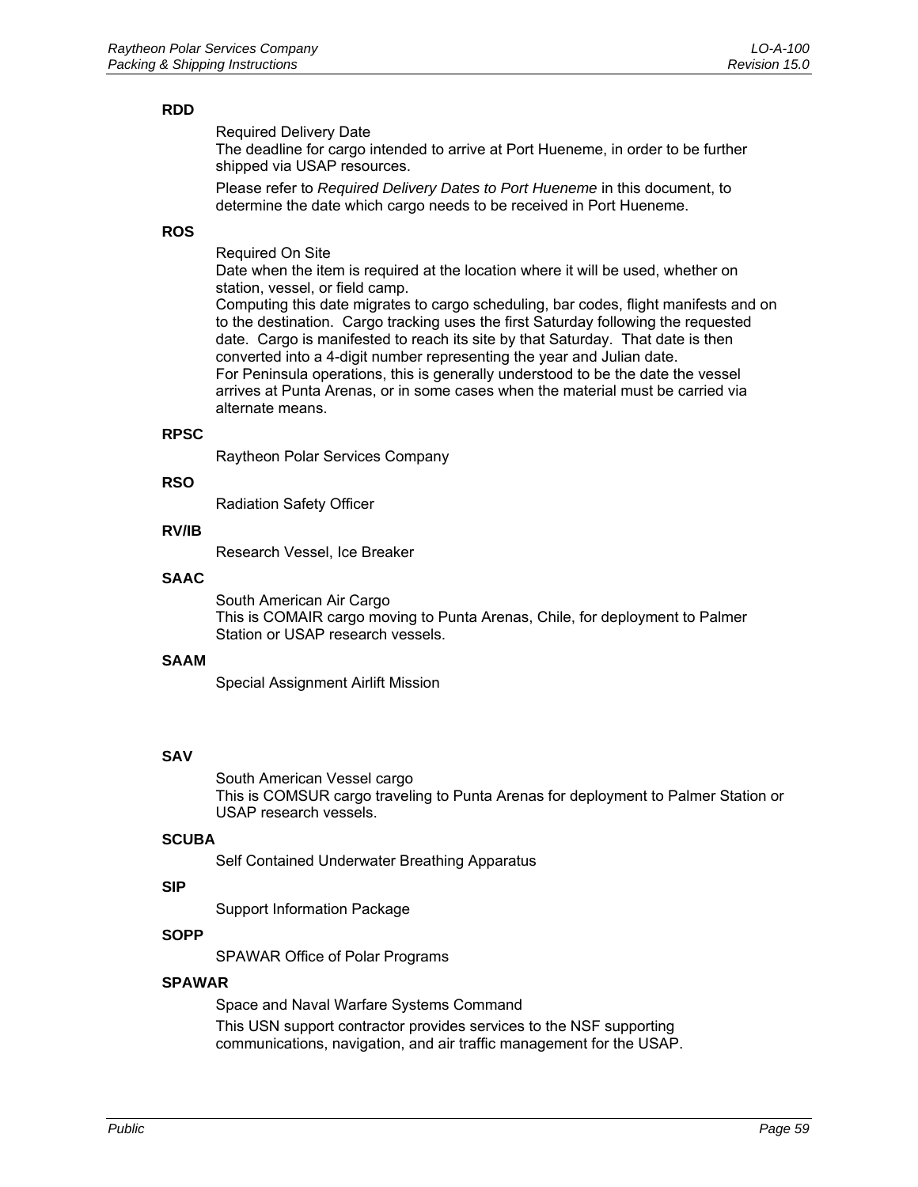**RDD**

Required Delivery Date
The deadline for cargo intended to arrive at Port Hueneme, in order to be further shipped via USAP resources.

Please refer to *Required Delivery Dates to Port Hueneme* in this document, to determine the date which cargo needs to be received in Port Hueneme.

**ROS**

Required On Site
Date when the item is required at the location where it will be used, whether on station, vessel, or field camp.
Computing this date migrates to cargo scheduling, bar codes, flight manifests and on to the destination. Cargo tracking uses the first Saturday following the requested date. Cargo is manifested to reach its site by that Saturday. That date is then converted into a 4-digit number representing the year and Julian date.
For Peninsula operations, this is generally understood to be the date the vessel arrives at Punta Arenas, or in some cases when the material must be carried via alternate means.

**RPSC**

Raytheon Polar Services Company

**RSO**

Radiation Safety Officer

**RV/IB**

Research Vessel, Ice Breaker

**SAAC**

South American Air Cargo
This is COMAIR cargo moving to Punta Arenas, Chile, for deployment to Palmer Station or USAP research vessels.

**SAAM**

Special Assignment Airlift Mission

**SAV**

South American Vessel cargo
This is COMSUR cargo traveling to Punta Arenas for deployment to Palmer Station or USAP research vessels.

**SCUBA**

Self Contained Underwater Breathing Apparatus

**SIP**

Support Information Package

**SOPP**

SPAWAR Office of Polar Programs

**SPAWAR**

Space and Naval Warfare Systems Command

This USN support contractor provides services to the NSF supporting communications, navigation, and air traffic management for the USAP.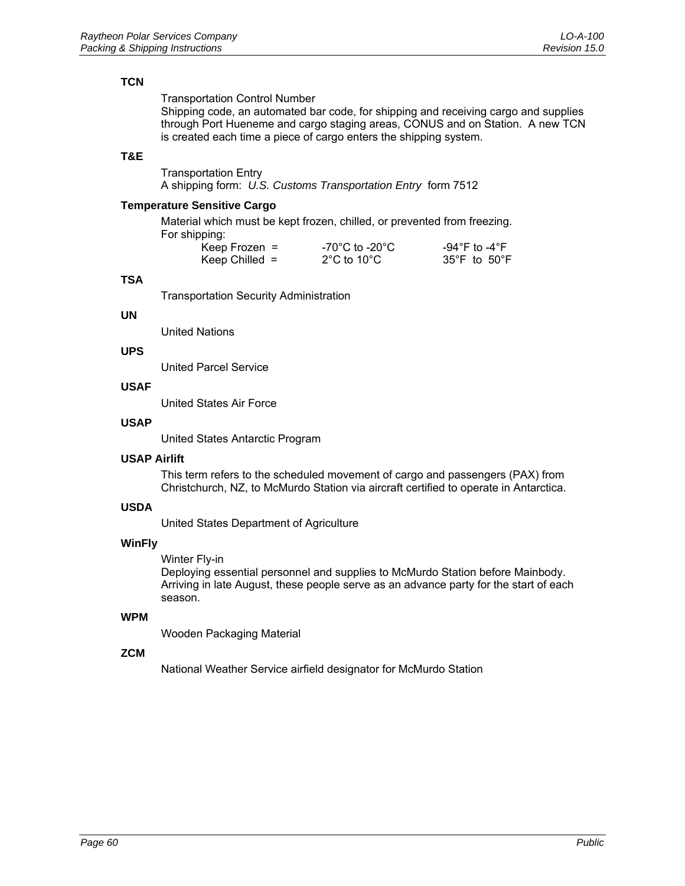**TCN**

Transportation Control Number
Shipping code, an automated bar code, for shipping and receiving cargo and supplies through Port Hueneme and cargo staging areas, CONUS and on Station. A new TCN is created each time a piece of cargo enters the shipping system.

**T&E**

Transportation Entry
A shipping form: *U.S. Customs Transportation Entry* form 7512

**Temperature Sensitive Cargo**

Material which must be kept frozen, chilled, or prevented from freezing.
For shipping:

| | | |
|---|---|---|
| Keep Frozen = | -70°C to -20°C | -94°F to -4°F |
| Keep Chilled = | 2°C to 10°C | 35°F to 50°F |

**TSA**

Transportation Security Administration

**UN**

United Nations

**UPS**

United Parcel Service

**USAF**

United States Air Force

**USAP**

United States Antarctic Program

**USAP Airlift**

This term refers to the scheduled movement of cargo and passengers (PAX) from Christchurch, NZ, to McMurdo Station via aircraft certified to operate in Antarctica.

**USDA**

United States Department of Agriculture

**WinFly**

Winter Fly-in
Deploying essential personnel and supplies to McMurdo Station before Mainbody. Arriving in late August, these people serve as an advance party for the start of each season.

**WPM**

Wooden Packaging Material

**ZCM**

National Weather Service airfield designator for McMurdo Station